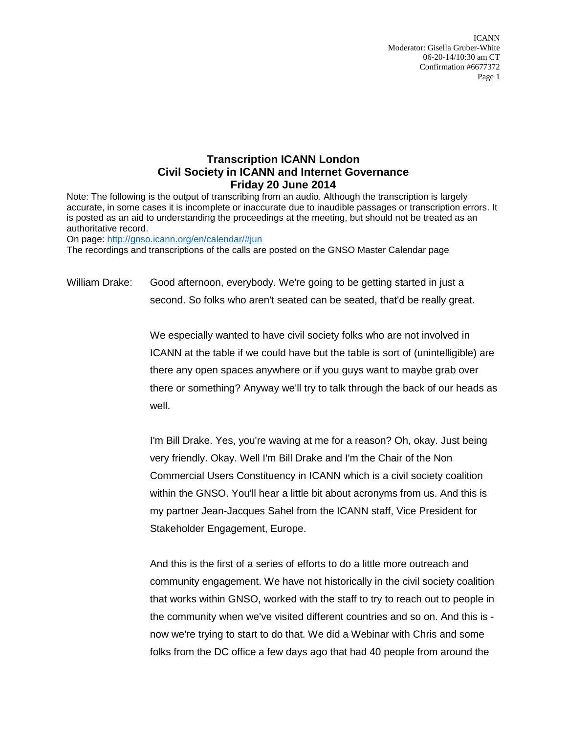# Transcription ICANN London
# Civil Society in ICANN and Internet Governance
# Friday 20 June 2014

Note: The following is the output of transcribing from an audio. Although the transcription is largely accurate, in some cases it is incomplete or inaccurate due to inaudible passages or transcription errors. It is posted as an aid to understanding the proceedings at the meeting, but should not be treated as an authoritative record.

On page: http://gnso.icann.org/en/calendar/#jun

The recordings and transcriptions of the calls are posted on the GNSO Master Calendar page

William Drake: Good afternoon, everybody. We're going to be getting started in just a second. So folks who aren't seated can be seated, that'd be really great.

We especially wanted to have civil society folks who are not involved in ICANN at the table if we could have but the table is sort of (unintelligible) are there any open spaces anywhere or if you guys want to maybe grab over there or something? Anyway we'll try to talk through the back of our heads as well.

I'm Bill Drake. Yes, you're waving at me for a reason? Oh, okay. Just being very friendly. Okay. Well I'm Bill Drake and I'm the Chair of the Non Commercial Users Constituency in ICANN which is a civil society coalition within the GNSO. You'll hear a little bit about acronyms from us. And this is my partner Jean-Jacques Sahel from the ICANN staff, Vice President for Stakeholder Engagement, Europe.

And this is the first of a series of efforts to do a little more outreach and community engagement. We have not historically in the civil society coalition that works within GNSO, worked with the staff to try to reach out to people in the community when we've visited different countries and so on. And this is - now we're trying to start to do that. We did a Webinar with Chris and some folks from the DC office a few days ago that had 40 people from around the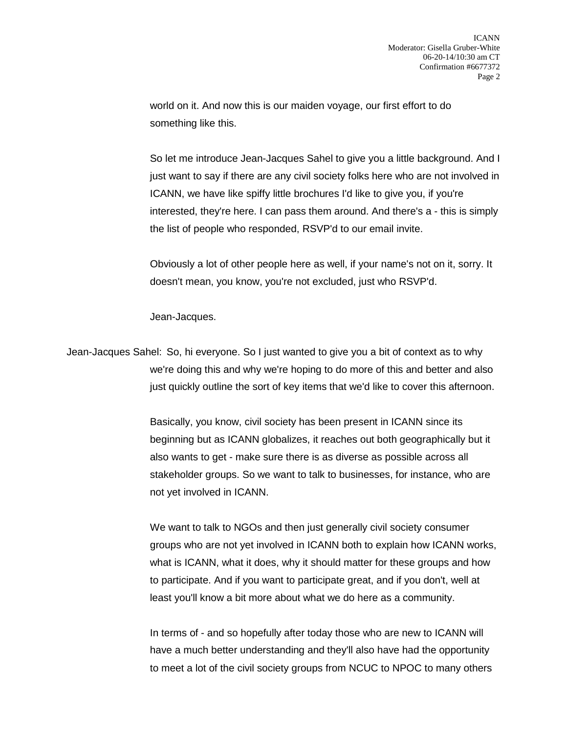world on it. And now this is our maiden voyage, our first effort to do something like this.

So let me introduce Jean-Jacques Sahel to give you a little background. And I just want to say if there are any civil society folks here who are not involved in ICANN, we have like spiffy little brochures I'd like to give you, if you're interested, they're here. I can pass them around. And there's a - this is simply the list of people who responded, RSVP'd to our email invite.

Obviously a lot of other people here as well, if your name's not on it, sorry. It doesn't mean, you know, you're not excluded, just who RSVP'd.

Jean-Jacques.

Jean-Jacques Sahel: So, hi everyone. So I just wanted to give you a bit of context as to why we're doing this and why we're hoping to do more of this and better and also just quickly outline the sort of key items that we'd like to cover this afternoon.

Basically, you know, civil society has been present in ICANN since its beginning but as ICANN globalizes, it reaches out both geographically but it also wants to get - make sure there is as diverse as possible across all stakeholder groups. So we want to talk to businesses, for instance, who are not yet involved in ICANN.

We want to talk to NGOs and then just generally civil society consumer groups who are not yet involved in ICANN both to explain how ICANN works, what is ICANN, what it does, why it should matter for these groups and how to participate. And if you want to participate great, and if you don't, well at least you'll know a bit more about what we do here as a community.

In terms of - and so hopefully after today those who are new to ICANN will have a much better understanding and they'll also have had the opportunity to meet a lot of the civil society groups from NCUC to NPOC to many others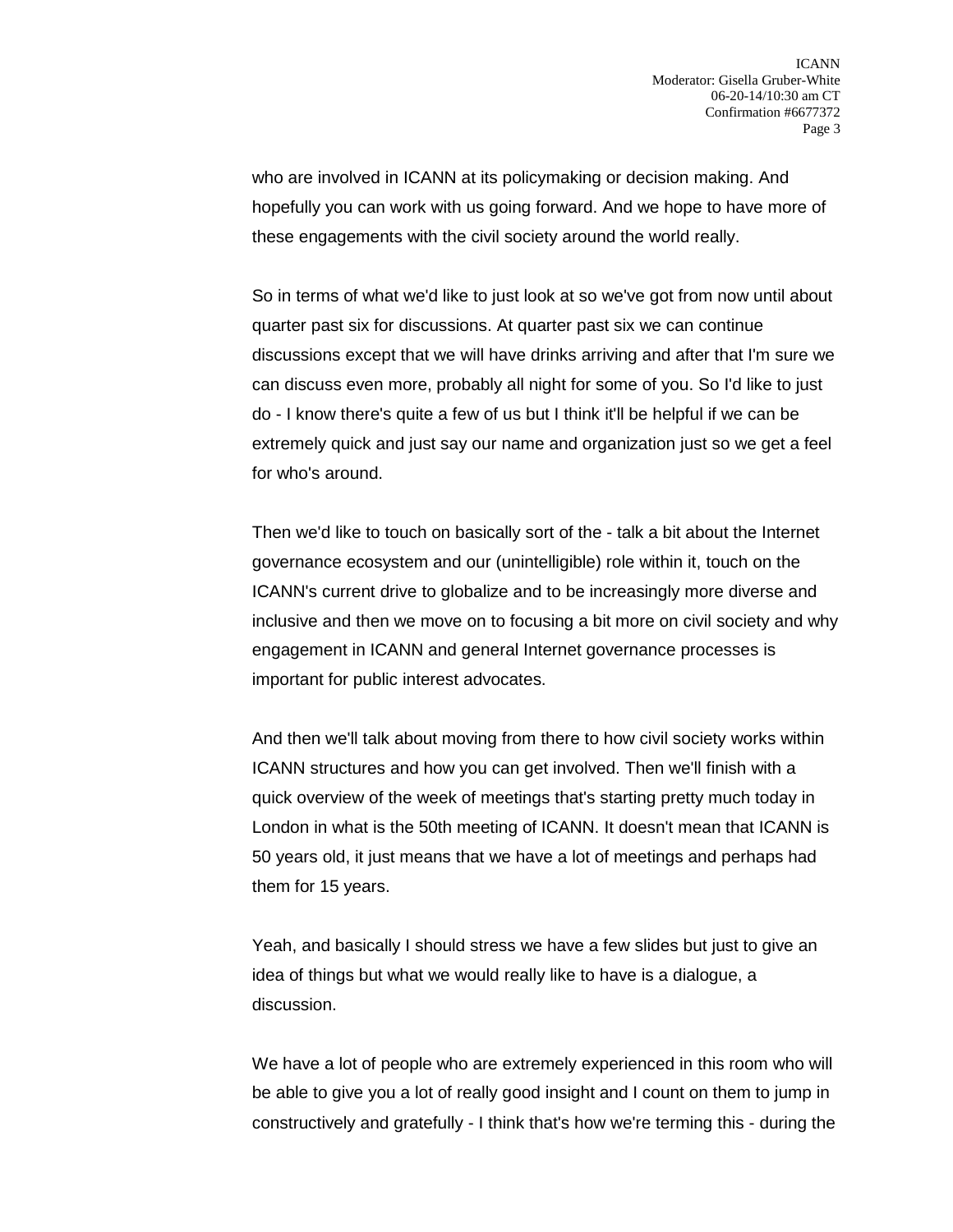who are involved in ICANN at its policymaking or decision making. And hopefully you can work with us going forward. And we hope to have more of these engagements with the civil society around the world really.

So in terms of what we'd like to just look at so we've got from now until about quarter past six for discussions. At quarter past six we can continue discussions except that we will have drinks arriving and after that I'm sure we can discuss even more, probably all night for some of you. So I'd like to just do - I know there's quite a few of us but I think it'll be helpful if we can be extremely quick and just say our name and organization just so we get a feel for who's around.

Then we'd like to touch on basically sort of the - talk a bit about the Internet governance ecosystem and our (unintelligible) role within it, touch on the ICANN's current drive to globalize and to be increasingly more diverse and inclusive and then we move on to focusing a bit more on civil society and why engagement in ICANN and general Internet governance processes is important for public interest advocates.

And then we'll talk about moving from there to how civil society works within ICANN structures and how you can get involved. Then we'll finish with a quick overview of the week of meetings that's starting pretty much today in London in what is the 50th meeting of ICANN. It doesn't mean that ICANN is 50 years old, it just means that we have a lot of meetings and perhaps had them for 15 years.

Yeah, and basically I should stress we have a few slides but just to give an idea of things but what we would really like to have is a dialogue, a discussion.

We have a lot of people who are extremely experienced in this room who will be able to give you a lot of really good insight and I count on them to jump in constructively and gratefully - I think that's how we're terming this - during the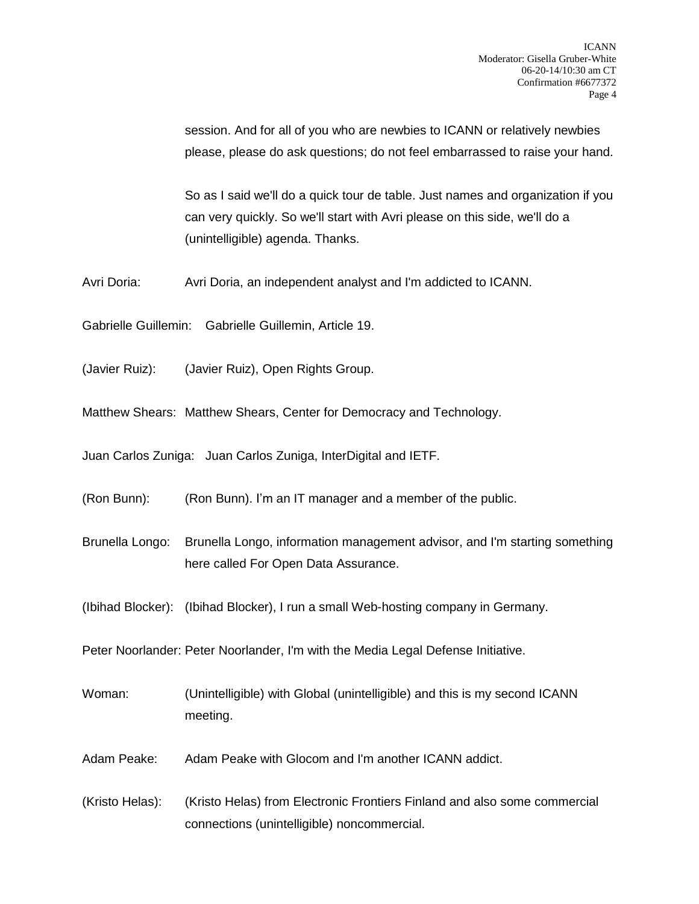session. And for all of you who are newbies to ICANN or relatively newbies please, please do ask questions; do not feel embarrassed to raise your hand.

So as I said we'll do a quick tour de table. Just names and organization if you can very quickly. So we'll start with Avri please on this side, we'll do a (unintelligible) agenda. Thanks.

Avri Doria: Avri Doria, an independent analyst and I'm addicted to ICANN.

Gabrielle Guillemin: Gabrielle Guillemin, Article 19.

(Javier Ruiz): (Javier Ruiz), Open Rights Group.

Matthew Shears: Matthew Shears, Center for Democracy and Technology.

Juan Carlos Zuniga: Juan Carlos Zuniga, InterDigital and IETF.

(Ron Bunn): (Ron Bunn). I'm an IT manager and a member of the public.

Brunella Longo: Brunella Longo, information management advisor, and I'm starting something here called For Open Data Assurance.

(Ibihad Blocker): (Ibihad Blocker), I run a small Web-hosting company in Germany.

Peter Noorlander: Peter Noorlander, I'm with the Media Legal Defense Initiative.

Woman: (Unintelligible) with Global (unintelligible) and this is my second ICANN meeting.

Adam Peake: Adam Peake with Glocom and I'm another ICANN addict.

(Kristo Helas): (Kristo Helas) from Electronic Frontiers Finland and also some commercial connections (unintelligible) noncommercial.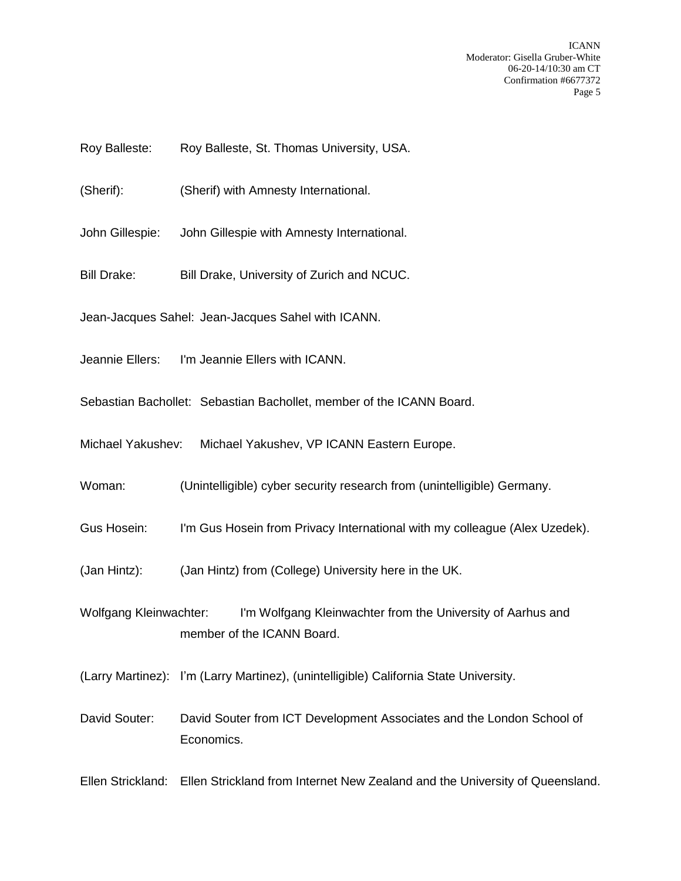Roy Balleste: Roy Balleste, St. Thomas University, USA.

(Sherif): (Sherif) with Amnesty International.

John Gillespie: John Gillespie with Amnesty International.

Bill Drake: Bill Drake, University of Zurich and NCUC.

Jean-Jacques Sahel: Jean-Jacques Sahel with ICANN.

Jeannie Ellers: I'm Jeannie Ellers with ICANN.

Sebastian Bachollet: Sebastian Bachollet, member of the ICANN Board.

Michael Yakushev: Michael Yakushev, VP ICANN Eastern Europe.

Woman: (Unintelligible) cyber security research from (unintelligible) Germany.

Gus Hosein: I'm Gus Hosein from Privacy International with my colleague (Alex Uzedek).

(Jan Hintz): (Jan Hintz) from (College) University here in the UK.

Wolfgang Kleinwachter: I'm Wolfgang Kleinwachter from the University of Aarhus and member of the ICANN Board.

(Larry Martinez): I'm (Larry Martinez), (unintelligible) California State University.

David Souter: David Souter from ICT Development Associates and the London School of Economics.

Ellen Strickland: Ellen Strickland from Internet New Zealand and the University of Queensland.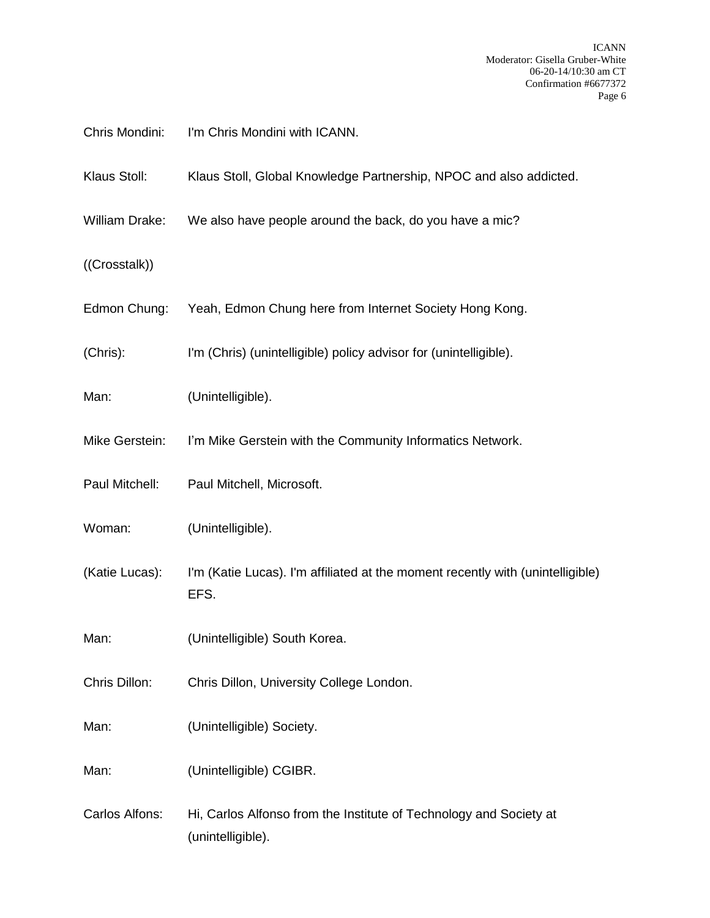Chris Mondini: I'm Chris Mondini with ICANN.

Klaus Stoll: Klaus Stoll, Global Knowledge Partnership, NPOC and also addicted.

William Drake: We also have people around the back, do you have a mic?

((Crosstalk))

Edmon Chung: Yeah, Edmon Chung here from Internet Society Hong Kong.

(Chris): I'm (Chris) (unintelligible) policy advisor for (unintelligible).

Man: (Unintelligible).

Mike Gerstein: I'm Mike Gerstein with the Community Informatics Network.

Paul Mitchell: Paul Mitchell, Microsoft.

Woman: (Unintelligible).

(Katie Lucas): I'm (Katie Lucas). I'm affiliated at the moment recently with (unintelligible) EFS.

Man: (Unintelligible) South Korea.

Chris Dillon: Chris Dillon, University College London.

Man: (Unintelligible) Society.

Man: (Unintelligible) CGIBR.

Carlos Alfons: Hi, Carlos Alfonso from the Institute of Technology and Society at (unintelligible).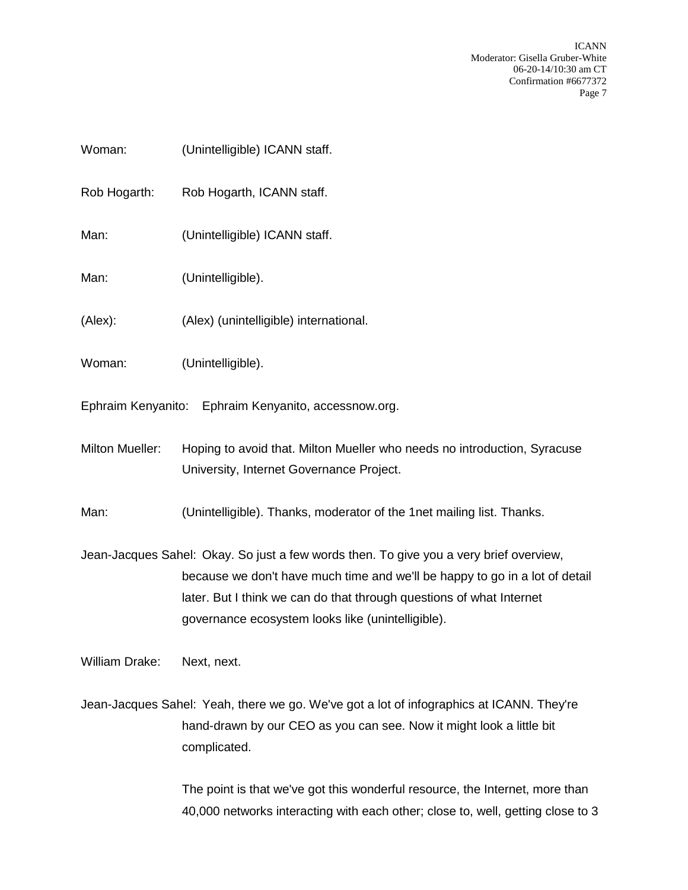Woman: (Unintelligible) ICANN staff.

Rob Hogarth: Rob Hogarth, ICANN staff.

Man: (Unintelligible) ICANN staff.

Man: (Unintelligible).

(Alex): (Alex) (unintelligible) international.

Woman: (Unintelligible).

Ephraim Kenyanito: Ephraim Kenyanito, accessnow.org.

Milton Mueller: Hoping to avoid that. Milton Mueller who needs no introduction, Syracuse University, Internet Governance Project.

Man: (Unintelligible). Thanks, moderator of the 1net mailing list. Thanks.

Jean-Jacques Sahel: Okay. So just a few words then. To give you a very brief overview, because we don't have much time and we'll be happy to go in a lot of detail later. But I think we can do that through questions of what Internet governance ecosystem looks like (unintelligible).

William Drake: Next, next.

Jean-Jacques Sahel: Yeah, there we go. We've got a lot of infographics at ICANN. They're hand-drawn by our CEO as you can see. Now it might look a little bit complicated.

The point is that we've got this wonderful resource, the Internet, more than 40,000 networks interacting with each other; close to, well, getting close to 3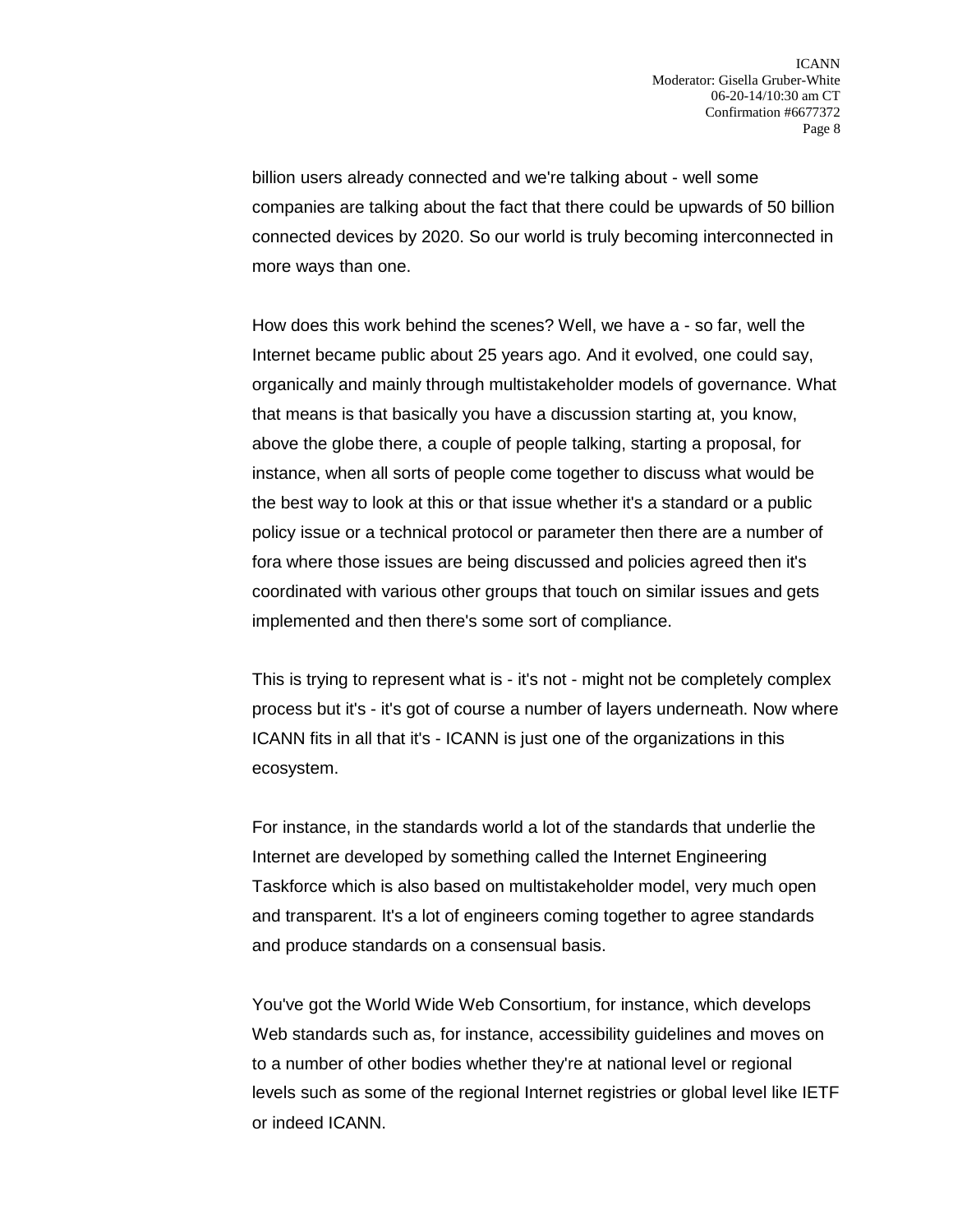billion users already connected and we're talking about - well some companies are talking about the fact that there could be upwards of 50 billion connected devices by 2020. So our world is truly becoming interconnected in more ways than one.

How does this work behind the scenes? Well, we have a - so far, well the Internet became public about 25 years ago. And it evolved, one could say, organically and mainly through multistakeholder models of governance. What that means is that basically you have a discussion starting at, you know, above the globe there, a couple of people talking, starting a proposal, for instance, when all sorts of people come together to discuss what would be the best way to look at this or that issue whether it's a standard or a public policy issue or a technical protocol or parameter then there are a number of fora where those issues are being discussed and policies agreed then it's coordinated with various other groups that touch on similar issues and gets implemented and then there's some sort of compliance.

This is trying to represent what is - it's not - might not be completely complex process but it's - it's got of course a number of layers underneath. Now where ICANN fits in all that it's - ICANN is just one of the organizations in this ecosystem.

For instance, in the standards world a lot of the standards that underlie the Internet are developed by something called the Internet Engineering Taskforce which is also based on multistakeholder model, very much open and transparent. It's a lot of engineers coming together to agree standards and produce standards on a consensual basis.

You've got the World Wide Web Consortium, for instance, which develops Web standards such as, for instance, accessibility guidelines and moves on to a number of other bodies whether they're at national level or regional levels such as some of the regional Internet registries or global level like IETF or indeed ICANN.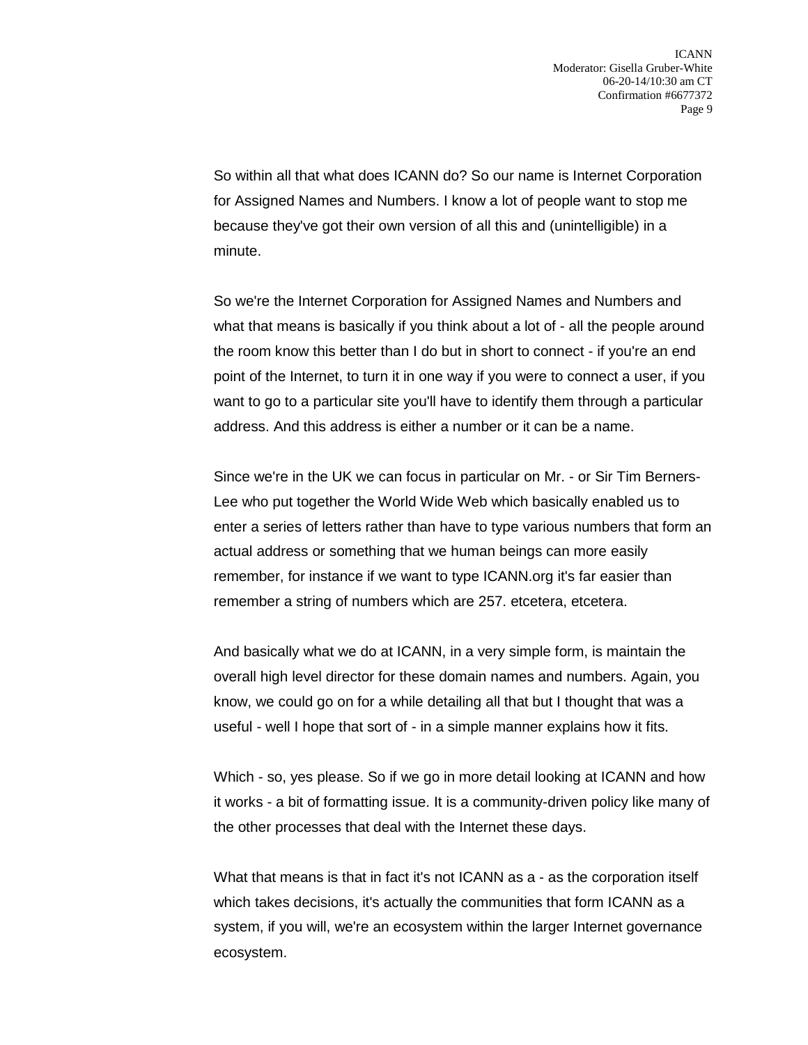So within all that what does ICANN do? So our name is Internet Corporation for Assigned Names and Numbers. I know a lot of people want to stop me because they've got their own version of all this and (unintelligible) in a minute.

So we're the Internet Corporation for Assigned Names and Numbers and what that means is basically if you think about a lot of - all the people around the room know this better than I do but in short to connect - if you're an end point of the Internet, to turn it in one way if you were to connect a user, if you want to go to a particular site you'll have to identify them through a particular address. And this address is either a number or it can be a name.

Since we're in the UK we can focus in particular on Mr. - or Sir Tim Berners-Lee who put together the World Wide Web which basically enabled us to enter a series of letters rather than have to type various numbers that form an actual address or something that we human beings can more easily remember, for instance if we want to type ICANN.org it's far easier than remember a string of numbers which are 257. etcetera, etcetera.

And basically what we do at ICANN, in a very simple form, is maintain the overall high level director for these domain names and numbers. Again, you know, we could go on for a while detailing all that but I thought that was a useful - well I hope that sort of - in a simple manner explains how it fits.

Which - so, yes please. So if we go in more detail looking at ICANN and how it works - a bit of formatting issue. It is a community-driven policy like many of the other processes that deal with the Internet these days.

What that means is that in fact it's not ICANN as a - as the corporation itself which takes decisions, it's actually the communities that form ICANN as a system, if you will, we're an ecosystem within the larger Internet governance ecosystem.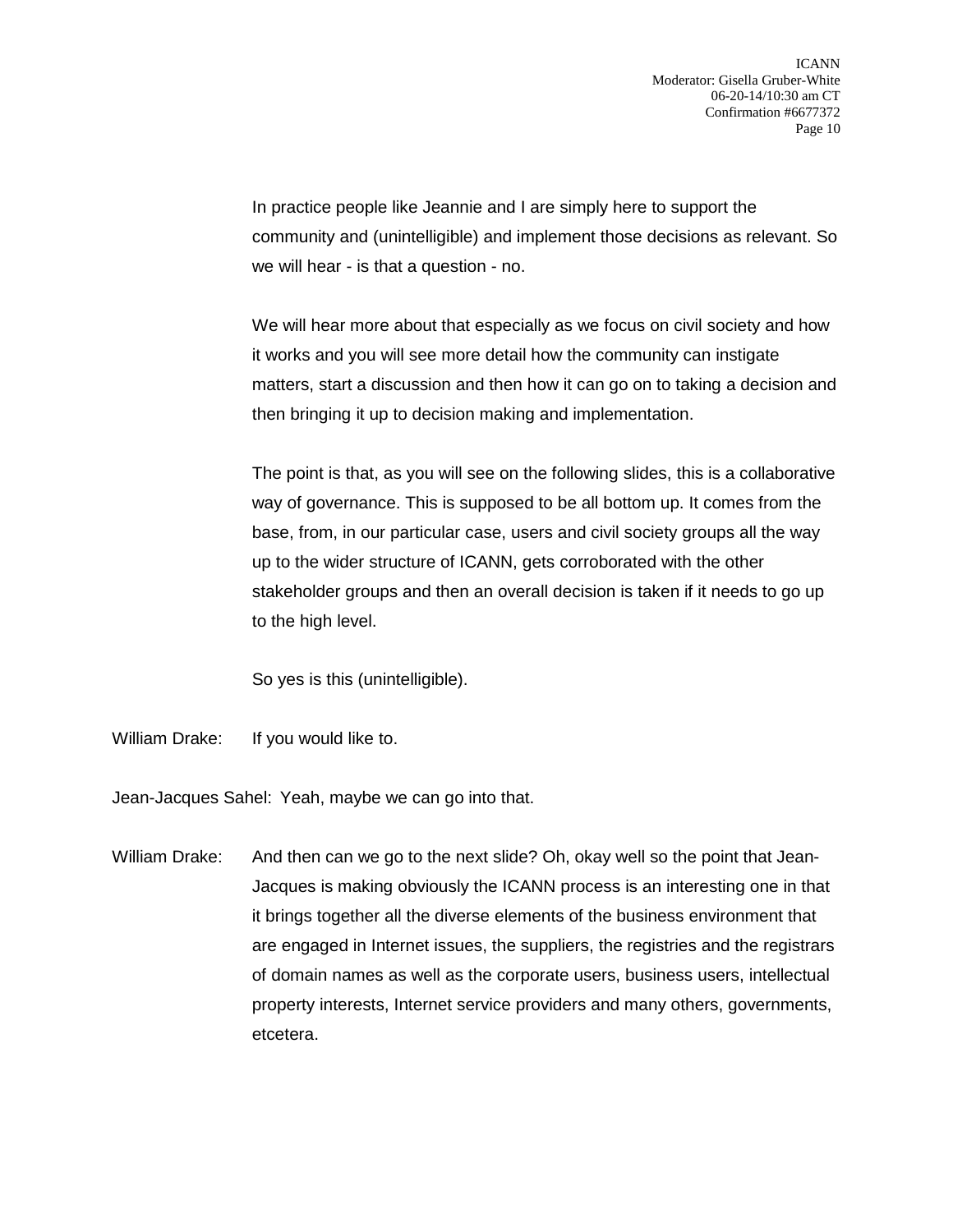In practice people like Jeannie and I are simply here to support the community and (unintelligible) and implement those decisions as relevant. So we will hear - is that a question - no.

We will hear more about that especially as we focus on civil society and how it works and you will see more detail how the community can instigate matters, start a discussion and then how it can go on to taking a decision and then bringing it up to decision making and implementation.

The point is that, as you will see on the following slides, this is a collaborative way of governance. This is supposed to be all bottom up. It comes from the base, from, in our particular case, users and civil society groups all the way up to the wider structure of ICANN, gets corroborated with the other stakeholder groups and then an overall decision is taken if it needs to go up to the high level.

So yes is this (unintelligible).

William Drake: If you would like to.

Jean-Jacques Sahel: Yeah, maybe we can go into that.

William Drake: And then can we go to the next slide? Oh, okay well so the point that Jean-Jacques is making obviously the ICANN process is an interesting one in that it brings together all the diverse elements of the business environment that are engaged in Internet issues, the suppliers, the registries and the registrars of domain names as well as the corporate users, business users, intellectual property interests, Internet service providers and many others, governments, etcetera.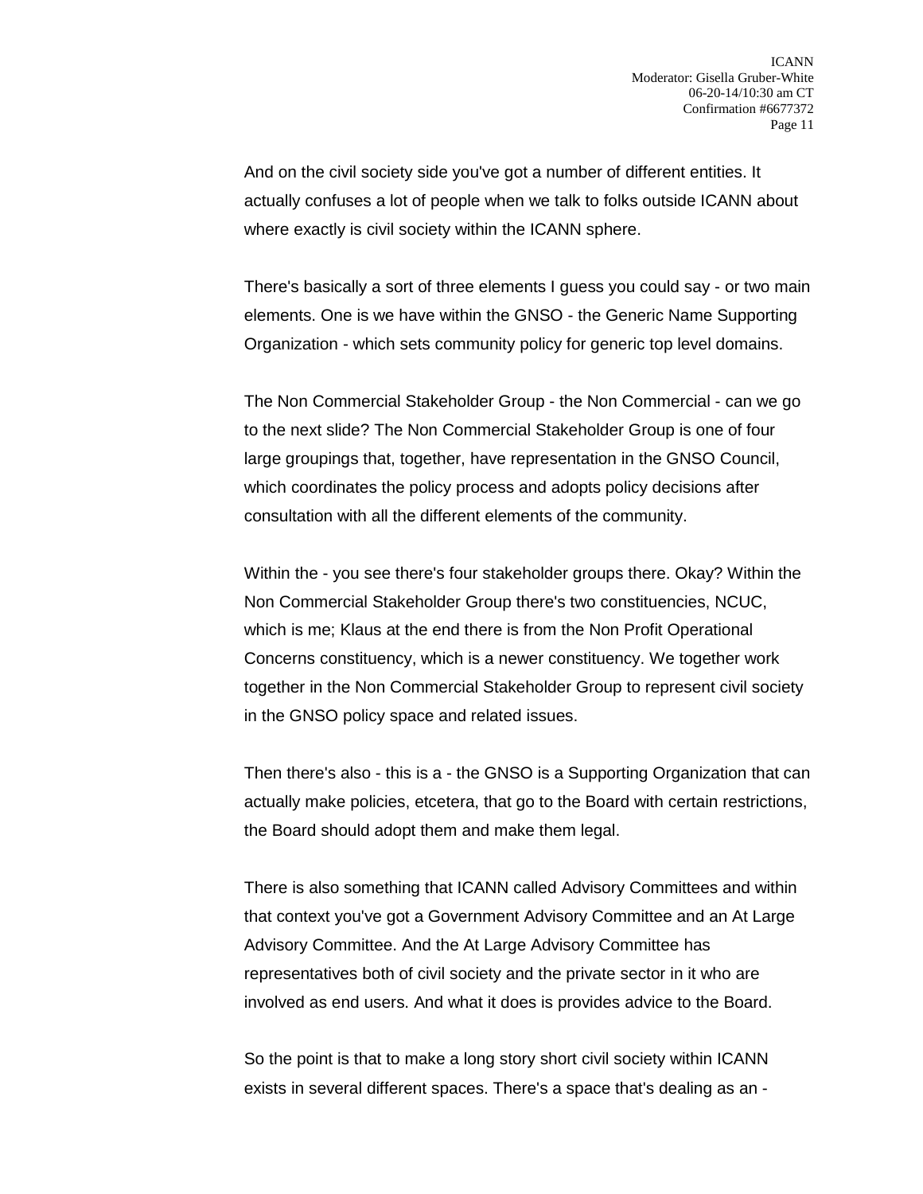And on the civil society side you've got a number of different entities. It actually confuses a lot of people when we talk to folks outside ICANN about where exactly is civil society within the ICANN sphere.

There's basically a sort of three elements I guess you could say - or two main elements. One is we have within the GNSO - the Generic Name Supporting Organization - which sets community policy for generic top level domains.

The Non Commercial Stakeholder Group - the Non Commercial - can we go to the next slide? The Non Commercial Stakeholder Group is one of four large groupings that, together, have representation in the GNSO Council, which coordinates the policy process and adopts policy decisions after consultation with all the different elements of the community.

Within the - you see there's four stakeholder groups there. Okay? Within the Non Commercial Stakeholder Group there's two constituencies, NCUC, which is me; Klaus at the end there is from the Non Profit Operational Concerns constituency, which is a newer constituency. We together work together in the Non Commercial Stakeholder Group to represent civil society in the GNSO policy space and related issues.

Then there's also - this is a - the GNSO is a Supporting Organization that can actually make policies, etcetera, that go to the Board with certain restrictions, the Board should adopt them and make them legal.

There is also something that ICANN called Advisory Committees and within that context you've got a Government Advisory Committee and an At Large Advisory Committee. And the At Large Advisory Committee has representatives both of civil society and the private sector in it who are involved as end users. And what it does is provides advice to the Board.

So the point is that to make a long story short civil society within ICANN exists in several different spaces. There's a space that's dealing as an -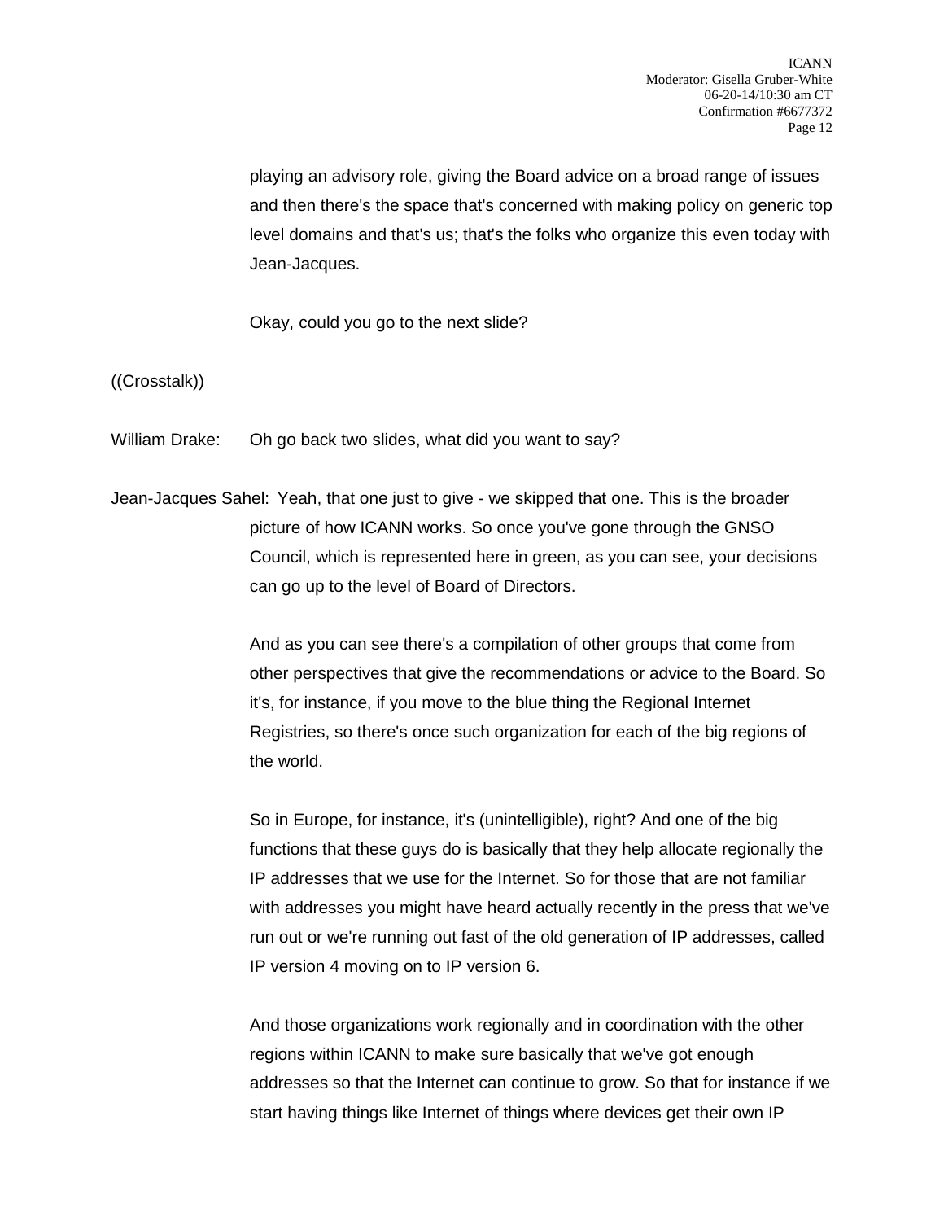playing an advisory role, giving the Board advice on a broad range of issues and then there's the space that's concerned with making policy on generic top level domains and that's us; that's the folks who organize this even today with Jean-Jacques.

Okay, could you go to the next slide?

((Crosstalk))

William Drake: Oh go back two slides, what did you want to say?

Jean-Jacques Sahel: Yeah, that one just to give - we skipped that one. This is the broader picture of how ICANN works. So once you've gone through the GNSO Council, which is represented here in green, as you can see, your decisions can go up to the level of Board of Directors.

And as you can see there's a compilation of other groups that come from other perspectives that give the recommendations or advice to the Board. So it's, for instance, if you move to the blue thing the Regional Internet Registries, so there's once such organization for each of the big regions of the world.

So in Europe, for instance, it's (unintelligible), right? And one of the big functions that these guys do is basically that they help allocate regionally the IP addresses that we use for the Internet. So for those that are not familiar with addresses you might have heard actually recently in the press that we've run out or we're running out fast of the old generation of IP addresses, called IP version 4 moving on to IP version 6.

And those organizations work regionally and in coordination with the other regions within ICANN to make sure basically that we've got enough addresses so that the Internet can continue to grow. So that for instance if we start having things like Internet of things where devices get their own IP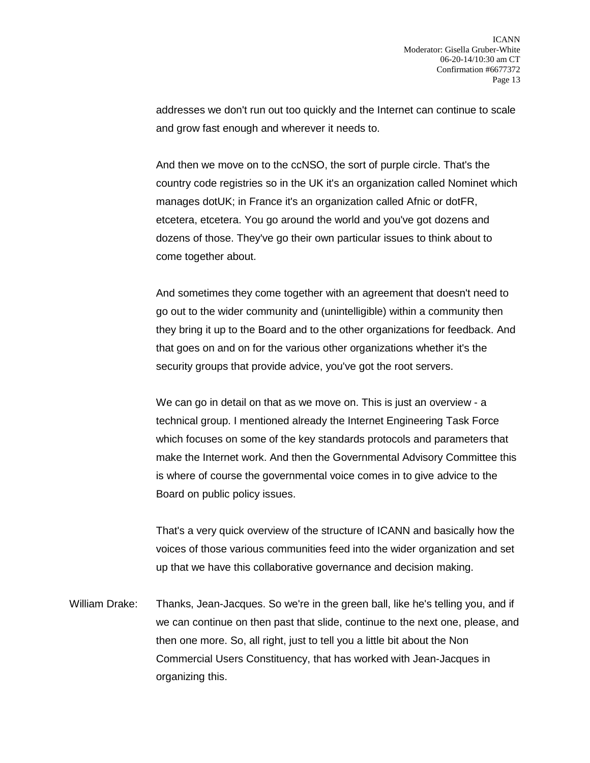addresses we don't run out too quickly and the Internet can continue to scale and grow fast enough and wherever it needs to.

And then we move on to the ccNSO, the sort of purple circle. That's the country code registries so in the UK it's an organization called Nominet which manages dotUK; in France it's an organization called Afnic or dotFR, etcetera, etcetera. You go around the world and you've got dozens and dozens of those. They've go their own particular issues to think about to come together about.

And sometimes they come together with an agreement that doesn't need to go out to the wider community and (unintelligible) within a community then they bring it up to the Board and to the other organizations for feedback. And that goes on and on for the various other organizations whether it's the security groups that provide advice, you've got the root servers.

We can go in detail on that as we move on. This is just an overview - a technical group. I mentioned already the Internet Engineering Task Force which focuses on some of the key standards protocols and parameters that make the Internet work. And then the Governmental Advisory Committee this is where of course the governmental voice comes in to give advice to the Board on public policy issues.

That's a very quick overview of the structure of ICANN and basically how the voices of those various communities feed into the wider organization and set up that we have this collaborative governance and decision making.

William Drake: Thanks, Jean-Jacques. So we're in the green ball, like he's telling you, and if we can continue on then past that slide, continue to the next one, please, and then one more. So, all right, just to tell you a little bit about the Non Commercial Users Constituency, that has worked with Jean-Jacques in organizing this.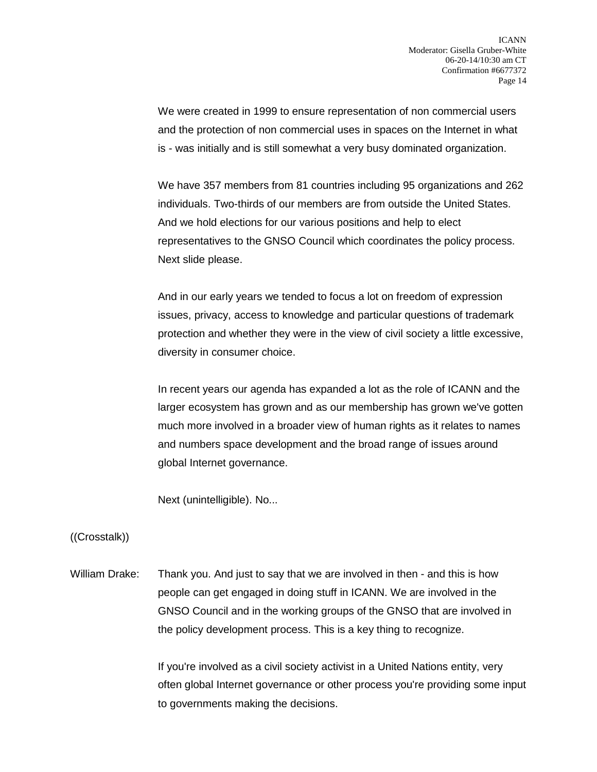We were created in 1999 to ensure representation of non commercial users and the protection of non commercial uses in spaces on the Internet in what is - was initially and is still somewhat a very busy dominated organization.

We have 357 members from 81 countries including 95 organizations and 262 individuals. Two-thirds of our members are from outside the United States. And we hold elections for our various positions and help to elect representatives to the GNSO Council which coordinates the policy process. Next slide please.

And in our early years we tended to focus a lot on freedom of expression issues, privacy, access to knowledge and particular questions of trademark protection and whether they were in the view of civil society a little excessive, diversity in consumer choice.

In recent years our agenda has expanded a lot as the role of ICANN and the larger ecosystem has grown and as our membership has grown we've gotten much more involved in a broader view of human rights as it relates to names and numbers space development and the broad range of issues around global Internet governance.

Next (unintelligible). No...

((Crosstalk))

William Drake: Thank you. And just to say that we are involved in then - and this is how people can get engaged in doing stuff in ICANN. We are involved in the GNSO Council and in the working groups of the GNSO that are involved in the policy development process. This is a key thing to recognize.

If you're involved as a civil society activist in a United Nations entity, very often global Internet governance or other process you're providing some input to governments making the decisions.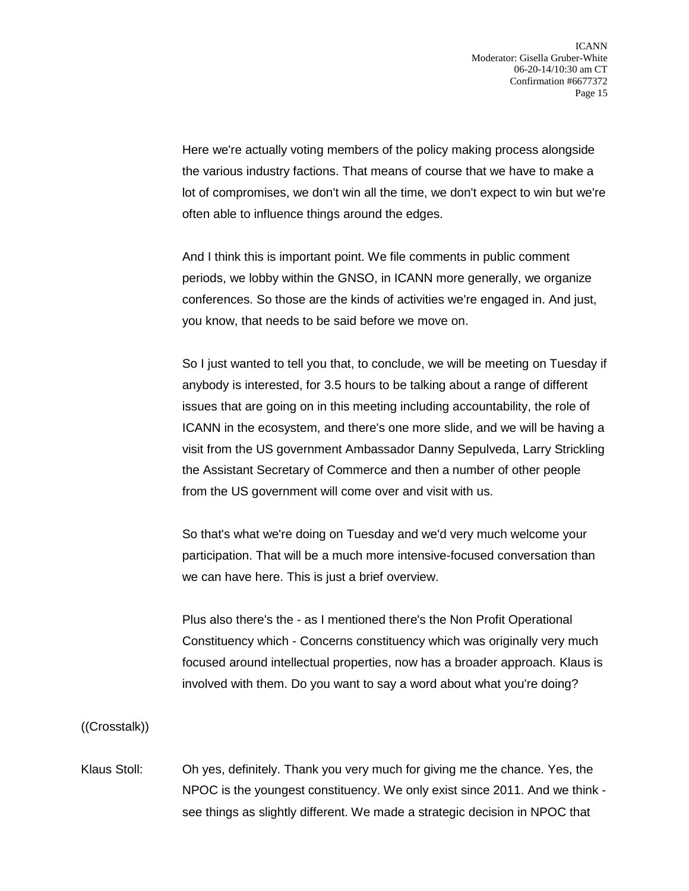Here we're actually voting members of the policy making process alongside the various industry factions. That means of course that we have to make a lot of compromises, we don't win all the time, we don't expect to win but we're often able to influence things around the edges.

And I think this is important point. We file comments in public comment periods, we lobby within the GNSO, in ICANN more generally, we organize conferences. So those are the kinds of activities we're engaged in. And just, you know, that needs to be said before we move on.

So I just wanted to tell you that, to conclude, we will be meeting on Tuesday if anybody is interested, for 3.5 hours to be talking about a range of different issues that are going on in this meeting including accountability, the role of ICANN in the ecosystem, and there's one more slide, and we will be having a visit from the US government Ambassador Danny Sepulveda, Larry Strickling the Assistant Secretary of Commerce and then a number of other people from the US government will come over and visit with us.

So that's what we're doing on Tuesday and we'd very much welcome your participation. That will be a much more intensive-focused conversation than we can have here. This is just a brief overview.

Plus also there's the - as I mentioned there's the Non Profit Operational Constituency which - Concerns constituency which was originally very much focused around intellectual properties, now has a broader approach. Klaus is involved with them. Do you want to say a word about what you're doing?

((Crosstalk))

Klaus Stoll: Oh yes, definitely. Thank you very much for giving me the chance. Yes, the NPOC is the youngest constituency. We only exist since 2011. And we think - see things as slightly different. We made a strategic decision in NPOC that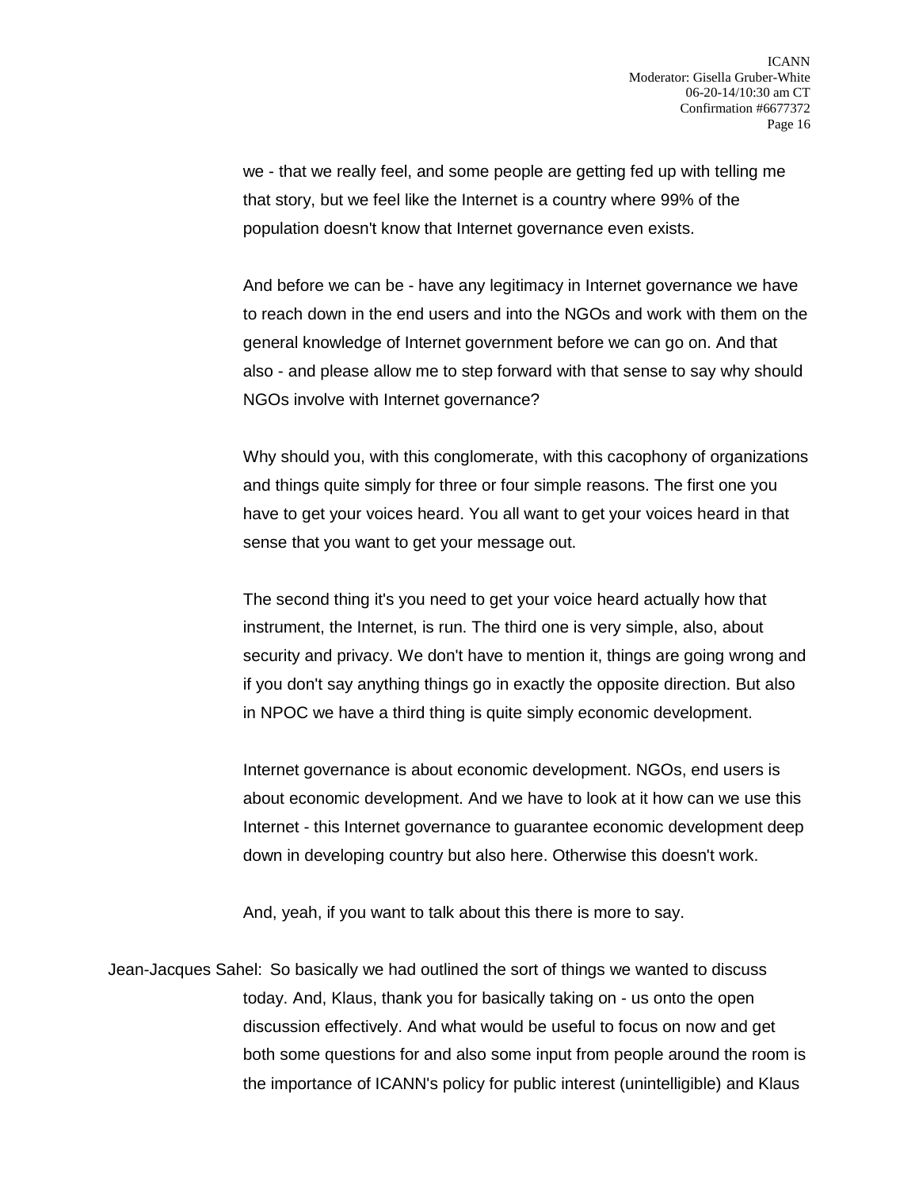we - that we really feel, and some people are getting fed up with telling me that story, but we feel like the Internet is a country where 99% of the population doesn't know that Internet governance even exists.

And before we can be - have any legitimacy in Internet governance we have to reach down in the end users and into the NGOs and work with them on the general knowledge of Internet government before we can go on. And that also - and please allow me to step forward with that sense to say why should NGOs involve with Internet governance?

Why should you, with this conglomerate, with this cacophony of organizations and things quite simply for three or four simple reasons. The first one you have to get your voices heard. You all want to get your voices heard in that sense that you want to get your message out.

The second thing it's you need to get your voice heard actually how that instrument, the Internet, is run. The third one is very simple, also, about security and privacy. We don't have to mention it, things are going wrong and if you don't say anything things go in exactly the opposite direction. But also in NPOC we have a third thing is quite simply economic development.

Internet governance is about economic development. NGOs, end users is about economic development. And we have to look at it how can we use this Internet - this Internet governance to guarantee economic development deep down in developing country but also here. Otherwise this doesn't work.

And, yeah, if you want to talk about this there is more to say.

Jean-Jacques Sahel: So basically we had outlined the sort of things we wanted to discuss today. And, Klaus, thank you for basically taking on - us onto the open discussion effectively. And what would be useful to focus on now and get both some questions for and also some input from people around the room is the importance of ICANN's policy for public interest (unintelligible) and Klaus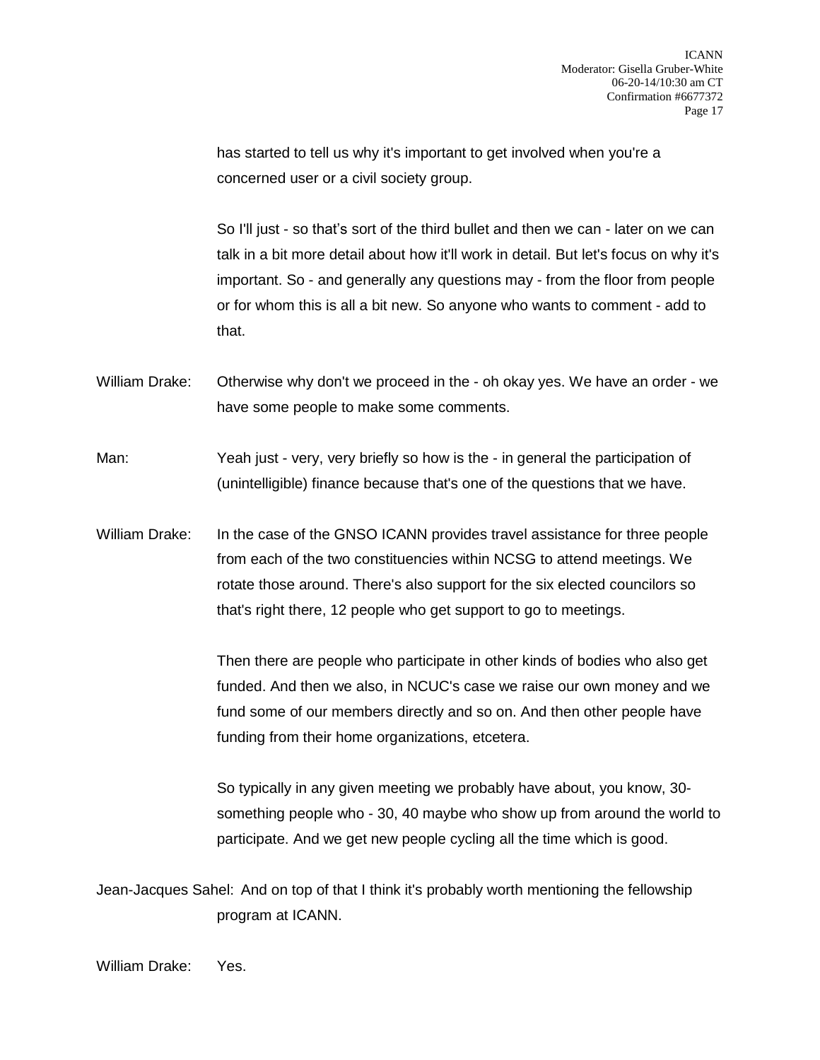has started to tell us why it's important to get involved when you're a concerned user or a civil society group.

So I'll just - so that's sort of the third bullet and then we can - later on we can talk in a bit more detail about how it'll work in detail. But let's focus on why it's important. So - and generally any questions may - from the floor from people or for whom this is all a bit new. So anyone who wants to comment - add to that.

William Drake: Otherwise why don't we proceed in the - oh okay yes. We have an order - we have some people to make some comments.

Man: Yeah just - very, very briefly so how is the - in general the participation of (unintelligible) finance because that's one of the questions that we have.

William Drake: In the case of the GNSO ICANN provides travel assistance for three people from each of the two constituencies within NCSG to attend meetings. We rotate those around. There's also support for the six elected councilors so that's right there, 12 people who get support to go to meetings.

Then there are people who participate in other kinds of bodies who also get funded. And then we also, in NCUC's case we raise our own money and we fund some of our members directly and so on. And then other people have funding from their home organizations, etcetera.

So typically in any given meeting we probably have about, you know, 30-something people who - 30, 40 maybe who show up from around the world to participate. And we get new people cycling all the time which is good.

Jean-Jacques Sahel: And on top of that I think it's probably worth mentioning the fellowship program at ICANN.

William Drake: Yes.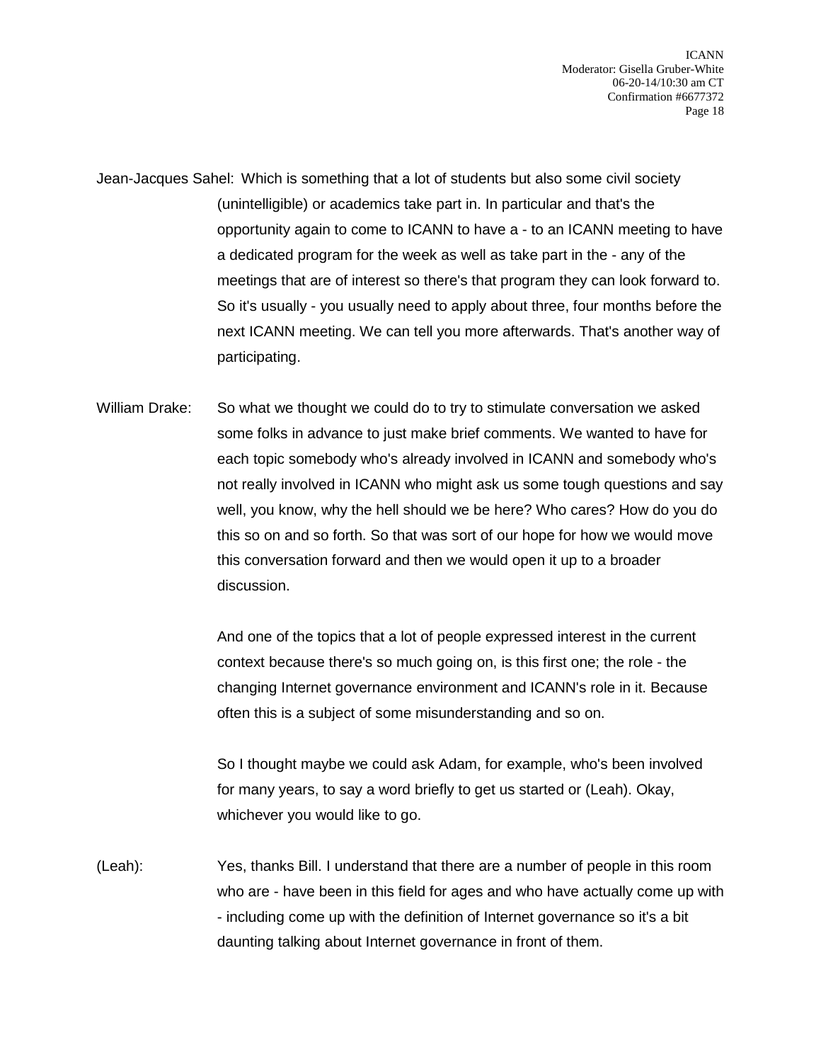Jean-Jacques Sahel: Which is something that a lot of students but also some civil society (unintelligible) or academics take part in. In particular and that's the opportunity again to come to ICANN to have a - to an ICANN meeting to have a dedicated program for the week as well as take part in the - any of the meetings that are of interest so there's that program they can look forward to. So it's usually - you usually need to apply about three, four months before the next ICANN meeting. We can tell you more afterwards. That's another way of participating.

William Drake: So what we thought we could do to try to stimulate conversation we asked some folks in advance to just make brief comments. We wanted to have for each topic somebody who's already involved in ICANN and somebody who's not really involved in ICANN who might ask us some tough questions and say well, you know, why the hell should we be here? Who cares? How do you do this so on and so forth. So that was sort of our hope for how we would move this conversation forward and then we would open it up to a broader discussion.

And one of the topics that a lot of people expressed interest in the current context because there's so much going on, is this first one; the role - the changing Internet governance environment and ICANN's role in it. Because often this is a subject of some misunderstanding and so on.

So I thought maybe we could ask Adam, for example, who's been involved for many years, to say a word briefly to get us started or (Leah). Okay, whichever you would like to go.

(Leah): Yes, thanks Bill. I understand that there are a number of people in this room who are - have been in this field for ages and who have actually come up with - including come up with the definition of Internet governance so it's a bit daunting talking about Internet governance in front of them.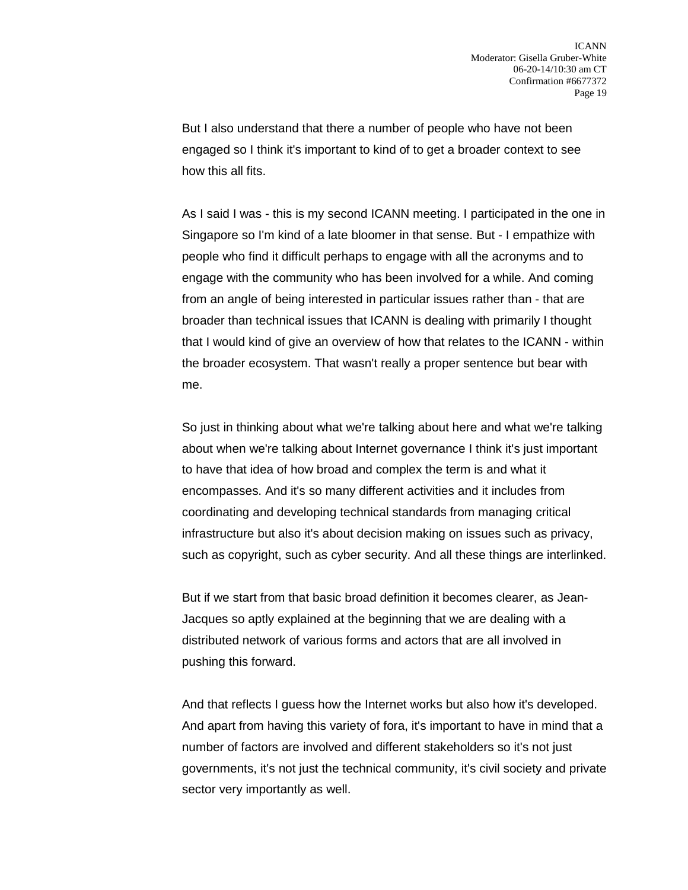But I also understand that there a number of people who have not been engaged so I think it's important to kind of to get a broader context to see how this all fits.

As I said I was - this is my second ICANN meeting. I participated in the one in Singapore so I'm kind of a late bloomer in that sense. But - I empathize with people who find it difficult perhaps to engage with all the acronyms and to engage with the community who has been involved for a while. And coming from an angle of being interested in particular issues rather than - that are broader than technical issues that ICANN is dealing with primarily I thought that I would kind of give an overview of how that relates to the ICANN - within the broader ecosystem. That wasn't really a proper sentence but bear with me.

So just in thinking about what we're talking about here and what we're talking about when we're talking about Internet governance I think it's just important to have that idea of how broad and complex the term is and what it encompasses. And it's so many different activities and it includes from coordinating and developing technical standards from managing critical infrastructure but also it's about decision making on issues such as privacy, such as copyright, such as cyber security. And all these things are interlinked.

But if we start from that basic broad definition it becomes clearer, as Jean-Jacques so aptly explained at the beginning that we are dealing with a distributed network of various forms and actors that are all involved in pushing this forward.

And that reflects I guess how the Internet works but also how it's developed. And apart from having this variety of fora, it's important to have in mind that a number of factors are involved and different stakeholders so it's not just governments, it's not just the technical community, it's civil society and private sector very importantly as well.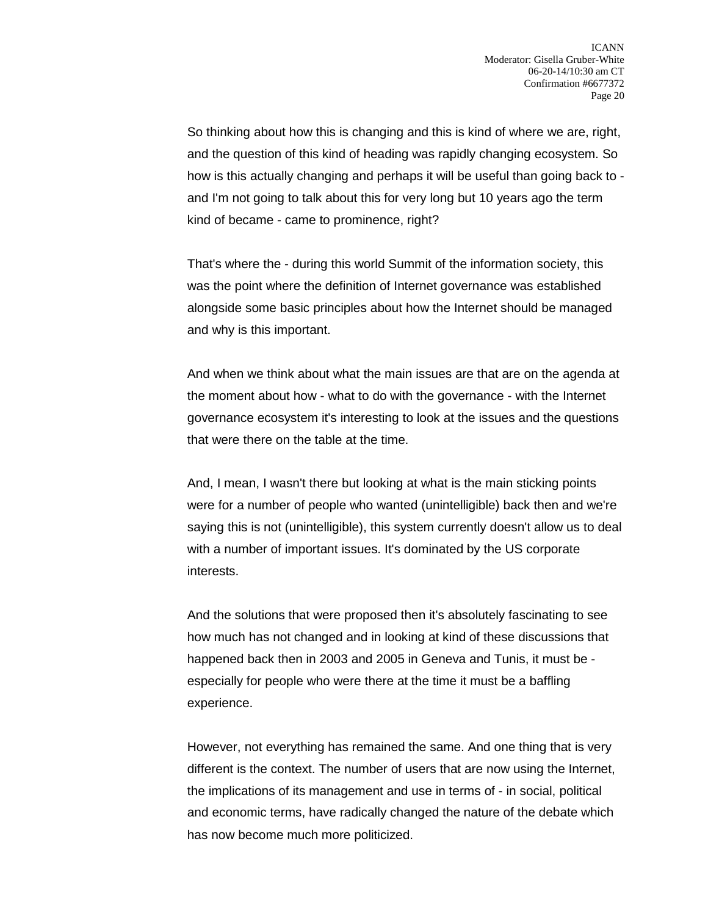So thinking about how this is changing and this is kind of where we are, right, and the question of this kind of heading was rapidly changing ecosystem. So how is this actually changing and perhaps it will be useful than going back to - and I'm not going to talk about this for very long but 10 years ago the term kind of became - came to prominence, right?

That's where the - during this world Summit of the information society, this was the point where the definition of Internet governance was established alongside some basic principles about how the Internet should be managed and why is this important.

And when we think about what the main issues are that are on the agenda at the moment about how - what to do with the governance - with the Internet governance ecosystem it's interesting to look at the issues and the questions that were there on the table at the time.

And, I mean, I wasn't there but looking at what is the main sticking points were for a number of people who wanted (unintelligible) back then and we're saying this is not (unintelligible), this system currently doesn't allow us to deal with a number of important issues. It's dominated by the US corporate interests.

And the solutions that were proposed then it's absolutely fascinating to see how much has not changed and in looking at kind of these discussions that happened back then in 2003 and 2005 in Geneva and Tunis, it must be - especially for people who were there at the time it must be a baffling experience.

However, not everything has remained the same. And one thing that is very different is the context. The number of users that are now using the Internet, the implications of its management and use in terms of - in social, political and economic terms, have radically changed the nature of the debate which has now become much more politicized.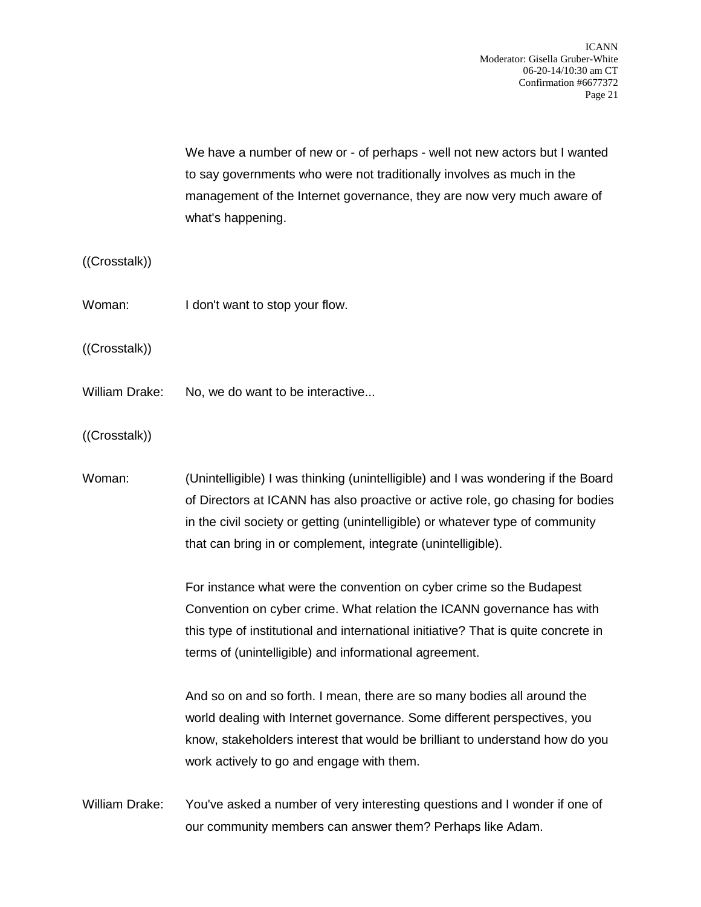We have a number of new or - of perhaps - well not new actors but I wanted to say governments who were not traditionally involves as much in the management of the Internet governance, they are now very much aware of what's happening.

((Crosstalk))

Woman: I don't want to stop your flow.

((Crosstalk))

William Drake: No, we do want to be interactive...

((Crosstalk))

Woman: (Unintelligible) I was thinking (unintelligible) and I was wondering if the Board of Directors at ICANN has also proactive or active role, go chasing for bodies in the civil society or getting (unintelligible) or whatever type of community that can bring in or complement, integrate (unintelligible).

For instance what were the convention on cyber crime so the Budapest Convention on cyber crime. What relation the ICANN governance has with this type of institutional and international initiative? That is quite concrete in terms of (unintelligible) and informational agreement.

And so on and so forth. I mean, there are so many bodies all around the world dealing with Internet governance. Some different perspectives, you know, stakeholders interest that would be brilliant to understand how do you work actively to go and engage with them.

William Drake: You've asked a number of very interesting questions and I wonder if one of our community members can answer them? Perhaps like Adam.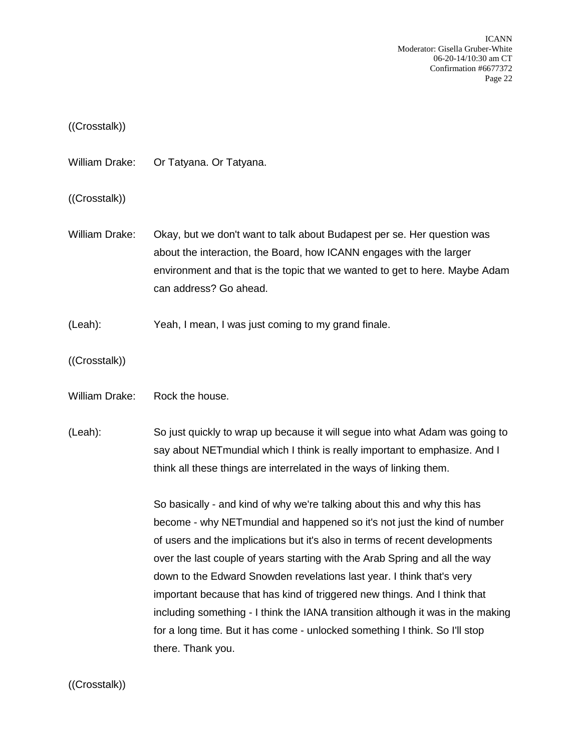((Crosstalk))

William Drake: Or Tatyana. Or Tatyana.

((Crosstalk))

William Drake: Okay, but we don't want to talk about Budapest per se. Her question was about the interaction, the Board, how ICANN engages with the larger environment and that is the topic that we wanted to get to here. Maybe Adam can address? Go ahead.

(Leah): Yeah, I mean, I was just coming to my grand finale.

((Crosstalk))

William Drake: Rock the house.

(Leah): So just quickly to wrap up because it will segue into what Adam was going to say about NETmundial which I think is really important to emphasize. And I think all these things are interrelated in the ways of linking them.

So basically - and kind of why we're talking about this and why this has become - why NETmundial and happened so it's not just the kind of number of users and the implications but it's also in terms of recent developments over the last couple of years starting with the Arab Spring and all the way down to the Edward Snowden revelations last year. I think that's very important because that has kind of triggered new things. And I think that including something - I think the IANA transition although it was in the making for a long time. But it has come - unlocked something I think. So I'll stop there. Thank you.

((Crosstalk))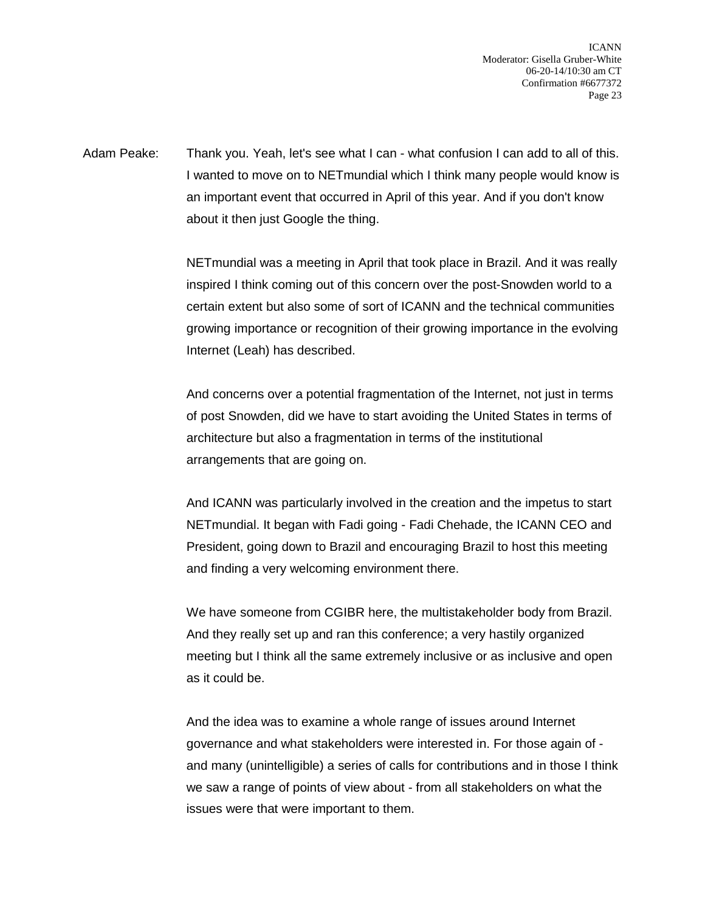Adam Peake: Thank you. Yeah, let's see what I can - what confusion I can add to all of this. I wanted to move on to NETmundial which I think many people would know is an important event that occurred in April of this year. And if you don't know about it then just Google the thing.

NETmundial was a meeting in April that took place in Brazil. And it was really inspired I think coming out of this concern over the post-Snowden world to a certain extent but also some of sort of ICANN and the technical communities growing importance or recognition of their growing importance in the evolving Internet (Leah) has described.

And concerns over a potential fragmentation of the Internet, not just in terms of post Snowden, did we have to start avoiding the United States in terms of architecture but also a fragmentation in terms of the institutional arrangements that are going on.

And ICANN was particularly involved in the creation and the impetus to start NETmundial. It began with Fadi going - Fadi Chehade, the ICANN CEO and President, going down to Brazil and encouraging Brazil to host this meeting and finding a very welcoming environment there.

We have someone from CGIBR here, the multistakeholder body from Brazil. And they really set up and ran this conference; a very hastily organized meeting but I think all the same extremely inclusive or as inclusive and open as it could be.

And the idea was to examine a whole range of issues around Internet governance and what stakeholders were interested in. For those again of - and many (unintelligible) a series of calls for contributions and in those I think we saw a range of points of view about - from all stakeholders on what the issues were that were important to them.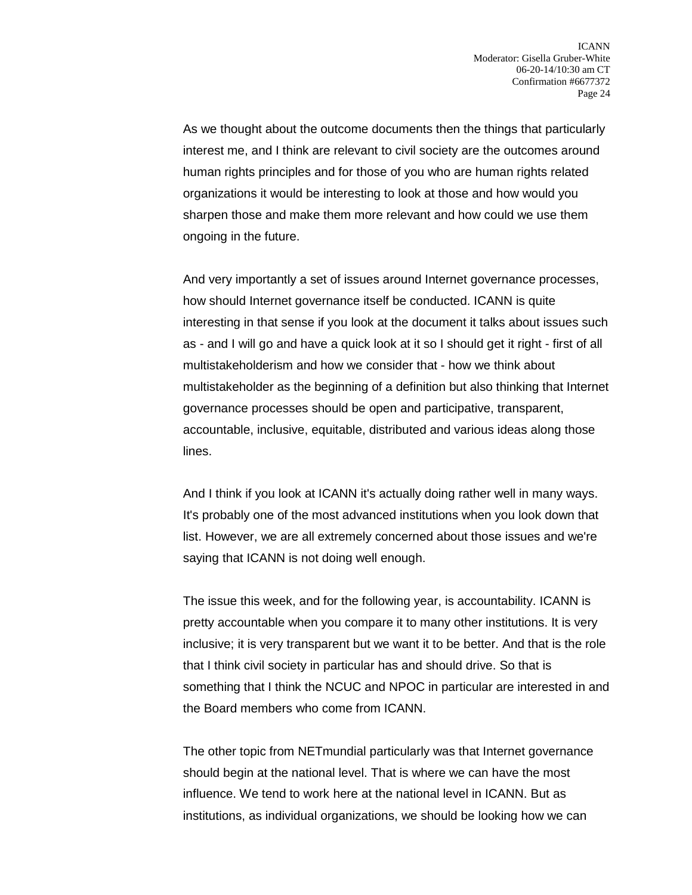As we thought about the outcome documents then the things that particularly interest me, and I think are relevant to civil society are the outcomes around human rights principles and for those of you who are human rights related organizations it would be interesting to look at those and how would you sharpen those and make them more relevant and how could we use them ongoing in the future.

And very importantly a set of issues around Internet governance processes, how should Internet governance itself be conducted. ICANN is quite interesting in that sense if you look at the document it talks about issues such as - and I will go and have a quick look at it so I should get it right - first of all multistakeholderism and how we consider that - how we think about multistakeholder as the beginning of a definition but also thinking that Internet governance processes should be open and participative, transparent, accountable, inclusive, equitable, distributed and various ideas along those lines.

And I think if you look at ICANN it's actually doing rather well in many ways. It's probably one of the most advanced institutions when you look down that list. However, we are all extremely concerned about those issues and we're saying that ICANN is not doing well enough.

The issue this week, and for the following year, is accountability. ICANN is pretty accountable when you compare it to many other institutions. It is very inclusive; it is very transparent but we want it to be better. And that is the role that I think civil society in particular has and should drive. So that is something that I think the NCUC and NPOC in particular are interested in and the Board members who come from ICANN.

The other topic from NETmundial particularly was that Internet governance should begin at the national level. That is where we can have the most influence. We tend to work here at the national level in ICANN. But as institutions, as individual organizations, we should be looking how we can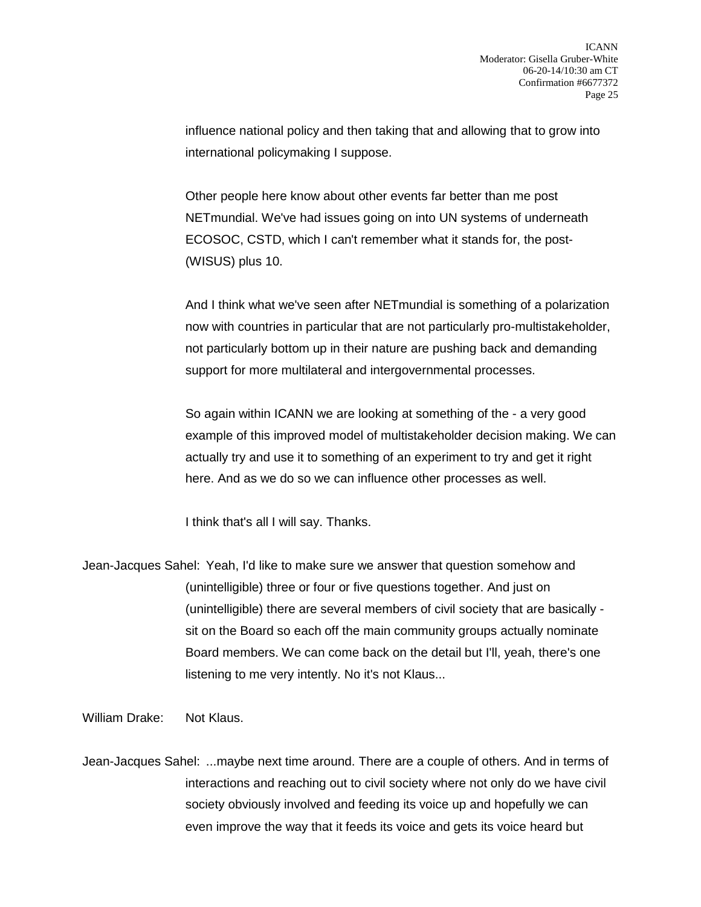influence national policy and then taking that and allowing that to grow into international policymaking I suppose.

Other people here know about other events far better than me post NETmundial. We've had issues going on into UN systems of underneath ECOSOC, CSTD, which I can't remember what it stands for, the post-(WISUS) plus 10.

And I think what we've seen after NETmundial is something of a polarization now with countries in particular that are not particularly pro-multistakeholder, not particularly bottom up in their nature are pushing back and demanding support for more multilateral and intergovernmental processes.

So again within ICANN we are looking at something of the - a very good example of this improved model of multistakeholder decision making. We can actually try and use it to something of an experiment to try and get it right here. And as we do so we can influence other processes as well.

I think that's all I will say. Thanks.

Jean-Jacques Sahel: Yeah, I'd like to make sure we answer that question somehow and (unintelligible) three or four or five questions together. And just on (unintelligible) there are several members of civil society that are basically - sit on the Board so each off the main community groups actually nominate Board members. We can come back on the detail but I'll, yeah, there's one listening to me very intently. No it's not Klaus...

William Drake: Not Klaus.

Jean-Jacques Sahel: ...maybe next time around. There are a couple of others. And in terms of interactions and reaching out to civil society where not only do we have civil society obviously involved and feeding its voice up and hopefully we can even improve the way that it feeds its voice and gets its voice heard but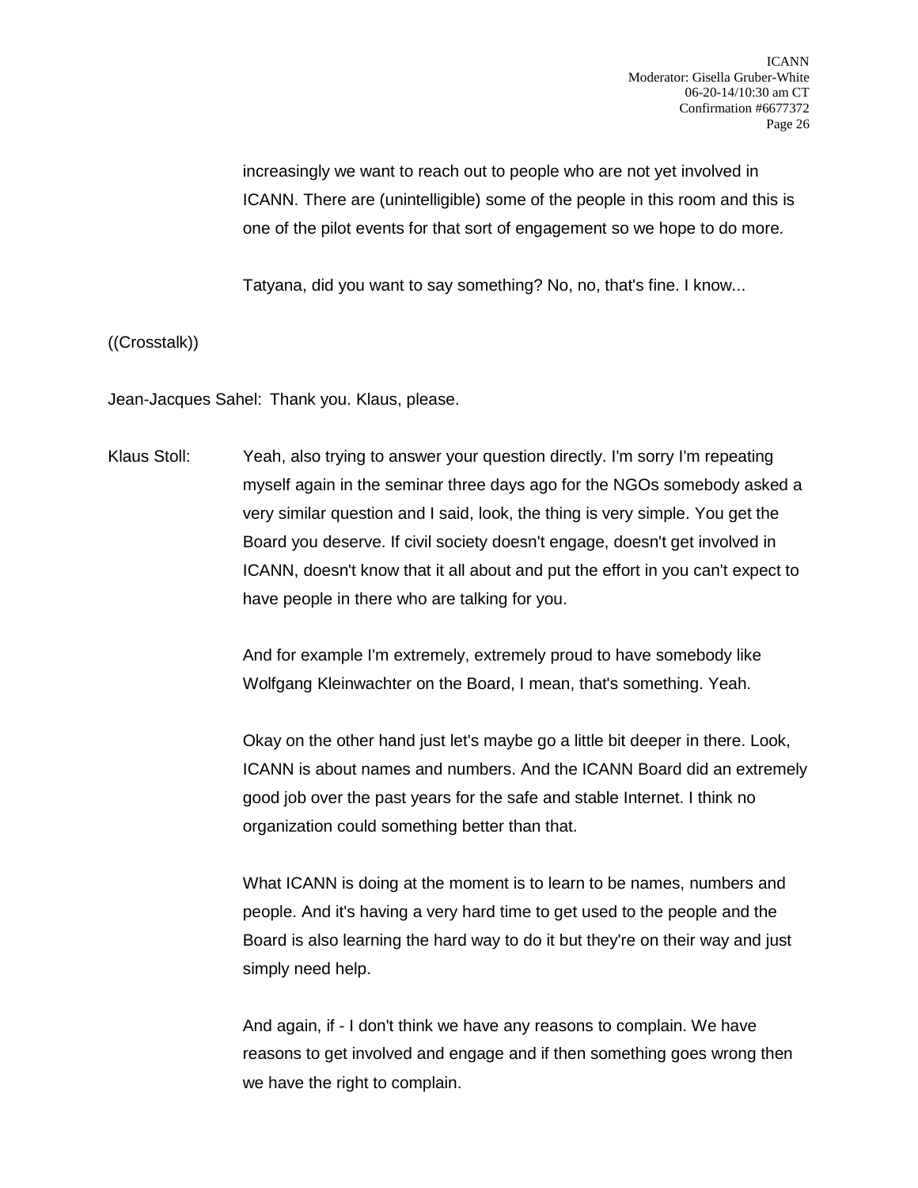increasingly we want to reach out to people who are not yet involved in ICANN. There are (unintelligible) some of the people in this room and this is one of the pilot events for that sort of engagement so we hope to do more.

Tatyana, did you want to say something? No, no, that's fine. I know...

((Crosstalk))

Jean-Jacques Sahel: Thank you. Klaus, please.

Klaus Stoll: Yeah, also trying to answer your question directly. I'm sorry I'm repeating myself again in the seminar three days ago for the NGOs somebody asked a very similar question and I said, look, the thing is very simple. You get the Board you deserve. If civil society doesn't engage, doesn't get involved in ICANN, doesn't know that it all about and put the effort in you can't expect to have people in there who are talking for you.

And for example I'm extremely, extremely proud to have somebody like Wolfgang Kleinwachter on the Board, I mean, that's something. Yeah.

Okay on the other hand just let's maybe go a little bit deeper in there. Look, ICANN is about names and numbers. And the ICANN Board did an extremely good job over the past years for the safe and stable Internet. I think no organization could something better than that.

What ICANN is doing at the moment is to learn to be names, numbers and people. And it's having a very hard time to get used to the people and the Board is also learning the hard way to do it but they're on their way and just simply need help.

And again, if - I don't think we have any reasons to complain. We have reasons to get involved and engage and if then something goes wrong then we have the right to complain.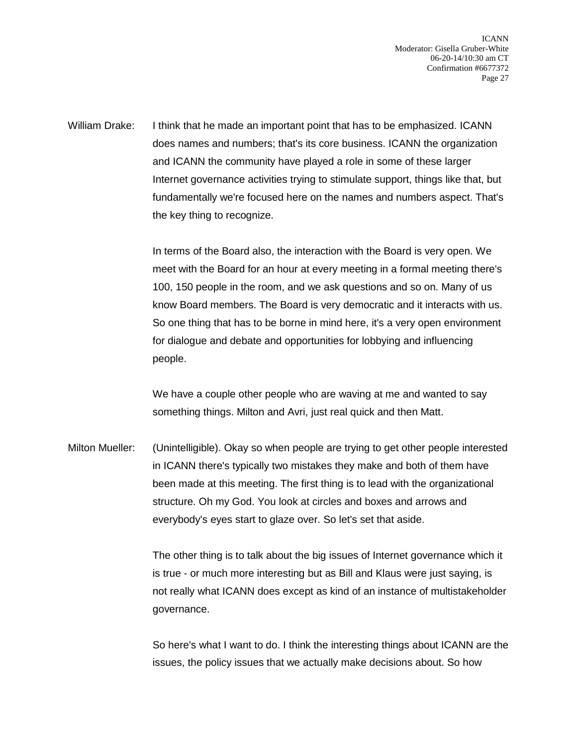William Drake: I think that he made an important point that has to be emphasized. ICANN does names and numbers; that's its core business. ICANN the organization and ICANN the community have played a role in some of these larger Internet governance activities trying to stimulate support, things like that, but fundamentally we're focused here on the names and numbers aspect. That's the key thing to recognize.

In terms of the Board also, the interaction with the Board is very open. We meet with the Board for an hour at every meeting in a formal meeting there's 100, 150 people in the room, and we ask questions and so on. Many of us know Board members. The Board is very democratic and it interacts with us. So one thing that has to be borne in mind here, it's a very open environment for dialogue and debate and opportunities for lobbying and influencing people.

We have a couple other people who are waving at me and wanted to say something things. Milton and Avri, just real quick and then Matt.

Milton Mueller: (Unintelligible). Okay so when people are trying to get other people interested in ICANN there's typically two mistakes they make and both of them have been made at this meeting. The first thing is to lead with the organizational structure. Oh my God. You look at circles and boxes and arrows and everybody's eyes start to glaze over. So let's set that aside.

The other thing is to talk about the big issues of Internet governance which it is true - or much more interesting but as Bill and Klaus were just saying, is not really what ICANN does except as kind of an instance of multistakeholder governance.

So here's what I want to do. I think the interesting things about ICANN are the issues, the policy issues that we actually make decisions about. So how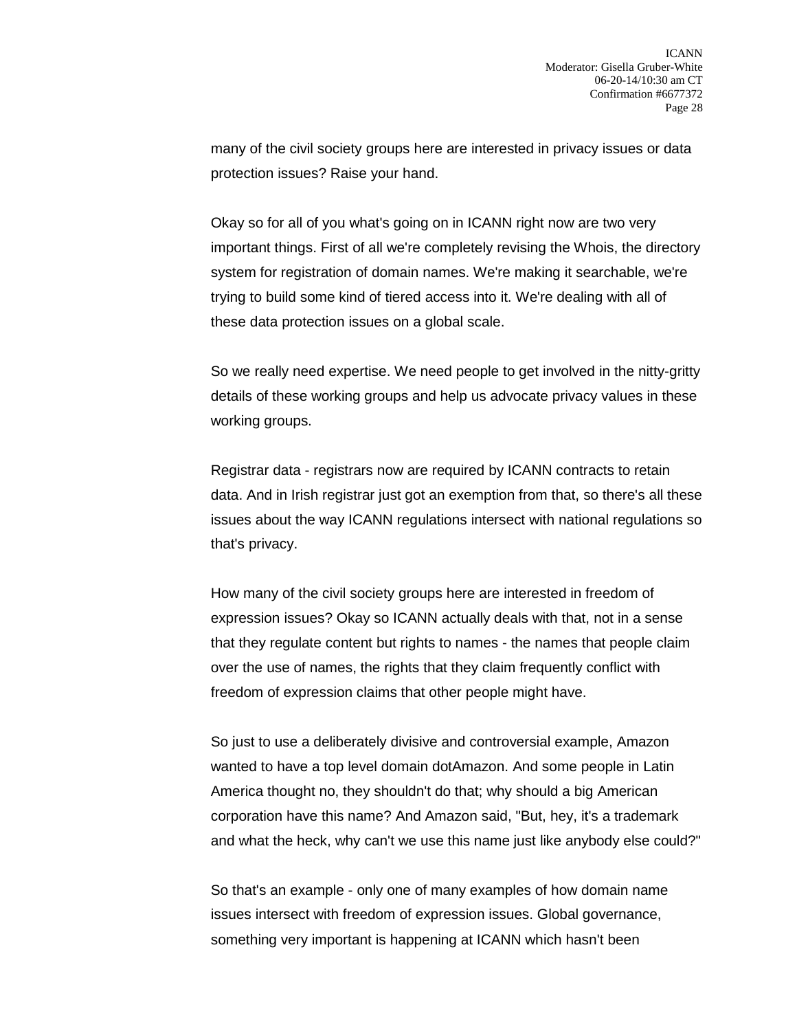many of the civil society groups here are interested in privacy issues or data protection issues? Raise your hand.

Okay so for all of you what's going on in ICANN right now are two very important things. First of all we're completely revising the Whois, the directory system for registration of domain names. We're making it searchable, we're trying to build some kind of tiered access into it. We're dealing with all of these data protection issues on a global scale.

So we really need expertise. We need people to get involved in the nitty-gritty details of these working groups and help us advocate privacy values in these working groups.

Registrar data - registrars now are required by ICANN contracts to retain data. And in Irish registrar just got an exemption from that, so there's all these issues about the way ICANN regulations intersect with national regulations so that's privacy.

How many of the civil society groups here are interested in freedom of expression issues? Okay so ICANN actually deals with that, not in a sense that they regulate content but rights to names - the names that people claim over the use of names, the rights that they claim frequently conflict with freedom of expression claims that other people might have.

So just to use a deliberately divisive and controversial example, Amazon wanted to have a top level domain dotAmazon. And some people in Latin America thought no, they shouldn't do that; why should a big American corporation have this name? And Amazon said, "But, hey, it's a trademark and what the heck, why can't we use this name just like anybody else could?"

So that's an example - only one of many examples of how domain name issues intersect with freedom of expression issues. Global governance, something very important is happening at ICANN which hasn't been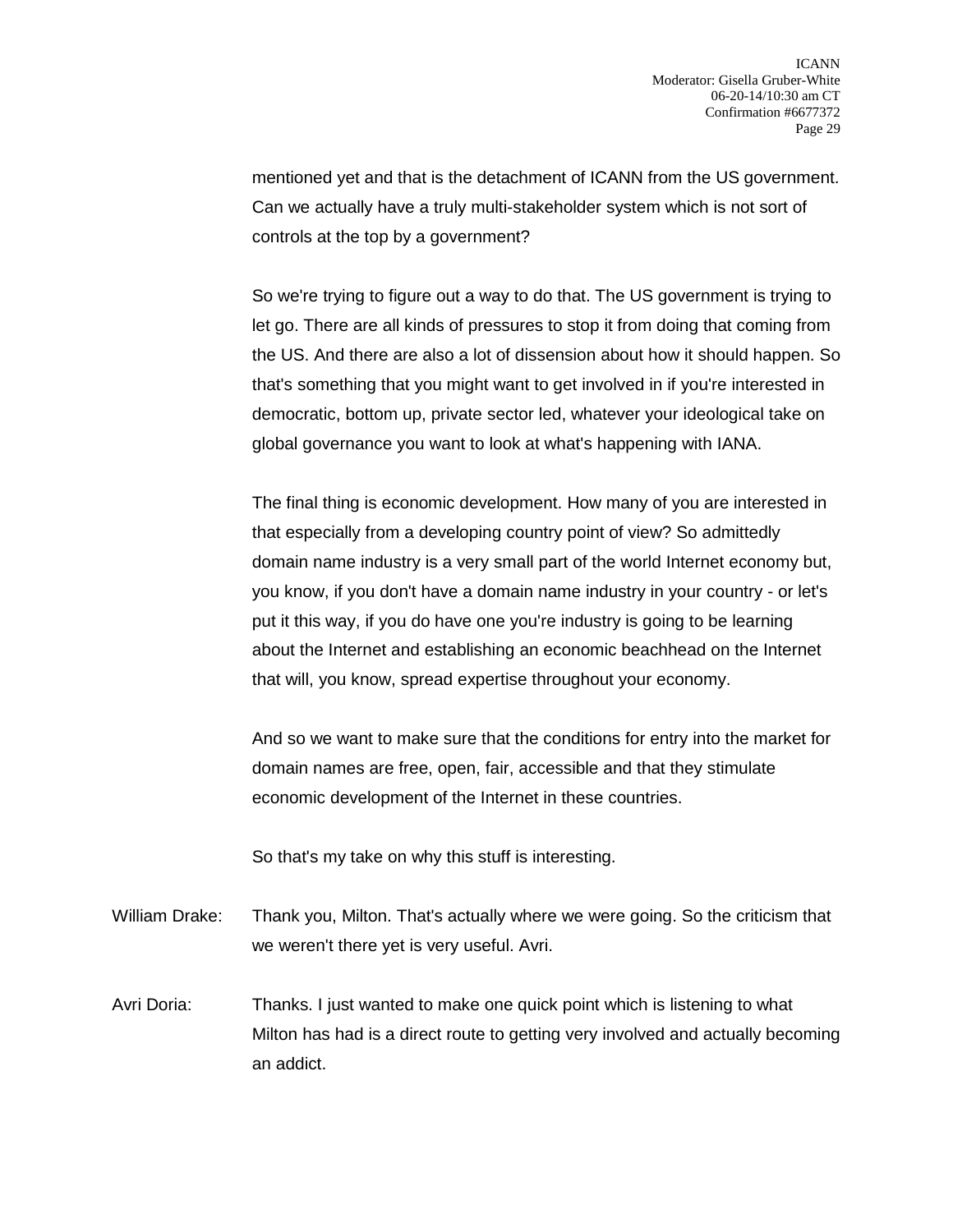mentioned yet and that is the detachment of ICANN from the US government. Can we actually have a truly multi-stakeholder system which is not sort of controls at the top by a government?

So we're trying to figure out a way to do that. The US government is trying to let go. There are all kinds of pressures to stop it from doing that coming from the US. And there are also a lot of dissension about how it should happen. So that's something that you might want to get involved in if you're interested in democratic, bottom up, private sector led, whatever your ideological take on global governance you want to look at what's happening with IANA.

The final thing is economic development. How many of you are interested in that especially from a developing country point of view? So admittedly domain name industry is a very small part of the world Internet economy but, you know, if you don't have a domain name industry in your country - or let's put it this way, if you do have one you're industry is going to be learning about the Internet and establishing an economic beachhead on the Internet that will, you know, spread expertise throughout your economy.

And so we want to make sure that the conditions for entry into the market for domain names are free, open, fair, accessible and that they stimulate economic development of the Internet in these countries.

So that's my take on why this stuff is interesting.

William Drake: Thank you, Milton. That's actually where we were going. So the criticism that we weren't there yet is very useful. Avri.

Avri Doria: Thanks. I just wanted to make one quick point which is listening to what Milton has had is a direct route to getting very involved and actually becoming an addict.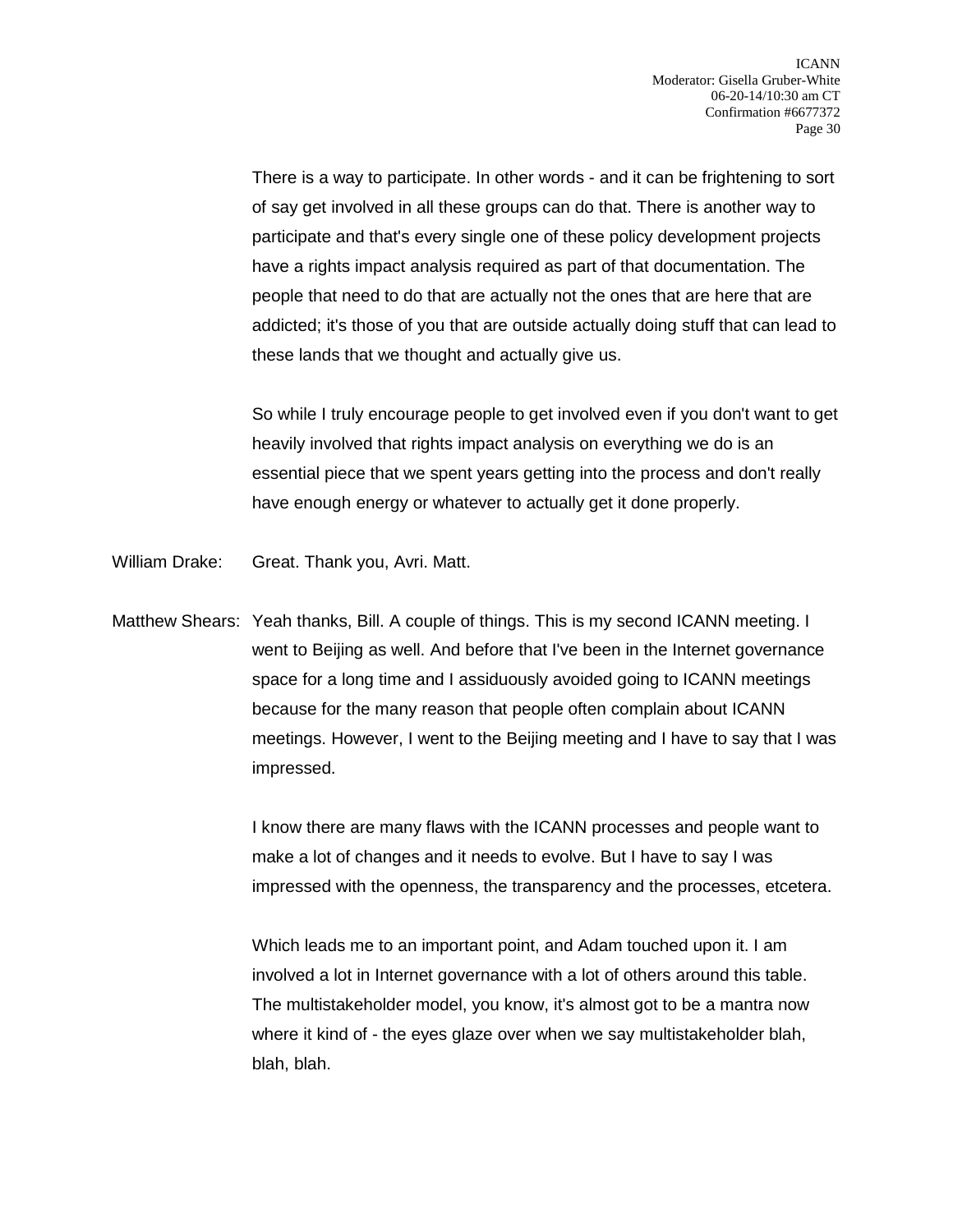There is a way to participate. In other words - and it can be frightening to sort of say get involved in all these groups can do that. There is another way to participate and that's every single one of these policy development projects have a rights impact analysis required as part of that documentation. The people that need to do that are actually not the ones that are here that are addicted; it's those of you that are outside actually doing stuff that can lead to these lands that we thought and actually give us.

So while I truly encourage people to get involved even if you don't want to get heavily involved that rights impact analysis on everything we do is an essential piece that we spent years getting into the process and don't really have enough energy or whatever to actually get it done properly.

William Drake: Great. Thank you, Avri. Matt.

Matthew Shears: Yeah thanks, Bill. A couple of things. This is my second ICANN meeting. I went to Beijing as well. And before that I've been in the Internet governance space for a long time and I assiduously avoided going to ICANN meetings because for the many reason that people often complain about ICANN meetings. However, I went to the Beijing meeting and I have to say that I was impressed.

I know there are many flaws with the ICANN processes and people want to make a lot of changes and it needs to evolve. But I have to say I was impressed with the openness, the transparency and the processes, etcetera.

Which leads me to an important point, and Adam touched upon it. I am involved a lot in Internet governance with a lot of others around this table. The multistakeholder model, you know, it's almost got to be a mantra now where it kind of - the eyes glaze over when we say multistakeholder blah, blah, blah.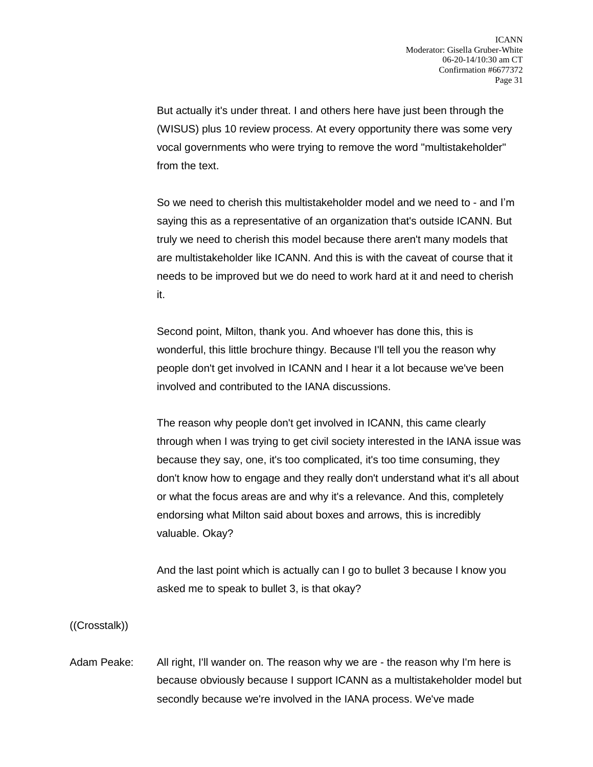But actually it's under threat. I and others here have just been through the (WISUS) plus 10 review process. At every opportunity there was some very vocal governments who were trying to remove the word "multistakeholder" from the text.

So we need to cherish this multistakeholder model and we need to - and I'm saying this as a representative of an organization that's outside ICANN. But truly we need to cherish this model because there aren't many models that are multistakeholder like ICANN. And this is with the caveat of course that it needs to be improved but we do need to work hard at it and need to cherish it.

Second point, Milton, thank you. And whoever has done this, this is wonderful, this little brochure thingy. Because I'll tell you the reason why people don't get involved in ICANN and I hear it a lot because we've been involved and contributed to the IANA discussions.

The reason why people don't get involved in ICANN, this came clearly through when I was trying to get civil society interested in the IANA issue was because they say, one, it's too complicated, it's too time consuming, they don't know how to engage and they really don't understand what it's all about or what the focus areas are and why it's a relevance. And this, completely endorsing what Milton said about boxes and arrows, this is incredibly valuable. Okay?

And the last point which is actually can I go to bullet 3 because I know you asked me to speak to bullet 3, is that okay?

((Crosstalk))

Adam Peake: All right, I'll wander on. The reason why we are - the reason why I'm here is because obviously because I support ICANN as a multistakeholder model but secondly because we're involved in the IANA process. We've made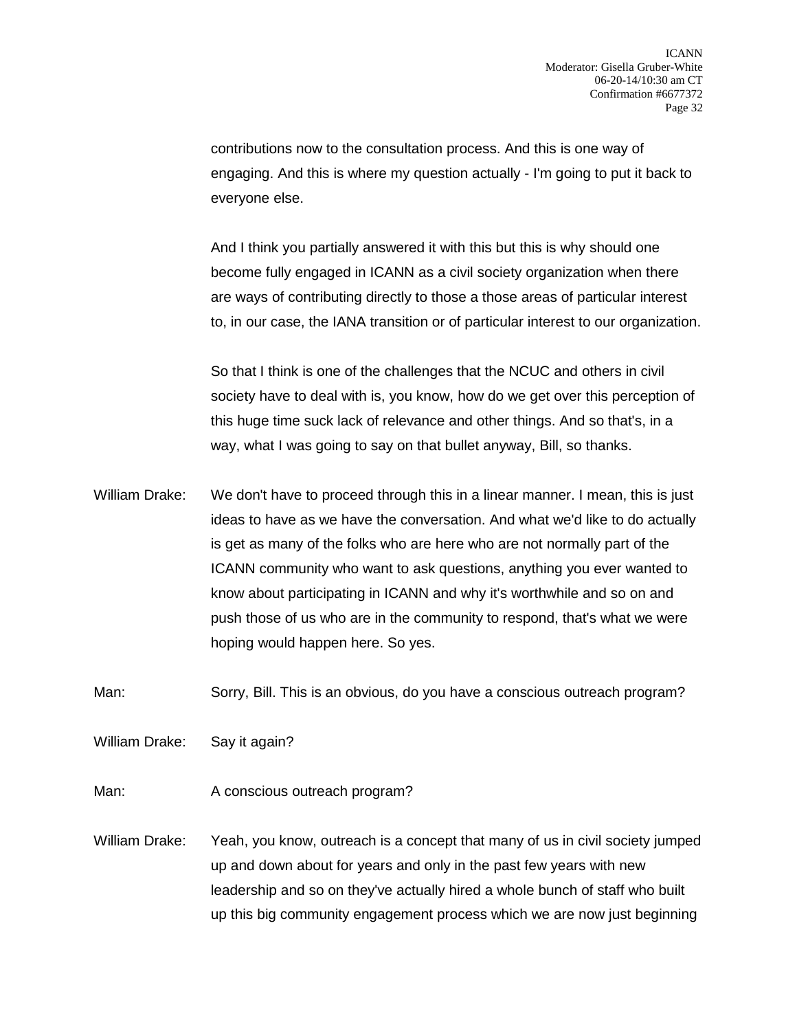contributions now to the consultation process. And this is one way of engaging. And this is where my question actually - I'm going to put it back to everyone else.

And I think you partially answered it with this but this is why should one become fully engaged in ICANN as a civil society organization when there are ways of contributing directly to those a those areas of particular interest to, in our case, the IANA transition or of particular interest to our organization.

So that I think is one of the challenges that the NCUC and others in civil society have to deal with is, you know, how do we get over this perception of this huge time suck lack of relevance and other things. And so that's, in a way, what I was going to say on that bullet anyway, Bill, so thanks.

William Drake: We don't have to proceed through this in a linear manner. I mean, this is just ideas to have as we have the conversation. And what we'd like to do actually is get as many of the folks who are here who are not normally part of the ICANN community who want to ask questions, anything you ever wanted to know about participating in ICANN and why it's worthwhile and so on and push those of us who are in the community to respond, that's what we were hoping would happen here. So yes.

Man: Sorry, Bill. This is an obvious, do you have a conscious outreach program?

William Drake: Say it again?

Man: A conscious outreach program?

William Drake: Yeah, you know, outreach is a concept that many of us in civil society jumped up and down about for years and only in the past few years with new leadership and so on they've actually hired a whole bunch of staff who built up this big community engagement process which we are now just beginning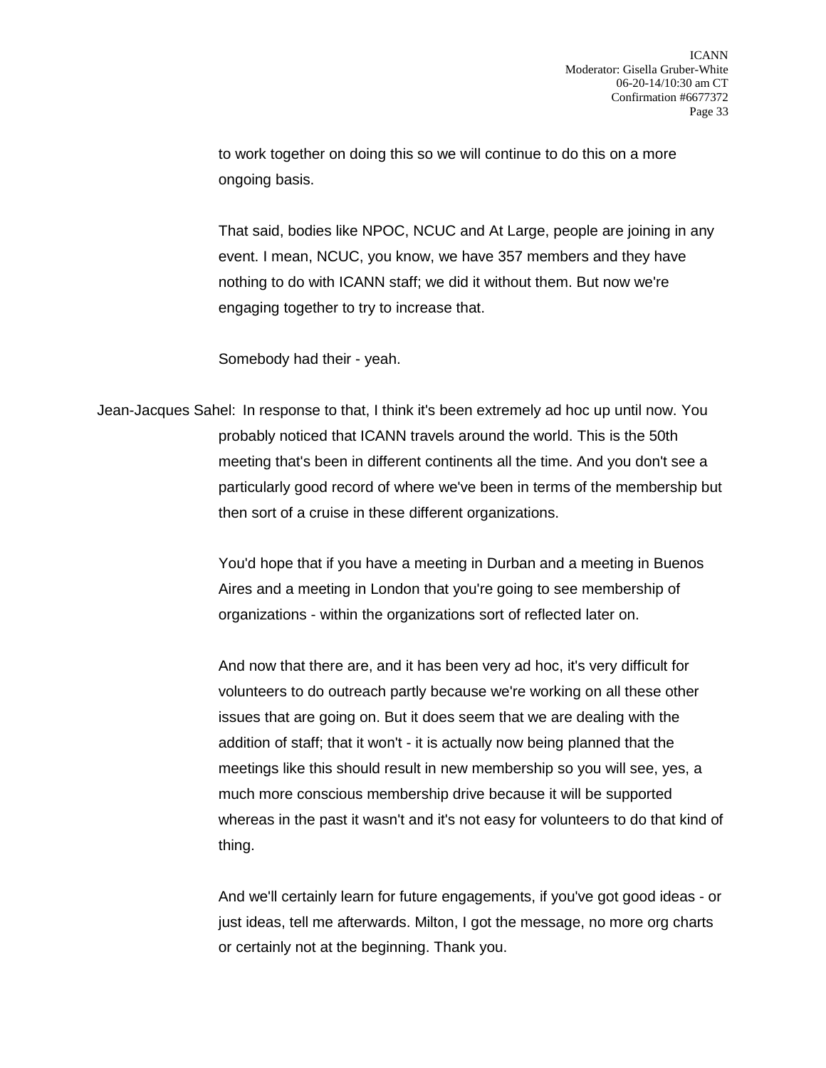to work together on doing this so we will continue to do this on a more ongoing basis.

That said, bodies like NPOC, NCUC and At Large, people are joining in any event. I mean, NCUC, you know, we have 357 members and they have nothing to do with ICANN staff; we did it without them. But now we're engaging together to try to increase that.

Somebody had their - yeah.

Jean-Jacques Sahel: In response to that, I think it's been extremely ad hoc up until now. You probably noticed that ICANN travels around the world. This is the 50th meeting that's been in different continents all the time. And you don't see a particularly good record of where we've been in terms of the membership but then sort of a cruise in these different organizations.

You'd hope that if you have a meeting in Durban and a meeting in Buenos Aires and a meeting in London that you're going to see membership of organizations - within the organizations sort of reflected later on.

And now that there are, and it has been very ad hoc, it's very difficult for volunteers to do outreach partly because we're working on all these other issues that are going on. But it does seem that we are dealing with the addition of staff; that it won't - it is actually now being planned that the meetings like this should result in new membership so you will see, yes, a much more conscious membership drive because it will be supported whereas in the past it wasn't and it's not easy for volunteers to do that kind of thing.

And we'll certainly learn for future engagements, if you've got good ideas - or just ideas, tell me afterwards. Milton, I got the message, no more org charts or certainly not at the beginning. Thank you.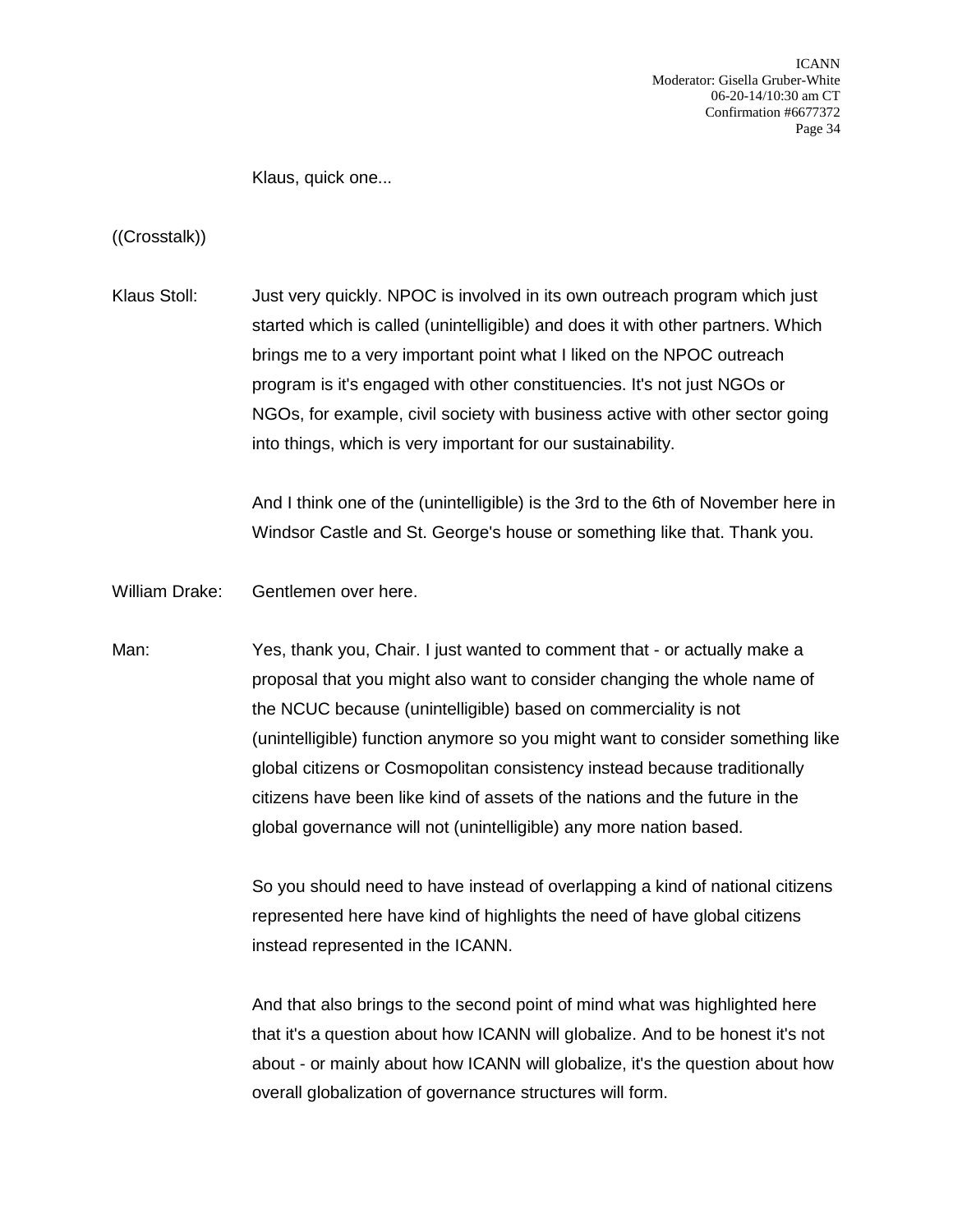Klaus, quick one...

((Crosstalk))

Klaus Stoll: Just very quickly. NPOC is involved in its own outreach program which just started which is called (unintelligible) and does it with other partners. Which brings me to a very important point what I liked on the NPOC outreach program is it's engaged with other constituencies. It's not just NGOs or NGOs, for example, civil society with business active with other sector going into things, which is very important for our sustainability.

And I think one of the (unintelligible) is the 3rd to the 6th of November here in Windsor Castle and St. George's house or something like that. Thank you.

William Drake: Gentlemen over here.

Man: Yes, thank you, Chair. I just wanted to comment that - or actually make a proposal that you might also want to consider changing the whole name of the NCUC because (unintelligible) based on commerciality is not (unintelligible) function anymore so you might want to consider something like global citizens or Cosmopolitan consistency instead because traditionally citizens have been like kind of assets of the nations and the future in the global governance will not (unintelligible) any more nation based.

So you should need to have instead of overlapping a kind of national citizens represented here have kind of highlights the need of have global citizens instead represented in the ICANN.

And that also brings to the second point of mind what was highlighted here that it's a question about how ICANN will globalize. And to be honest it's not about - or mainly about how ICANN will globalize, it's the question about how overall globalization of governance structures will form.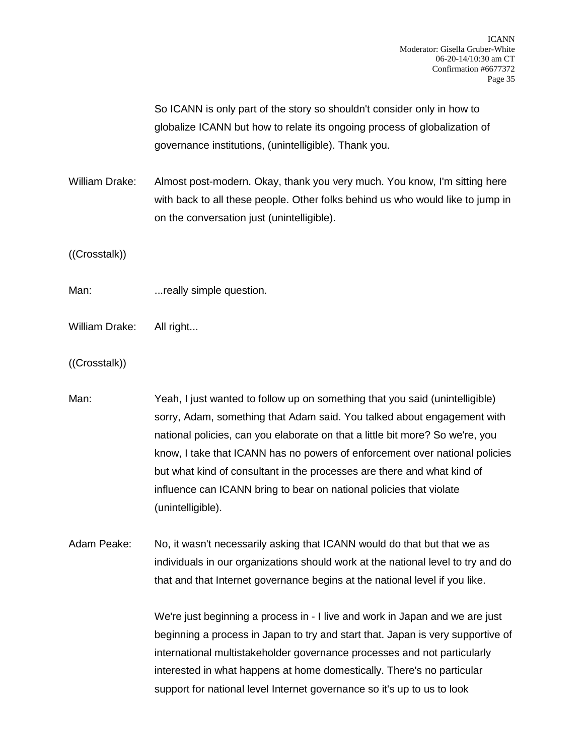So ICANN is only part of the story so shouldn't consider only in how to globalize ICANN but how to relate its ongoing process of globalization of governance institutions, (unintelligible). Thank you.

William Drake: Almost post-modern. Okay, thank you very much. You know, I'm sitting here with back to all these people. Other folks behind us who would like to jump in on the conversation just (unintelligible).

((Crosstalk))

Man: ...really simple question.

William Drake: All right...

((Crosstalk))

Man: Yeah, I just wanted to follow up on something that you said (unintelligible) sorry, Adam, something that Adam said. You talked about engagement with national policies, can you elaborate on that a little bit more? So we're, you know, I take that ICANN has no powers of enforcement over national policies but what kind of consultant in the processes are there and what kind of influence can ICANN bring to bear on national policies that violate (unintelligible).

Adam Peake: No, it wasn't necessarily asking that ICANN would do that but that we as individuals in our organizations should work at the national level to try and do that and that Internet governance begins at the national level if you like.

We're just beginning a process in - I live and work in Japan and we are just beginning a process in Japan to try and start that. Japan is very supportive of international multistakeholder governance processes and not particularly interested in what happens at home domestically. There's no particular support for national level Internet governance so it's up to us to look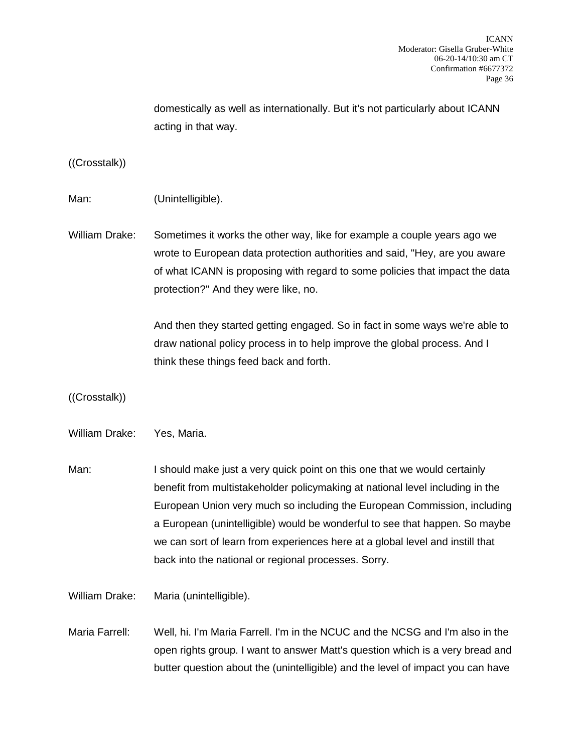domestically as well as internationally. But it's not particularly about ICANN acting in that way.

((Crosstalk))

Man: (Unintelligible).

William Drake: Sometimes it works the other way, like for example a couple years ago we wrote to European data protection authorities and said, "Hey, are you aware of what ICANN is proposing with regard to some policies that impact the data protection?" And they were like, no.

And then they started getting engaged. So in fact in some ways we're able to draw national policy process in to help improve the global process. And I think these things feed back and forth.

((Crosstalk))

William Drake: Yes, Maria.

Man: I should make just a very quick point on this one that we would certainly benefit from multistakeholder policymaking at national level including in the European Union very much so including the European Commission, including a European (unintelligible) would be wonderful to see that happen. So maybe we can sort of learn from experiences here at a global level and instill that back into the national or regional processes. Sorry.

William Drake: Maria (unintelligible).

Maria Farrell: Well, hi. I'm Maria Farrell. I'm in the NCUC and the NCSG and I'm also in the open rights group. I want to answer Matt's question which is a very bread and butter question about the (unintelligible) and the level of impact you can have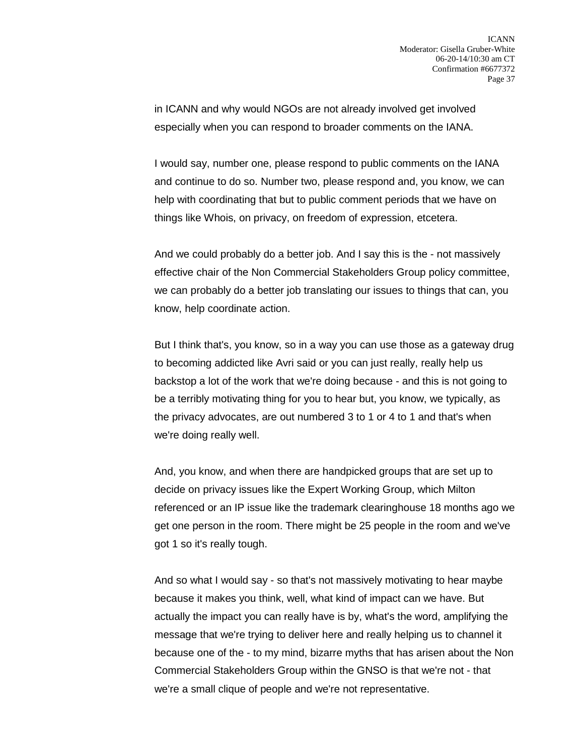in ICANN and why would NGOs are not already involved get involved especially when you can respond to broader comments on the IANA.

I would say, number one, please respond to public comments on the IANA and continue to do so. Number two, please respond and, you know, we can help with coordinating that but to public comment periods that we have on things like Whois, on privacy, on freedom of expression, etcetera.

And we could probably do a better job. And I say this is the - not massively effective chair of the Non Commercial Stakeholders Group policy committee, we can probably do a better job translating our issues to things that can, you know, help coordinate action.

But I think that's, you know, so in a way you can use those as a gateway drug to becoming addicted like Avri said or you can just really, really help us backstop a lot of the work that we're doing because - and this is not going to be a terribly motivating thing for you to hear but, you know, we typically, as the privacy advocates, are out numbered 3 to 1 or 4 to 1 and that's when we're doing really well.

And, you know, and when there are handpicked groups that are set up to decide on privacy issues like the Expert Working Group, which Milton referenced or an IP issue like the trademark clearinghouse 18 months ago we get one person in the room. There might be 25 people in the room and we've got 1 so it's really tough.

And so what I would say - so that's not massively motivating to hear maybe because it makes you think, well, what kind of impact can we have. But actually the impact you can really have is by, what's the word, amplifying the message that we're trying to deliver here and really helping us to channel it because one of the - to my mind, bizarre myths that has arisen about the Non Commercial Stakeholders Group within the GNSO is that we're not - that we're a small clique of people and we're not representative.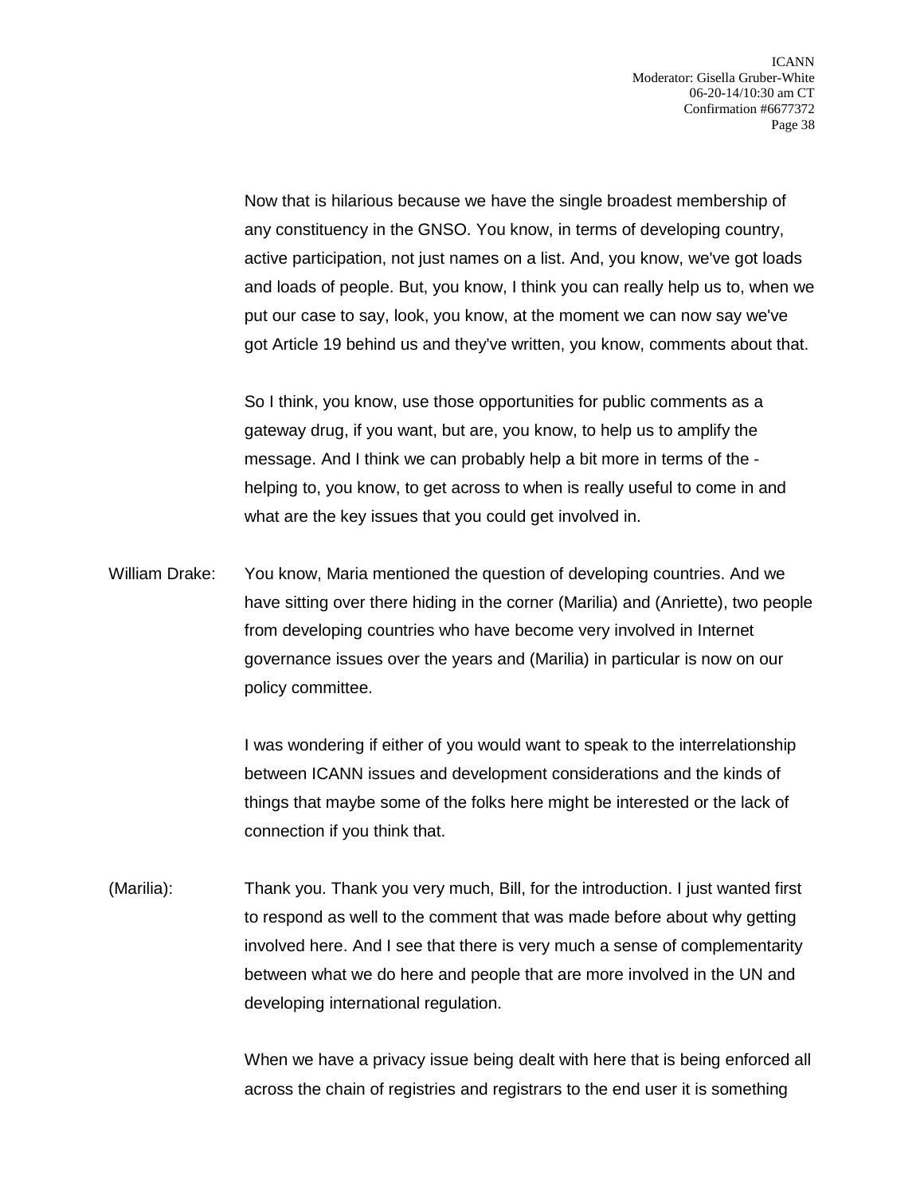Now that is hilarious because we have the single broadest membership of any constituency in the GNSO. You know, in terms of developing country, active participation, not just names on a list. And, you know, we've got loads and loads of people. But, you know, I think you can really help us to, when we put our case to say, look, you know, at the moment we can now say we've got Article 19 behind us and they've written, you know, comments about that.

So I think, you know, use those opportunities for public comments as a gateway drug, if you want, but are, you know, to help us to amplify the message. And I think we can probably help a bit more in terms of the - helping to, you know, to get across to when is really useful to come in and what are the key issues that you could get involved in.

William Drake: You know, Maria mentioned the question of developing countries. And we have sitting over there hiding in the corner (Marilia) and (Anriette), two people from developing countries who have become very involved in Internet governance issues over the years and (Marilia) in particular is now on our policy committee.

I was wondering if either of you would want to speak to the interrelationship between ICANN issues and development considerations and the kinds of things that maybe some of the folks here might be interested or the lack of connection if you think that.

(Marilia): Thank you. Thank you very much, Bill, for the introduction. I just wanted first to respond as well to the comment that was made before about why getting involved here. And I see that there is very much a sense of complementarity between what we do here and people that are more involved in the UN and developing international regulation.

When we have a privacy issue being dealt with here that is being enforced all across the chain of registries and registrars to the end user it is something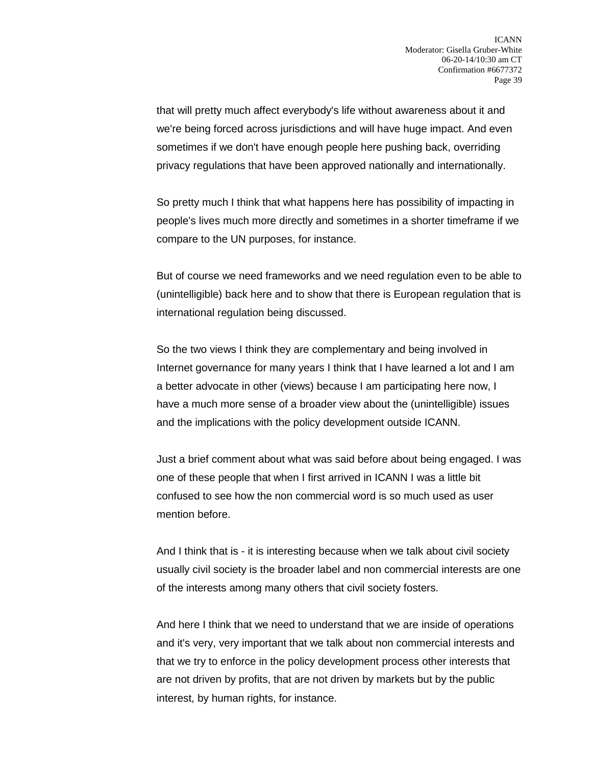that will pretty much affect everybody's life without awareness about it and we're being forced across jurisdictions and will have huge impact. And even sometimes if we don't have enough people here pushing back, overriding privacy regulations that have been approved nationally and internationally.

So pretty much I think that what happens here has possibility of impacting in people's lives much more directly and sometimes in a shorter timeframe if we compare to the UN purposes, for instance.

But of course we need frameworks and we need regulation even to be able to (unintelligible) back here and to show that there is European regulation that is international regulation being discussed.

So the two views I think they are complementary and being involved in Internet governance for many years I think that I have learned a lot and I am a better advocate in other (views) because I am participating here now, I have a much more sense of a broader view about the (unintelligible) issues and the implications with the policy development outside ICANN.

Just a brief comment about what was said before about being engaged. I was one of these people that when I first arrived in ICANN I was a little bit confused to see how the non commercial word is so much used as user mention before.

And I think that is - it is interesting because when we talk about civil society usually civil society is the broader label and non commercial interests are one of the interests among many others that civil society fosters.

And here I think that we need to understand that we are inside of operations and it's very, very important that we talk about non commercial interests and that we try to enforce in the policy development process other interests that are not driven by profits, that are not driven by markets but by the public interest, by human rights, for instance.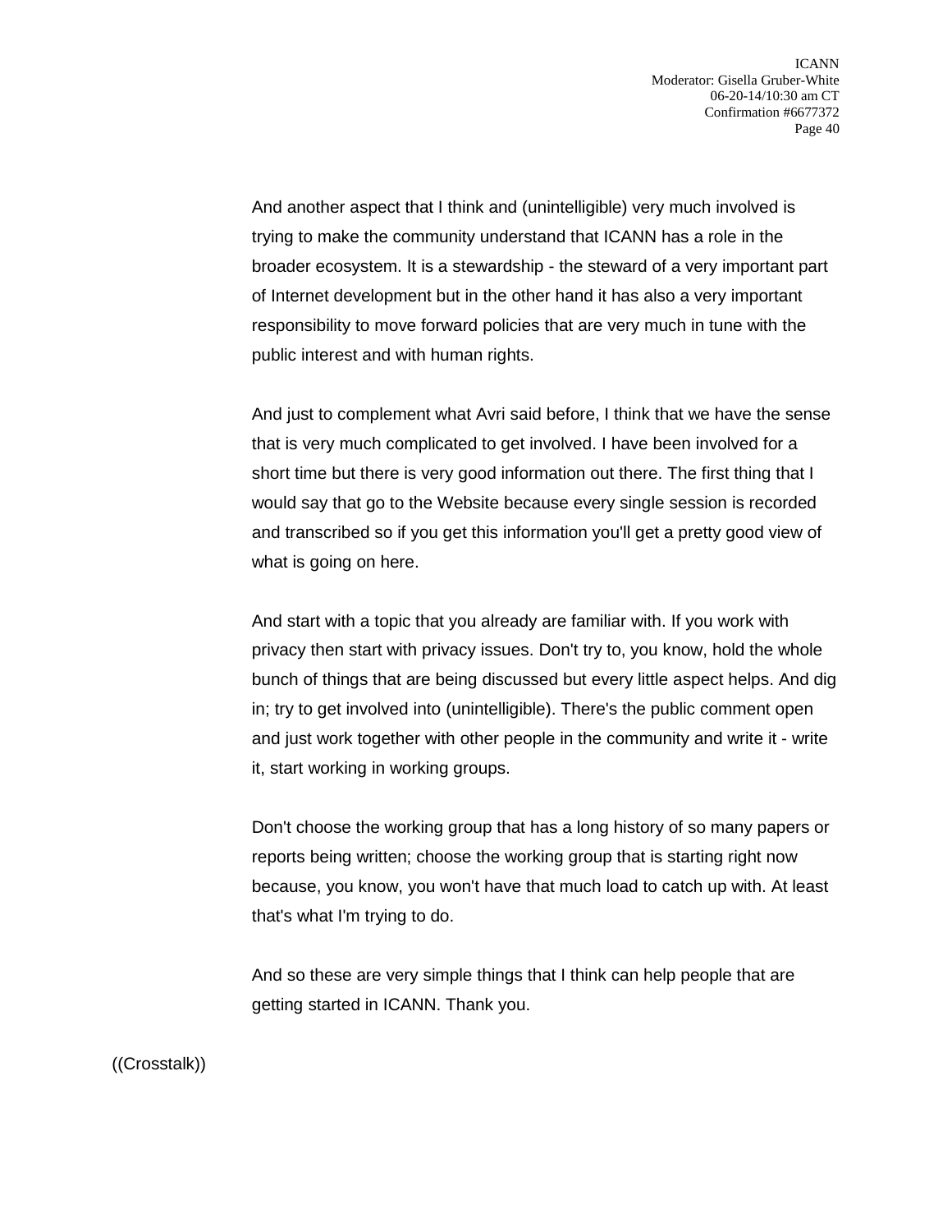And another aspect that I think and (unintelligible) very much involved is trying to make the community understand that ICANN has a role in the broader ecosystem. It is a stewardship - the steward of a very important part of Internet development but in the other hand it has also a very important responsibility to move forward policies that are very much in tune with the public interest and with human rights.

And just to complement what Avri said before, I think that we have the sense that is very much complicated to get involved. I have been involved for a short time but there is very good information out there. The first thing that I would say that go to the Website because every single session is recorded and transcribed so if you get this information you'll get a pretty good view of what is going on here.

And start with a topic that you already are familiar with. If you work with privacy then start with privacy issues. Don't try to, you know, hold the whole bunch of things that are being discussed but every little aspect helps. And dig in; try to get involved into (unintelligible). There's the public comment open and just work together with other people in the community and write it - write it, start working in working groups.

Don't choose the working group that has a long history of so many papers or reports being written; choose the working group that is starting right now because, you know, you won't have that much load to catch up with. At least that's what I'm trying to do.

And so these are very simple things that I think can help people that are getting started in ICANN. Thank you.

((Crosstalk))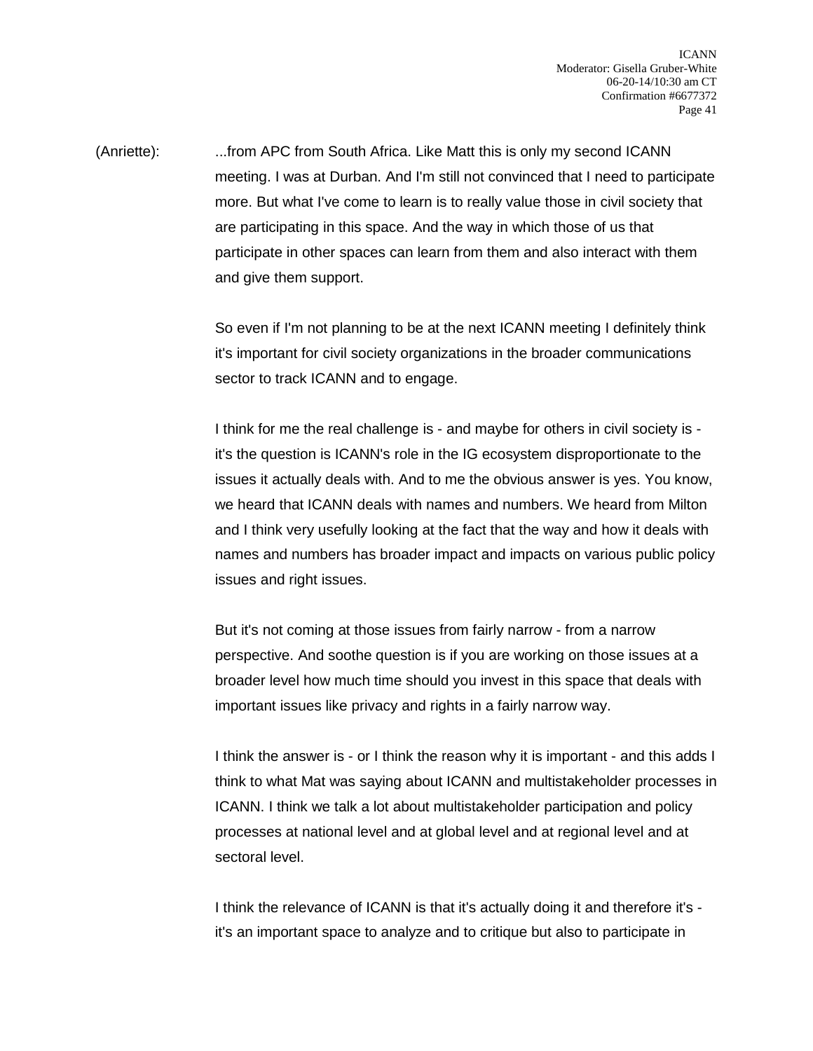(Anriette): ...from APC from South Africa. Like Matt this is only my second ICANN meeting. I was at Durban. And I'm still not convinced that I need to participate more. But what I've come to learn is to really value those in civil society that are participating in this space. And the way in which those of us that participate in other spaces can learn from them and also interact with them and give them support.

So even if I'm not planning to be at the next ICANN meeting I definitely think it's important for civil society organizations in the broader communications sector to track ICANN and to engage.

I think for me the real challenge is - and maybe for others in civil society is - it's the question is ICANN's role in the IG ecosystem disproportionate to the issues it actually deals with. And to me the obvious answer is yes. You know, we heard that ICANN deals with names and numbers. We heard from Milton and I think very usefully looking at the fact that the way and how it deals with names and numbers has broader impact and impacts on various public policy issues and right issues.

But it's not coming at those issues from fairly narrow - from a narrow perspective. And soothe question is if you are working on those issues at a broader level how much time should you invest in this space that deals with important issues like privacy and rights in a fairly narrow way.

I think the answer is - or I think the reason why it is important - and this adds I think to what Mat was saying about ICANN and multistakeholder processes in ICANN. I think we talk a lot about multistakeholder participation and policy processes at national level and at global level and at regional level and at sectoral level.

I think the relevance of ICANN is that it's actually doing it and therefore it's - it's an important space to analyze and to critique but also to participate in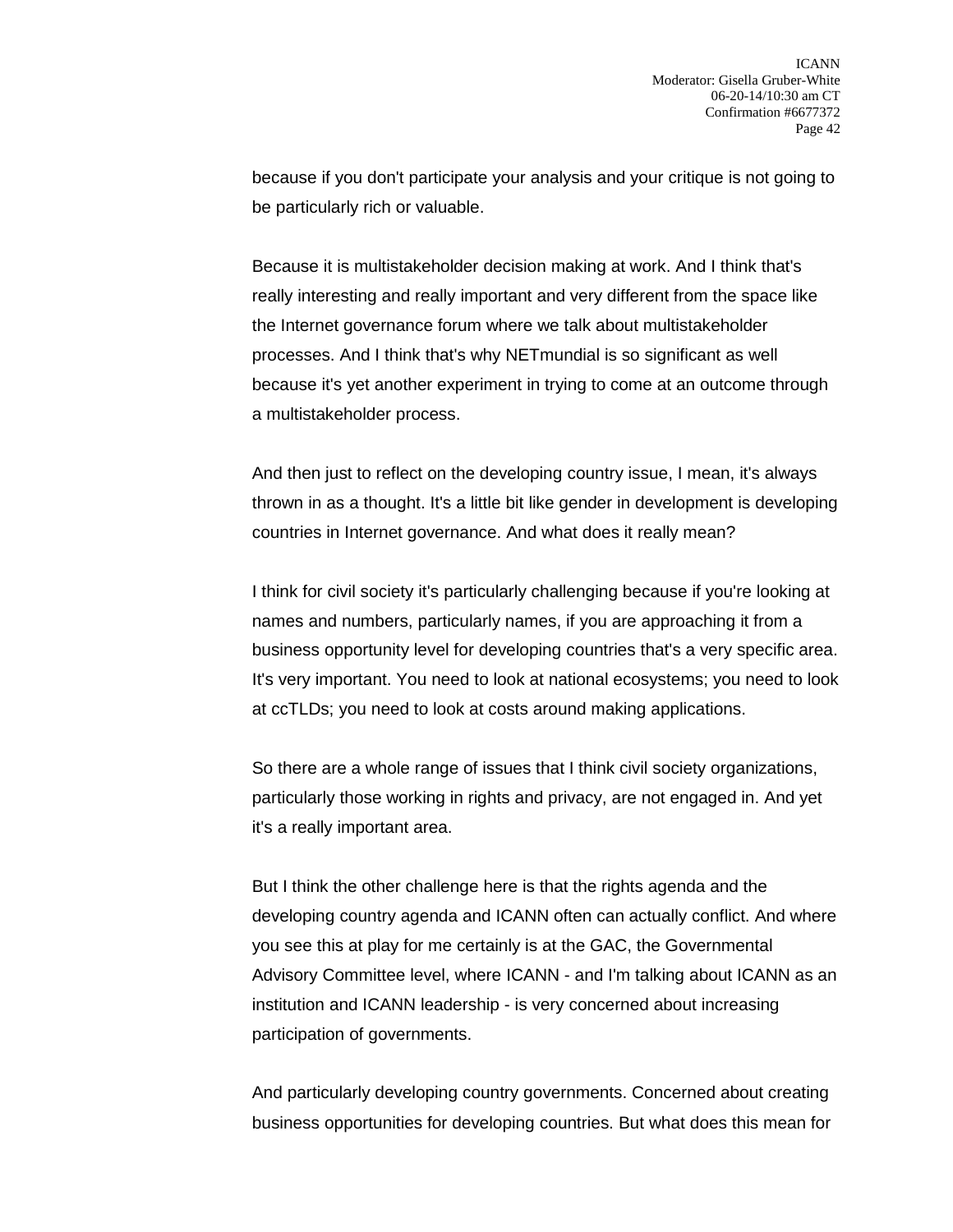because if you don't participate your analysis and your critique is not going to be particularly rich or valuable.

Because it is multistakeholder decision making at work. And I think that's really interesting and really important and very different from the space like the Internet governance forum where we talk about multistakeholder processes. And I think that's why NETmundial is so significant as well because it's yet another experiment in trying to come at an outcome through a multistakeholder process.

And then just to reflect on the developing country issue, I mean, it's always thrown in as a thought. It's a little bit like gender in development is developing countries in Internet governance. And what does it really mean?

I think for civil society it's particularly challenging because if you're looking at names and numbers, particularly names, if you are approaching it from a business opportunity level for developing countries that's a very specific area. It's very important. You need to look at national ecosystems; you need to look at ccTLDs; you need to look at costs around making applications.

So there are a whole range of issues that I think civil society organizations, particularly those working in rights and privacy, are not engaged in. And yet it's a really important area.

But I think the other challenge here is that the rights agenda and the developing country agenda and ICANN often can actually conflict. And where you see this at play for me certainly is at the GAC, the Governmental Advisory Committee level, where ICANN - and I'm talking about ICANN as an institution and ICANN leadership - is very concerned about increasing participation of governments.

And particularly developing country governments. Concerned about creating business opportunities for developing countries. But what does this mean for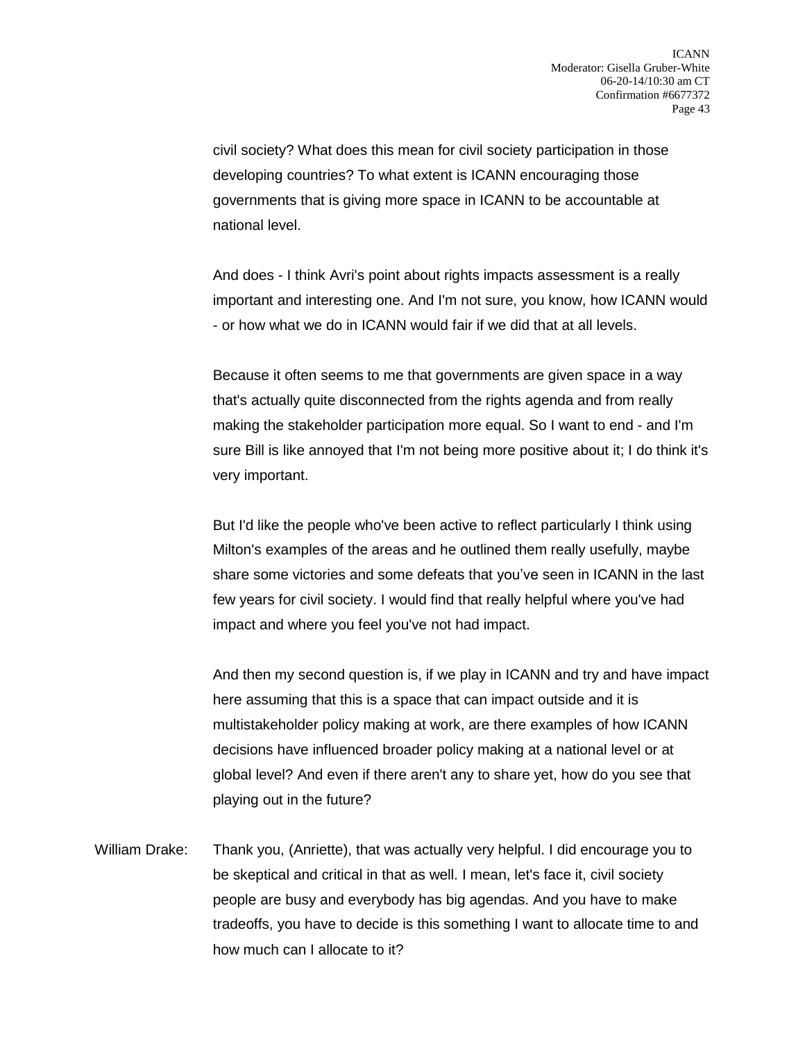civil society? What does this mean for civil society participation in those developing countries? To what extent is ICANN encouraging those governments that is giving more space in ICANN to be accountable at national level.

And does - I think Avri's point about rights impacts assessment is a really important and interesting one. And I'm not sure, you know, how ICANN would - or how what we do in ICANN would fair if we did that at all levels.

Because it often seems to me that governments are given space in a way that's actually quite disconnected from the rights agenda and from really making the stakeholder participation more equal. So I want to end - and I'm sure Bill is like annoyed that I'm not being more positive about it; I do think it's very important.

But I'd like the people who've been active to reflect particularly I think using Milton's examples of the areas and he outlined them really usefully, maybe share some victories and some defeats that you've seen in ICANN in the last few years for civil society. I would find that really helpful where you've had impact and where you feel you've not had impact.

And then my second question is, if we play in ICANN and try and have impact here assuming that this is a space that can impact outside and it is multistakeholder policy making at work, are there examples of how ICANN decisions have influenced broader policy making at a national level or at global level? And even if there aren't any to share yet, how do you see that playing out in the future?

William Drake: Thank you, (Anriette), that was actually very helpful. I did encourage you to be skeptical and critical in that as well. I mean, let's face it, civil society people are busy and everybody has big agendas. And you have to make tradeoffs, you have to decide is this something I want to allocate time to and how much can I allocate to it?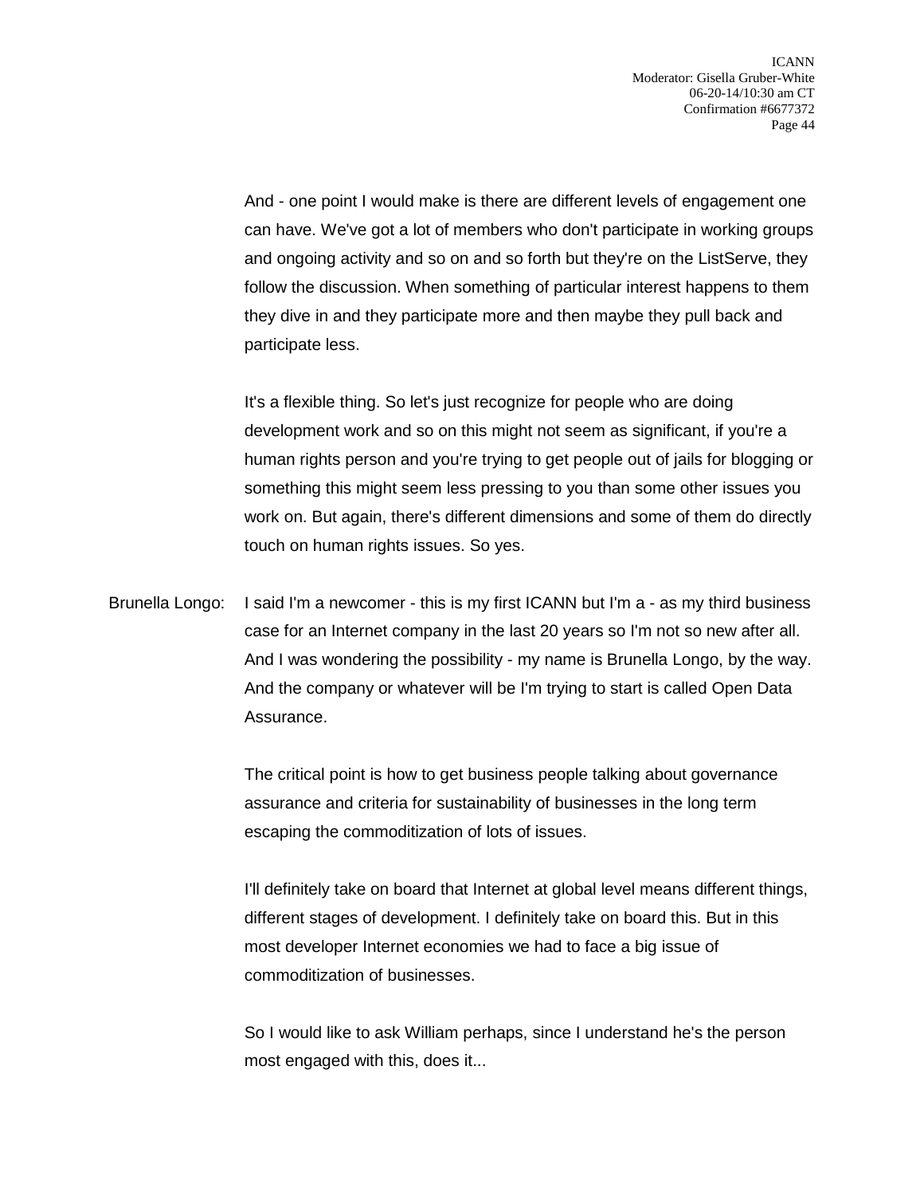And - one point I would make is there are different levels of engagement one can have. We've got a lot of members who don't participate in working groups and ongoing activity and so on and so forth but they're on the ListServe, they follow the discussion. When something of particular interest happens to them they dive in and they participate more and then maybe they pull back and participate less.

It's a flexible thing. So let's just recognize for people who are doing development work and so on this might not seem as significant, if you're a human rights person and you're trying to get people out of jails for blogging or something this might seem less pressing to you than some other issues you work on. But again, there's different dimensions and some of them do directly touch on human rights issues. So yes.

Brunella Longo: I said I'm a newcomer - this is my first ICANN but I'm a - as my third business case for an Internet company in the last 20 years so I'm not so new after all. And I was wondering the possibility - my name is Brunella Longo, by the way. And the company or whatever will be I'm trying to start is called Open Data Assurance.

The critical point is how to get business people talking about governance assurance and criteria for sustainability of businesses in the long term escaping the commoditization of lots of issues.

I'll definitely take on board that Internet at global level means different things, different stages of development. I definitely take on board this. But in this most developer Internet economies we had to face a big issue of commoditization of businesses.

So I would like to ask William perhaps, since I understand he's the person most engaged with this, does it...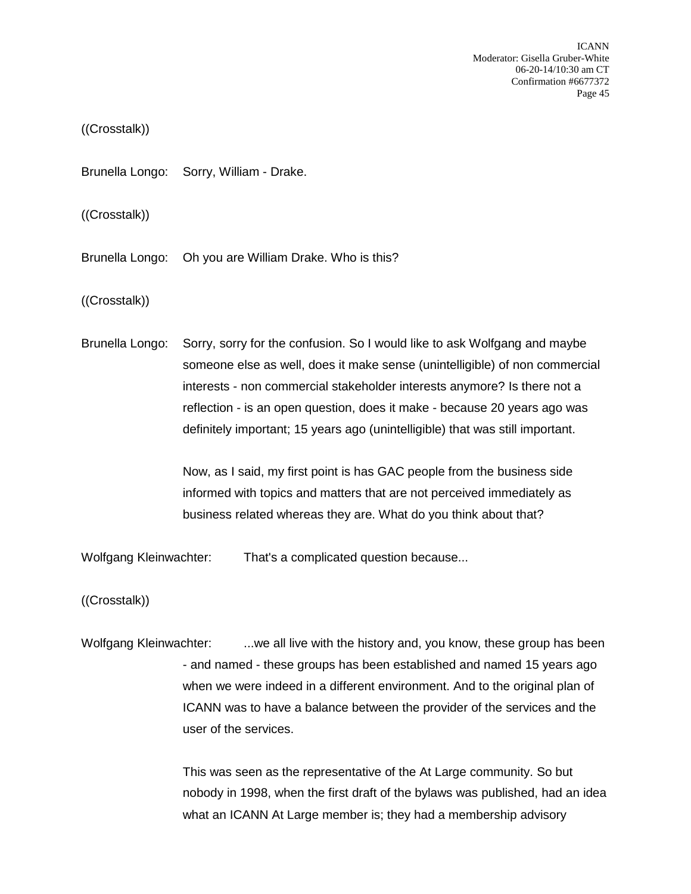((Crosstalk))

Brunella Longo: Sorry, William - Drake.

((Crosstalk))

Brunella Longo: Oh you are William Drake. Who is this?

((Crosstalk))

Brunella Longo: Sorry, sorry for the confusion. So I would like to ask Wolfgang and maybe someone else as well, does it make sense (unintelligible) of non commercial interests - non commercial stakeholder interests anymore? Is there not a reflection - is an open question, does it make - because 20 years ago was definitely important; 15 years ago (unintelligible) that was still important.

Now, as I said, my first point is has GAC people from the business side informed with topics and matters that are not perceived immediately as business related whereas they are. What do you think about that?

Wolfgang Kleinwachter: That's a complicated question because...

((Crosstalk))

Wolfgang Kleinwachter: ...we all live with the history and, you know, these group has been - and named - these groups has been established and named 15 years ago when we were indeed in a different environment. And to the original plan of ICANN was to have a balance between the provider of the services and the user of the services.

This was seen as the representative of the At Large community. So but nobody in 1998, when the first draft of the bylaws was published, had an idea what an ICANN At Large member is; they had a membership advisory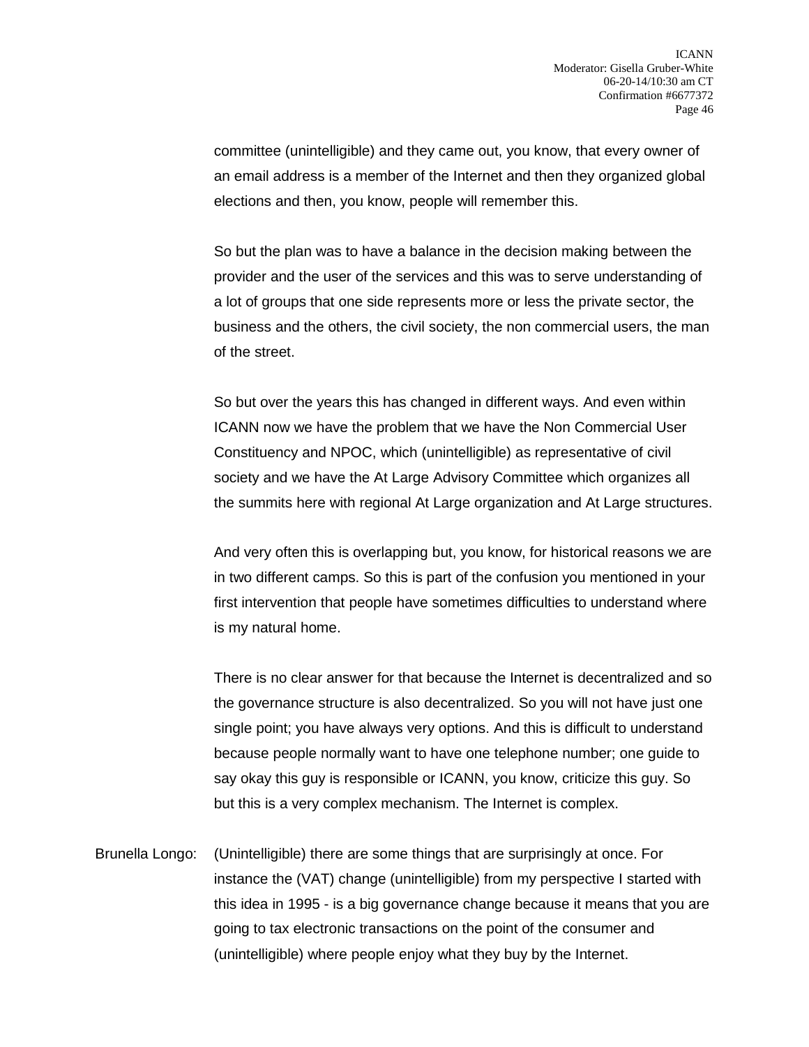committee (unintelligible) and they came out, you know, that every owner of an email address is a member of the Internet and then they organized global elections and then, you know, people will remember this.

So but the plan was to have a balance in the decision making between the provider and the user of the services and this was to serve understanding of a lot of groups that one side represents more or less the private sector, the business and the others, the civil society, the non commercial users, the man of the street.

So but over the years this has changed in different ways. And even within ICANN now we have the problem that we have the Non Commercial User Constituency and NPOC, which (unintelligible) as representative of civil society and we have the At Large Advisory Committee which organizes all the summits here with regional At Large organization and At Large structures.

And very often this is overlapping but, you know, for historical reasons we are in two different camps. So this is part of the confusion you mentioned in your first intervention that people have sometimes difficulties to understand where is my natural home.

There is no clear answer for that because the Internet is decentralized and so the governance structure is also decentralized. So you will not have just one single point; you have always very options. And this is difficult to understand because people normally want to have one telephone number; one guide to say okay this guy is responsible or ICANN, you know, criticize this guy. So but this is a very complex mechanism. The Internet is complex.

Brunella Longo: (Unintelligible) there are some things that are surprisingly at once. For instance the (VAT) change (unintelligible) from my perspective I started with this idea in 1995 - is a big governance change because it means that you are going to tax electronic transactions on the point of the consumer and (unintelligible) where people enjoy what they buy by the Internet.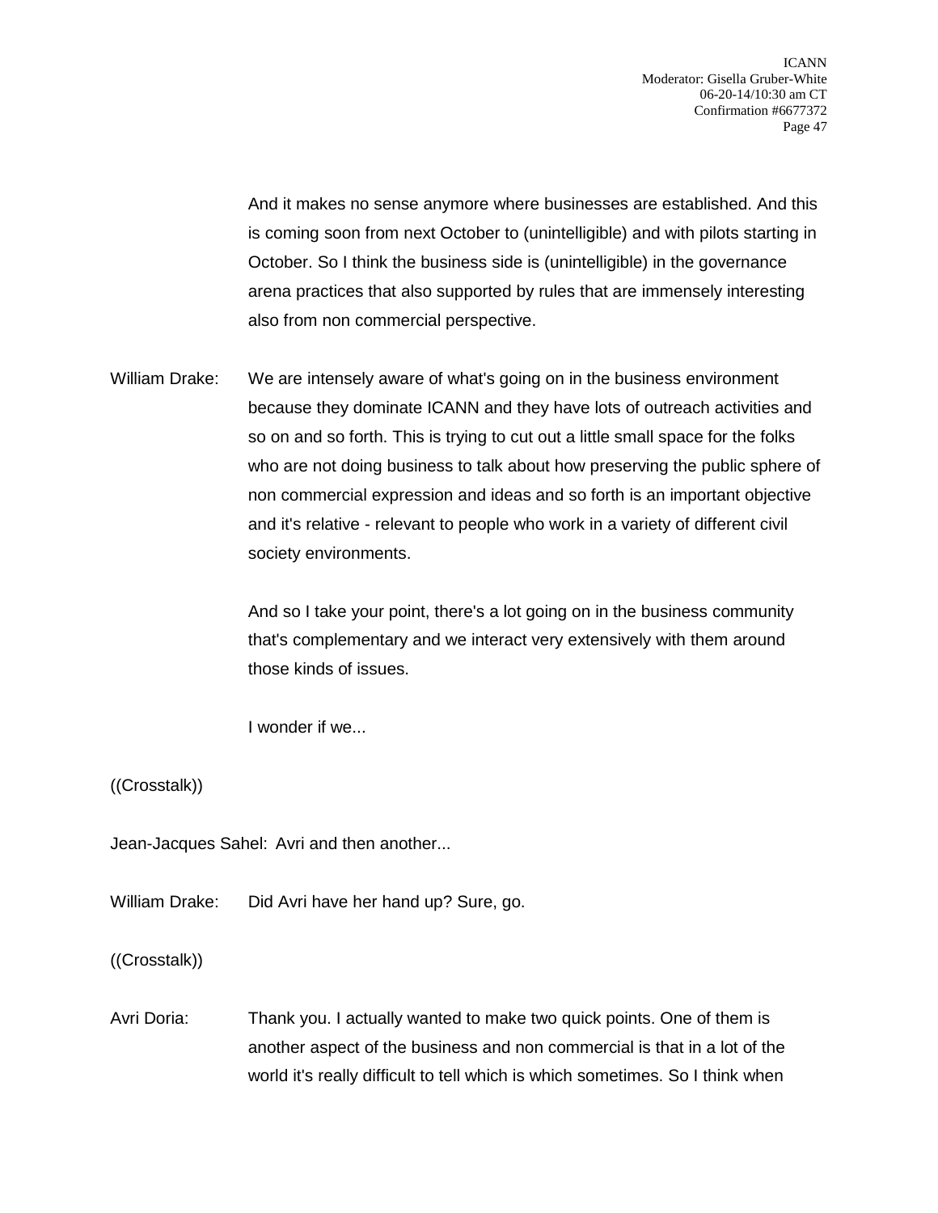And it makes no sense anymore where businesses are established. And this is coming soon from next October to (unintelligible) and with pilots starting in October. So I think the business side is (unintelligible) in the governance arena practices that also supported by rules that are immensely interesting also from non commercial perspective.

William Drake: We are intensely aware of what's going on in the business environment because they dominate ICANN and they have lots of outreach activities and so on and so forth. This is trying to cut out a little small space for the folks who are not doing business to talk about how preserving the public sphere of non commercial expression and ideas and so forth is an important objective and it's relative - relevant to people who work in a variety of different civil society environments.

And so I take your point, there's a lot going on in the business community that's complementary and we interact very extensively with them around those kinds of issues.

I wonder if we...

((Crosstalk))

Jean-Jacques Sahel: Avri and then another...

William Drake: Did Avri have her hand up? Sure, go.

((Crosstalk))

Avri Doria: Thank you. I actually wanted to make two quick points. One of them is another aspect of the business and non commercial is that in a lot of the world it's really difficult to tell which is which sometimes. So I think when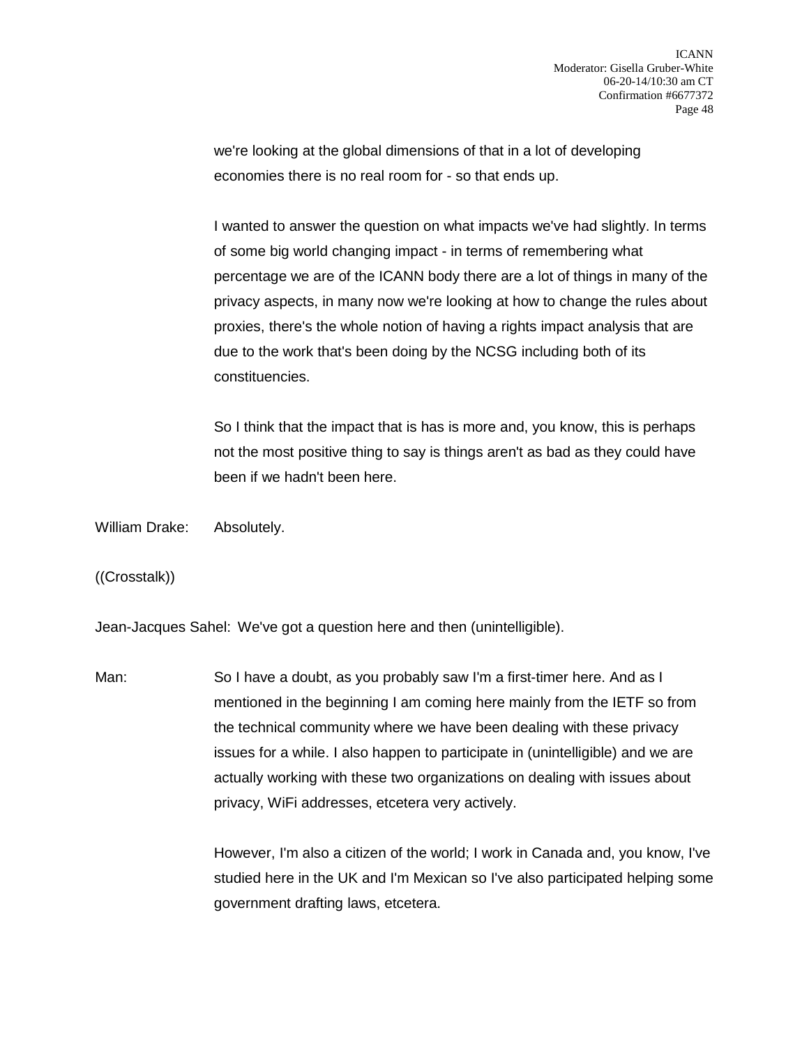we're looking at the global dimensions of that in a lot of developing economies there is no real room for - so that ends up.

I wanted to answer the question on what impacts we've had slightly. In terms of some big world changing impact - in terms of remembering what percentage we are of the ICANN body there are a lot of things in many of the privacy aspects, in many now we're looking at how to change the rules about proxies, there's the whole notion of having a rights impact analysis that are due to the work that's been doing by the NCSG including both of its constituencies.

So I think that the impact that is has is more and, you know, this is perhaps not the most positive thing to say is things aren't as bad as they could have been if we hadn't been here.

William Drake: Absolutely.

((Crosstalk))

Jean-Jacques Sahel: We've got a question here and then (unintelligible).

Man: So I have a doubt, as you probably saw I'm a first-timer here. And as I mentioned in the beginning I am coming here mainly from the IETF so from the technical community where we have been dealing with these privacy issues for a while. I also happen to participate in (unintelligible) and we are actually working with these two organizations on dealing with issues about privacy, WiFi addresses, etcetera very actively.

However, I'm also a citizen of the world; I work in Canada and, you know, I've studied here in the UK and I'm Mexican so I've also participated helping some government drafting laws, etcetera.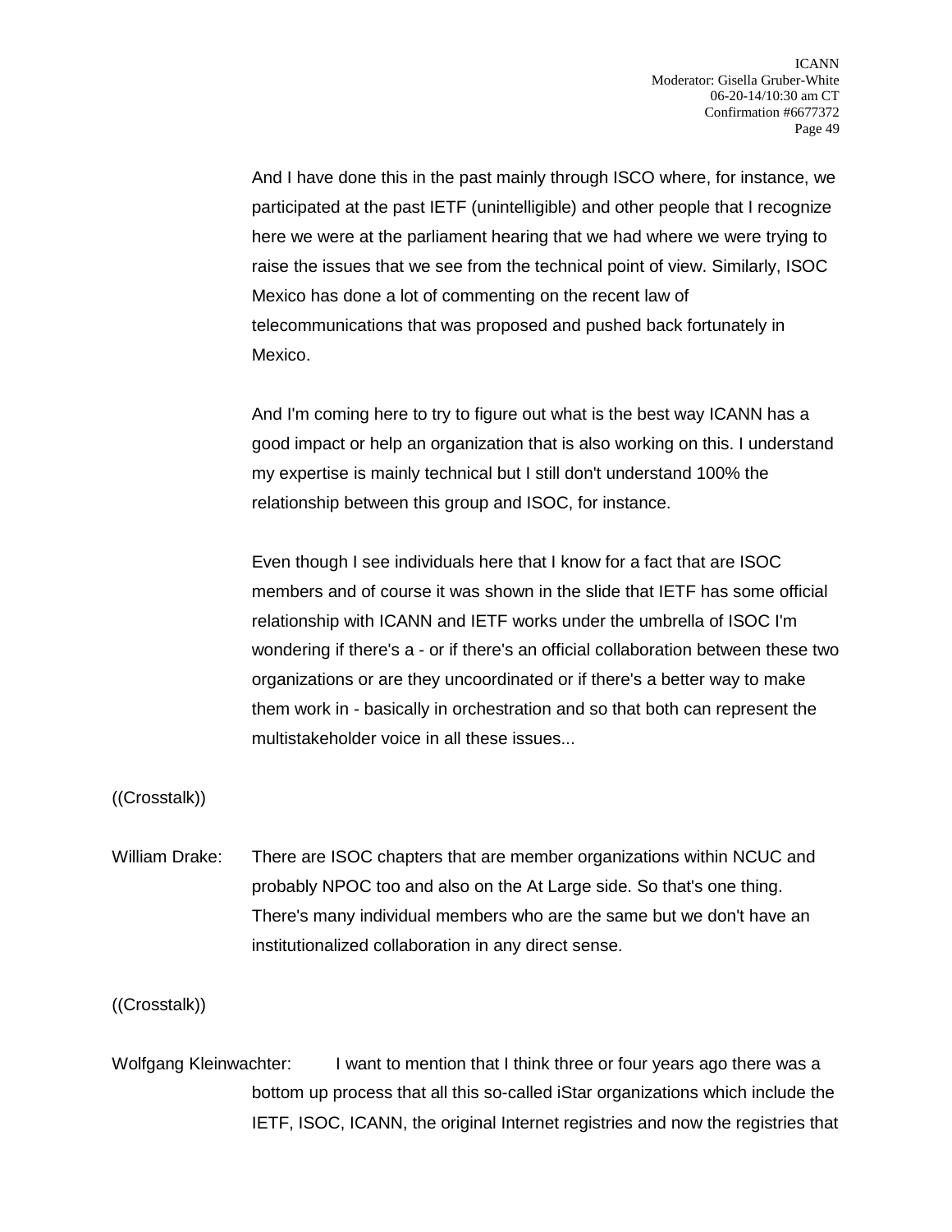And I have done this in the past mainly through ISCO where, for instance, we participated at the past IETF (unintelligible) and other people that I recognize here we were at the parliament hearing that we had where we were trying to raise the issues that we see from the technical point of view. Similarly, ISOC Mexico has done a lot of commenting on the recent law of telecommunications that was proposed and pushed back fortunately in Mexico.

And I'm coming here to try to figure out what is the best way ICANN has a good impact or help an organization that is also working on this. I understand my expertise is mainly technical but I still don't understand 100% the relationship between this group and ISOC, for instance.

Even though I see individuals here that I know for a fact that are ISOC members and of course it was shown in the slide that IETF has some official relationship with ICANN and IETF works under the umbrella of ISOC I'm wondering if there's a - or if there's an official collaboration between these two organizations or are they uncoordinated or if there's a better way to make them work in - basically in orchestration and so that both can represent the multistakeholder voice in all these issues...

((Crosstalk))

William Drake: There are ISOC chapters that are member organizations within NCUC and probably NPOC too and also on the At Large side. So that's one thing. There's many individual members who are the same but we don't have an institutionalized collaboration in any direct sense.

((Crosstalk))

Wolfgang Kleinwachter: I want to mention that I think three or four years ago there was a bottom up process that all this so-called iStar organizations which include the IETF, ISOC, ICANN, the original Internet registries and now the registries that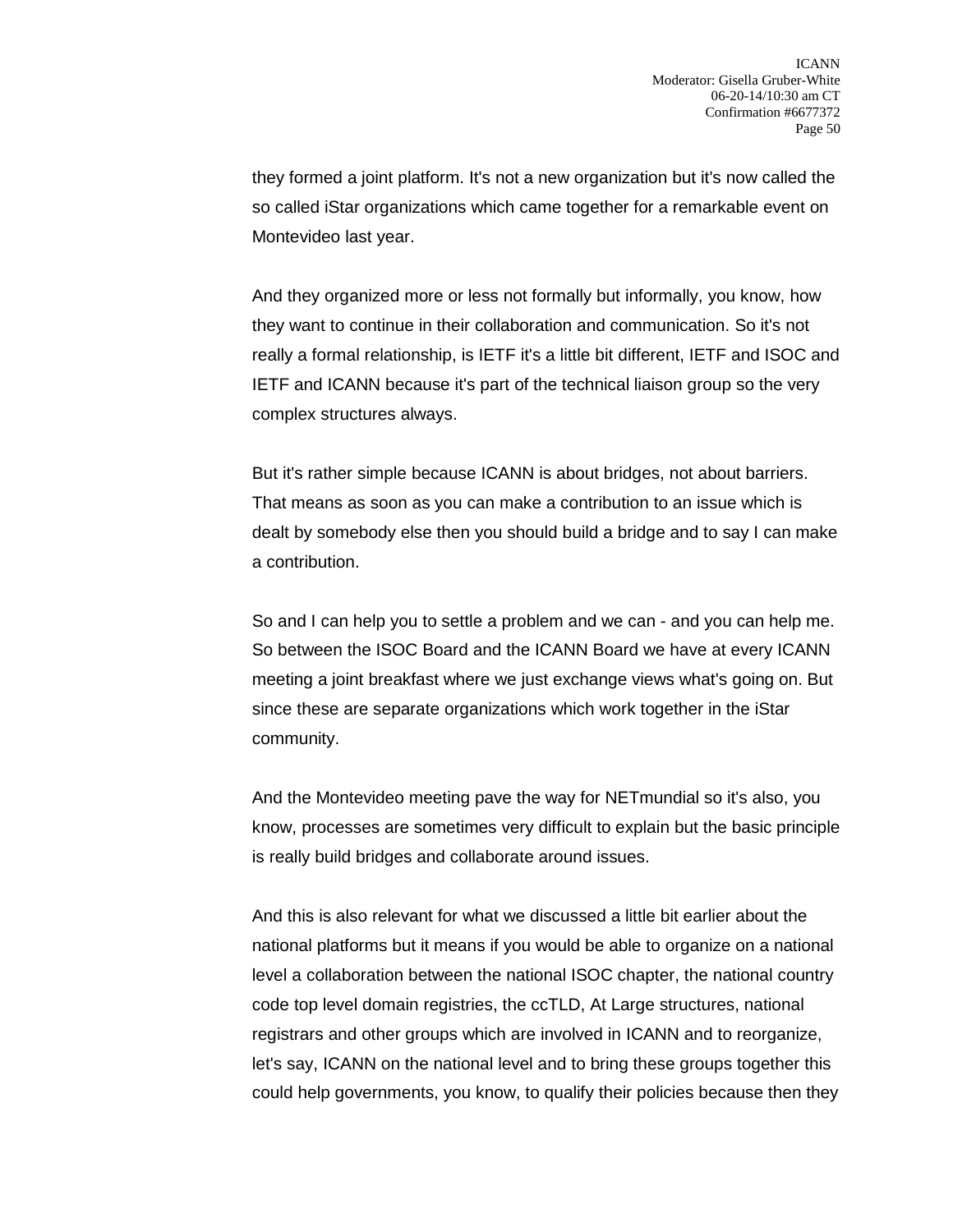they formed a joint platform. It's not a new organization but it's now called the so called iStar organizations which came together for a remarkable event on Montevideo last year.

And they organized more or less not formally but informally, you know, how they want to continue in their collaboration and communication. So it's not really a formal relationship, is IETF it's a little bit different, IETF and ISOC and IETF and ICANN because it's part of the technical liaison group so the very complex structures always.

But it's rather simple because ICANN is about bridges, not about barriers. That means as soon as you can make a contribution to an issue which is dealt by somebody else then you should build a bridge and to say I can make a contribution.

So and I can help you to settle a problem and we can - and you can help me. So between the ISOC Board and the ICANN Board we have at every ICANN meeting a joint breakfast where we just exchange views what's going on. But since these are separate organizations which work together in the iStar community.

And the Montevideo meeting pave the way for NETmundial so it's also, you know, processes are sometimes very difficult to explain but the basic principle is really build bridges and collaborate around issues.

And this is also relevant for what we discussed a little bit earlier about the national platforms but it means if you would be able to organize on a national level a collaboration between the national ISOC chapter, the national country code top level domain registries, the ccTLD, At Large structures, national registrars and other groups which are involved in ICANN and to reorganize, let's say, ICANN on the national level and to bring these groups together this could help governments, you know, to qualify their policies because then they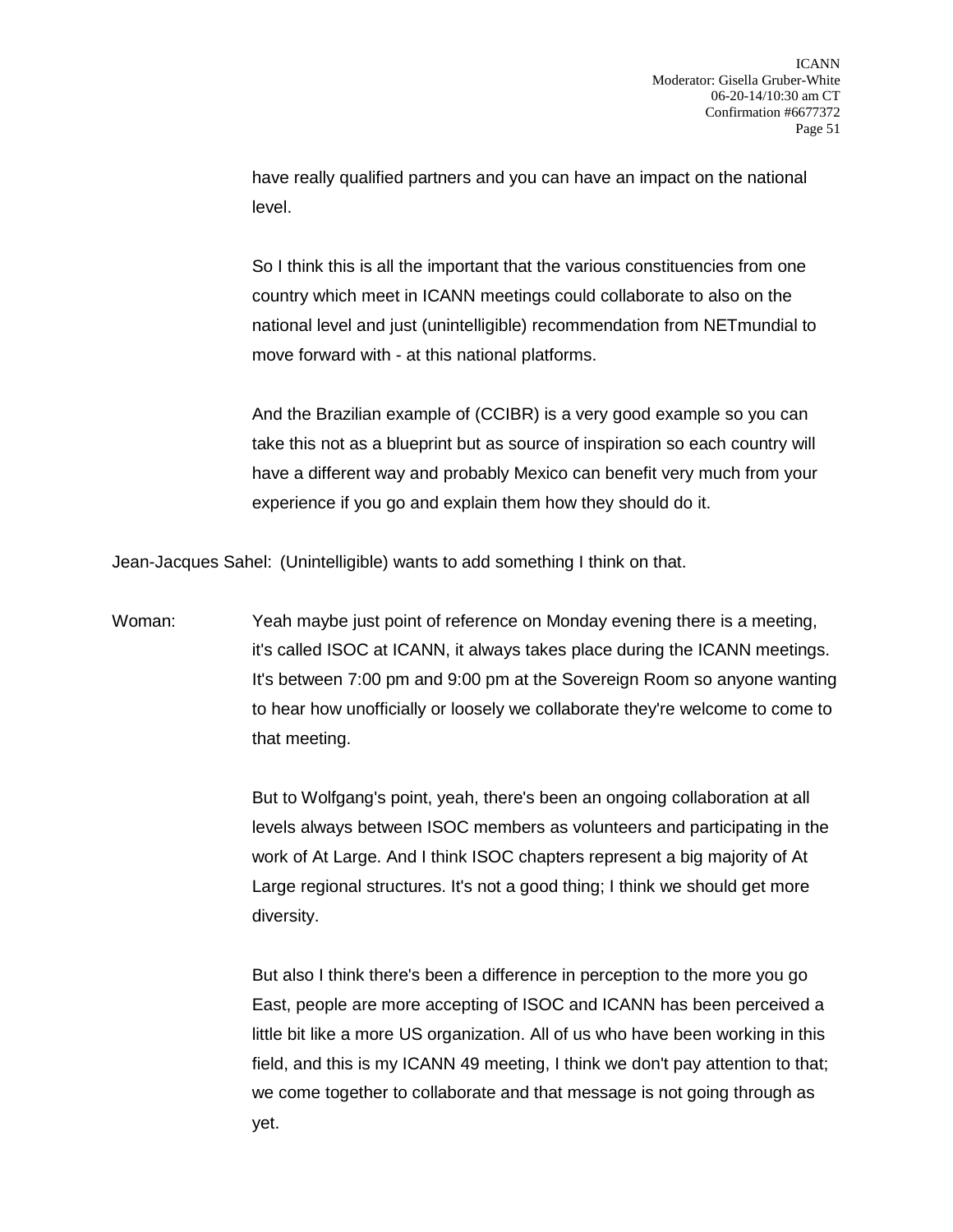have really qualified partners and you can have an impact on the national level.

So I think this is all the important that the various constituencies from one country which meet in ICANN meetings could collaborate to also on the national level and just (unintelligible) recommendation from NETmundial to move forward with - at this national platforms.

And the Brazilian example of (CCIBR) is a very good example so you can take this not as a blueprint but as source of inspiration so each country will have a different way and probably Mexico can benefit very much from your experience if you go and explain them how they should do it.

Jean-Jacques Sahel: (Unintelligible) wants to add something I think on that.

Woman: Yeah maybe just point of reference on Monday evening there is a meeting, it's called ISOC at ICANN, it always takes place during the ICANN meetings. It's between 7:00 pm and 9:00 pm at the Sovereign Room so anyone wanting to hear how unofficially or loosely we collaborate they're welcome to come to that meeting.

But to Wolfgang's point, yeah, there's been an ongoing collaboration at all levels always between ISOC members as volunteers and participating in the work of At Large. And I think ISOC chapters represent a big majority of At Large regional structures. It's not a good thing; I think we should get more diversity.

But also I think there's been a difference in perception to the more you go East, people are more accepting of ISOC and ICANN has been perceived a little bit like a more US organization. All of us who have been working in this field, and this is my ICANN 49 meeting, I think we don't pay attention to that; we come together to collaborate and that message is not going through as yet.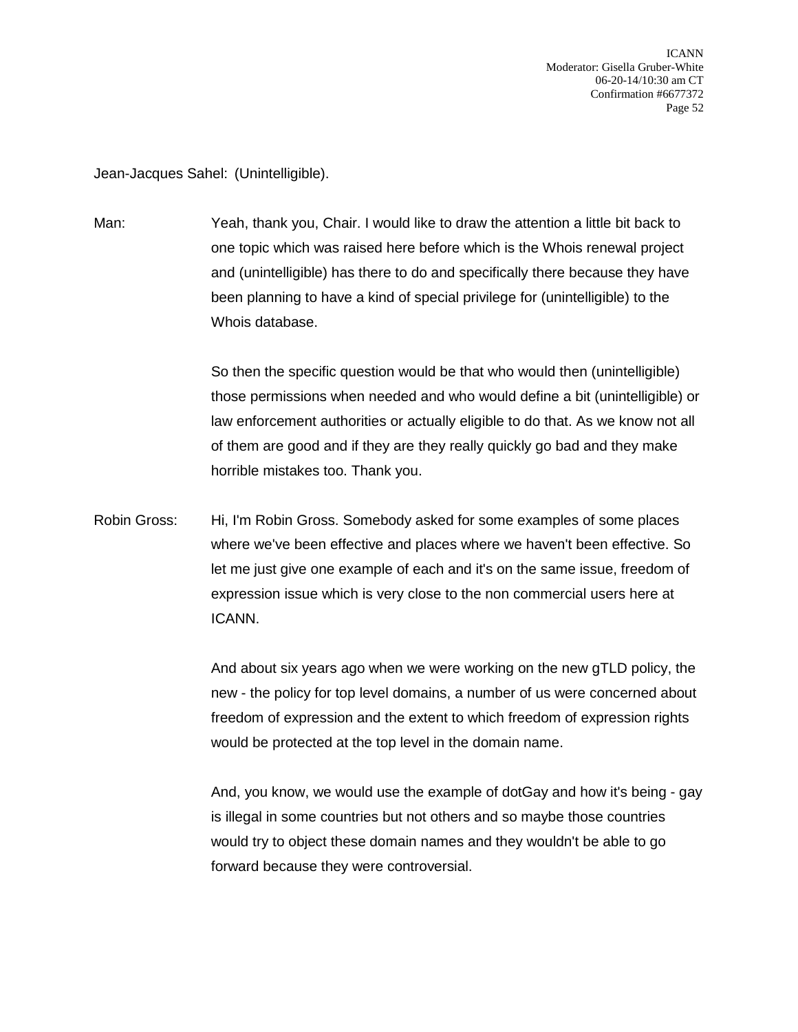Jean-Jacques Sahel: (Unintelligible).

Man: Yeah, thank you, Chair. I would like to draw the attention a little bit back to one topic which was raised here before which is the Whois renewal project and (unintelligible) has there to do and specifically there because they have been planning to have a kind of special privilege for (unintelligible) to the Whois database.

So then the specific question would be that who would then (unintelligible) those permissions when needed and who would define a bit (unintelligible) or law enforcement authorities or actually eligible to do that. As we know not all of them are good and if they are they really quickly go bad and they make horrible mistakes too. Thank you.

Robin Gross: Hi, I'm Robin Gross. Somebody asked for some examples of some places where we've been effective and places where we haven't been effective. So let me just give one example of each and it's on the same issue, freedom of expression issue which is very close to the non commercial users here at ICANN.

And about six years ago when we were working on the new gTLD policy, the new - the policy for top level domains, a number of us were concerned about freedom of expression and the extent to which freedom of expression rights would be protected at the top level in the domain name.

And, you know, we would use the example of dotGay and how it's being - gay is illegal in some countries but not others and so maybe those countries would try to object these domain names and they wouldn't be able to go forward because they were controversial.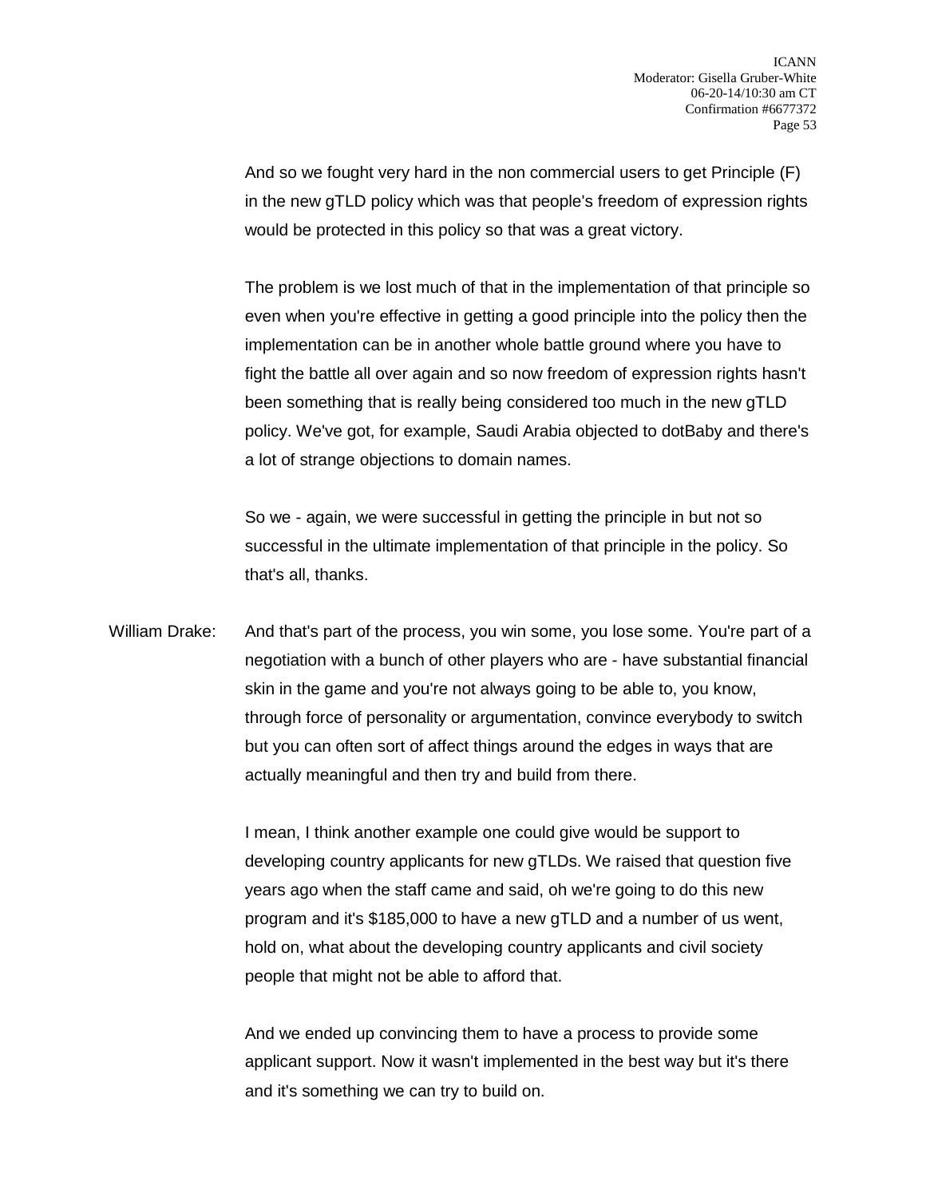And so we fought very hard in the non commercial users to get Principle (F) in the new gTLD policy which was that people's freedom of expression rights would be protected in this policy so that was a great victory.

The problem is we lost much of that in the implementation of that principle so even when you're effective in getting a good principle into the policy then the implementation can be in another whole battle ground where you have to fight the battle all over again and so now freedom of expression rights hasn't been something that is really being considered too much in the new gTLD policy. We've got, for example, Saudi Arabia objected to dotBaby and there's a lot of strange objections to domain names.

So we - again, we were successful in getting the principle in but not so successful in the ultimate implementation of that principle in the policy. So that's all, thanks.

William Drake: And that's part of the process, you win some, you lose some. You're part of a negotiation with a bunch of other players who are - have substantial financial skin in the game and you're not always going to be able to, you know, through force of personality or argumentation, convince everybody to switch but you can often sort of affect things around the edges in ways that are actually meaningful and then try and build from there.

I mean, I think another example one could give would be support to developing country applicants for new gTLDs. We raised that question five years ago when the staff came and said, oh we're going to do this new program and it's $185,000 to have a new gTLD and a number of us went, hold on, what about the developing country applicants and civil society people that might not be able to afford that.

And we ended up convincing them to have a process to provide some applicant support. Now it wasn't implemented in the best way but it's there and it's something we can try to build on.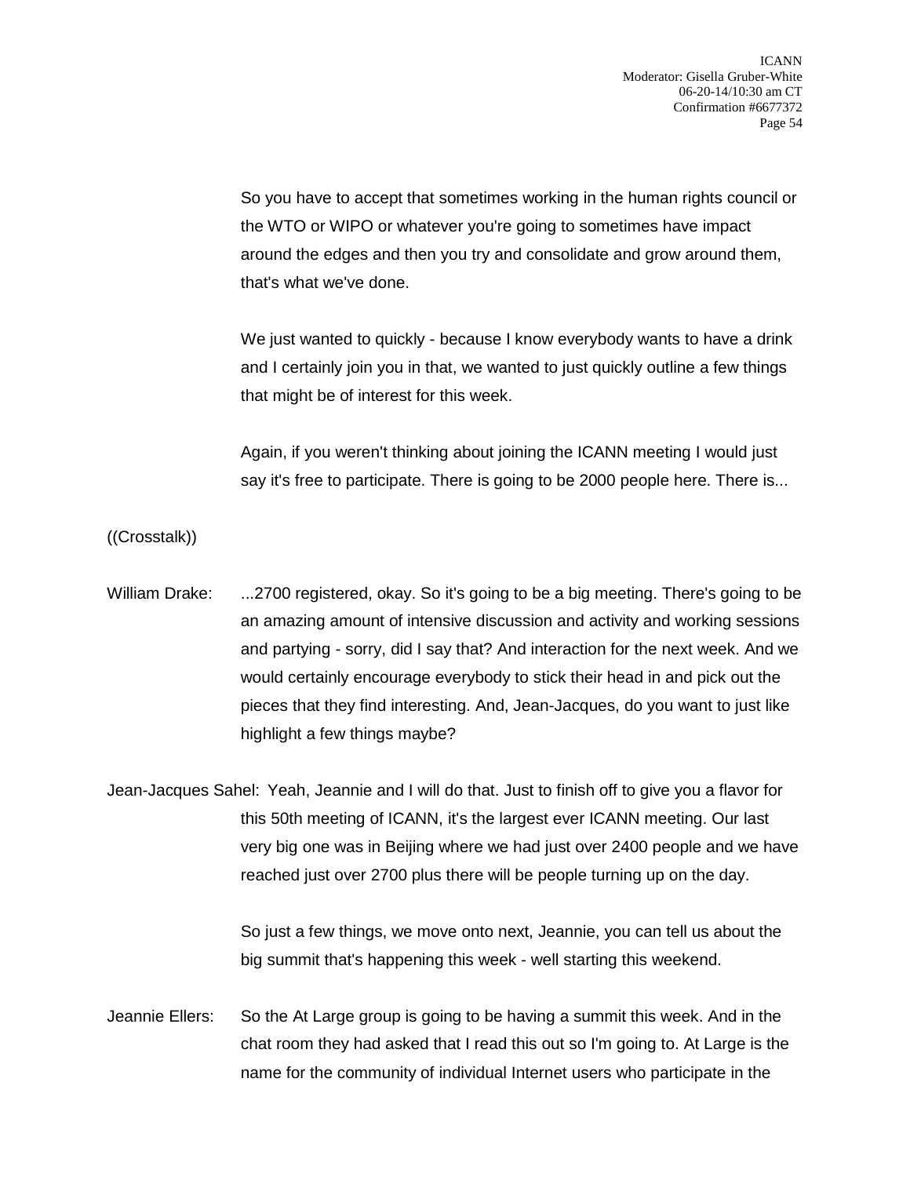So you have to accept that sometimes working in the human rights council or the WTO or WIPO or whatever you're going to sometimes have impact around the edges and then you try and consolidate and grow around them, that's what we've done.

We just wanted to quickly - because I know everybody wants to have a drink and I certainly join you in that, we wanted to just quickly outline a few things that might be of interest for this week.

Again, if you weren't thinking about joining the ICANN meeting I would just say it's free to participate. There is going to be 2000 people here. There is...

((Crosstalk))

William Drake: ...2700 registered, okay. So it's going to be a big meeting. There's going to be an amazing amount of intensive discussion and activity and working sessions and partying - sorry, did I say that? And interaction for the next week. And we would certainly encourage everybody to stick their head in and pick out the pieces that they find interesting. And, Jean-Jacques, do you want to just like highlight a few things maybe?

Jean-Jacques Sahel: Yeah, Jeannie and I will do that. Just to finish off to give you a flavor for this 50th meeting of ICANN, it's the largest ever ICANN meeting. Our last very big one was in Beijing where we had just over 2400 people and we have reached just over 2700 plus there will be people turning up on the day.

So just a few things, we move onto next, Jeannie, you can tell us about the big summit that's happening this week - well starting this weekend.

Jeannie Ellers: So the At Large group is going to be having a summit this week. And in the chat room they had asked that I read this out so I'm going to. At Large is the name for the community of individual Internet users who participate in the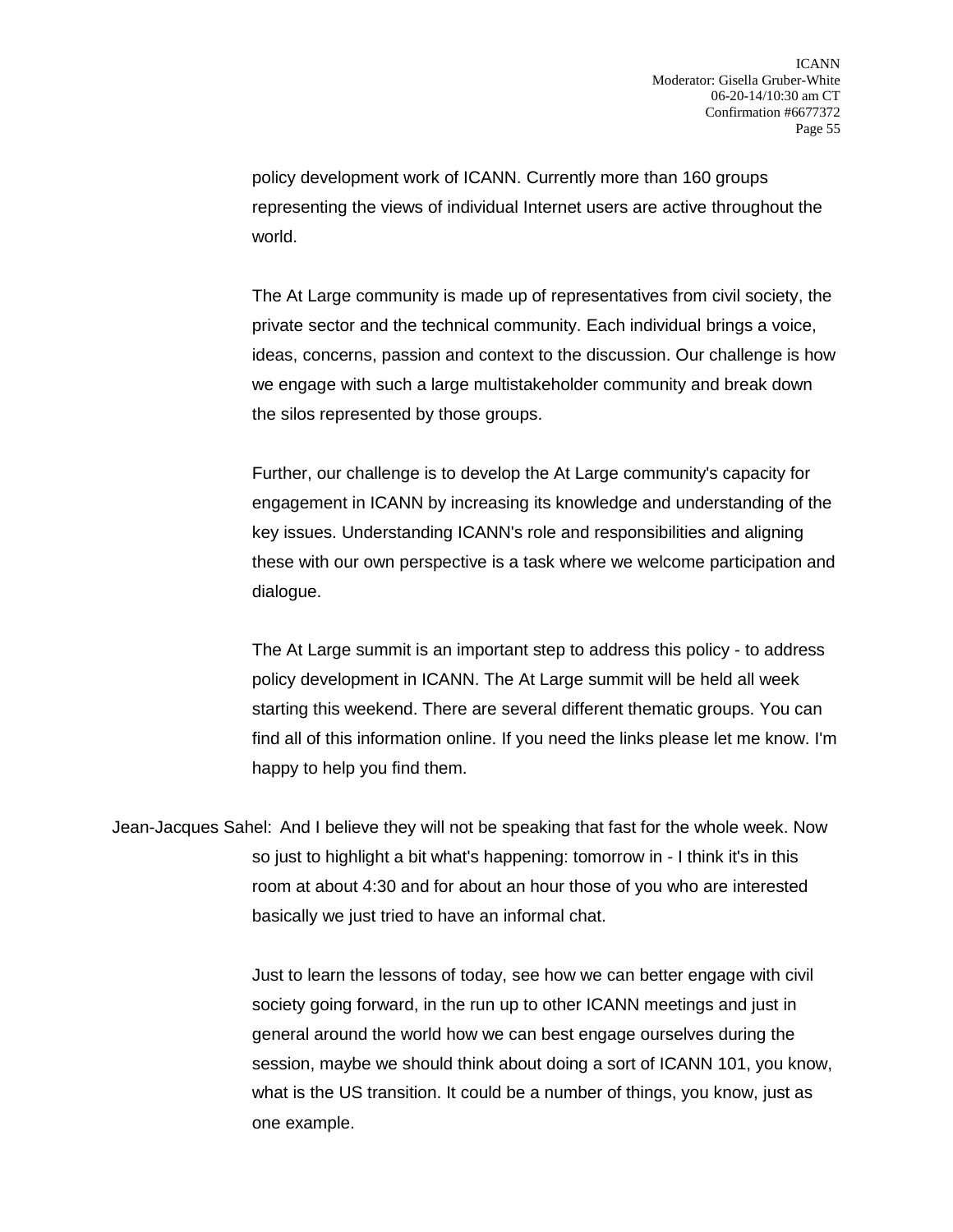policy development work of ICANN. Currently more than 160 groups representing the views of individual Internet users are active throughout the world.

The At Large community is made up of representatives from civil society, the private sector and the technical community. Each individual brings a voice, ideas, concerns, passion and context to the discussion. Our challenge is how we engage with such a large multistakeholder community and break down the silos represented by those groups.

Further, our challenge is to develop the At Large community's capacity for engagement in ICANN by increasing its knowledge and understanding of the key issues. Understanding ICANN's role and responsibilities and aligning these with our own perspective is a task where we welcome participation and dialogue.

The At Large summit is an important step to address this policy - to address policy development in ICANN. The At Large summit will be held all week starting this weekend. There are several different thematic groups. You can find all of this information online. If you need the links please let me know. I'm happy to help you find them.

Jean-Jacques Sahel: And I believe they will not be speaking that fast for the whole week. Now so just to highlight a bit what's happening: tomorrow in - I think it's in this room at about 4:30 and for about an hour those of you who are interested basically we just tried to have an informal chat.

Just to learn the lessons of today, see how we can better engage with civil society going forward, in the run up to other ICANN meetings and just in general around the world how we can best engage ourselves during the session, maybe we should think about doing a sort of ICANN 101, you know, what is the US transition. It could be a number of things, you know, just as one example.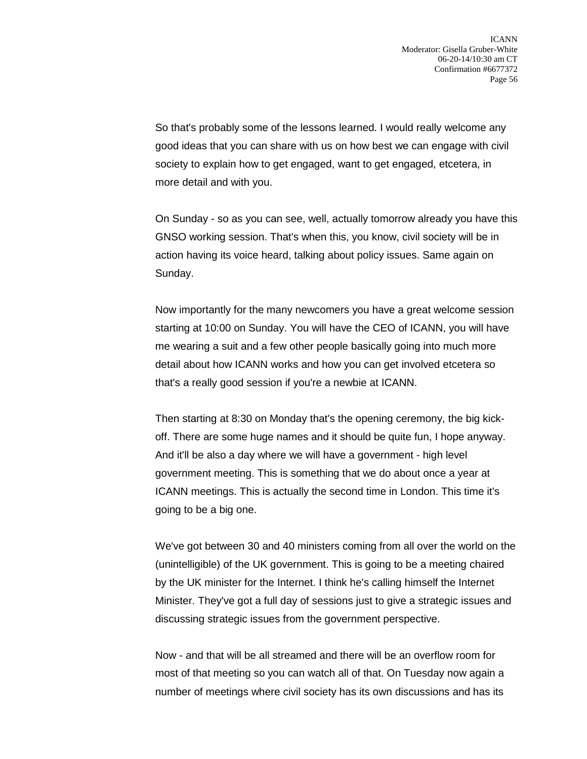So that's probably some of the lessons learned. I would really welcome any good ideas that you can share with us on how best we can engage with civil society to explain how to get engaged, want to get engaged, etcetera, in more detail and with you.

On Sunday - so as you can see, well, actually tomorrow already you have this GNSO working session. That's when this, you know, civil society will be in action having its voice heard, talking about policy issues. Same again on Sunday.

Now importantly for the many newcomers you have a great welcome session starting at 10:00 on Sunday. You will have the CEO of ICANN, you will have me wearing a suit and a few other people basically going into much more detail about how ICANN works and how you can get involved etcetera so that's a really good session if you're a newbie at ICANN.

Then starting at 8:30 on Monday that's the opening ceremony, the big kick-off. There are some huge names and it should be quite fun, I hope anyway. And it'll be also a day where we will have a government - high level government meeting. This is something that we do about once a year at ICANN meetings. This is actually the second time in London. This time it's going to be a big one.

We've got between 30 and 40 ministers coming from all over the world on the (unintelligible) of the UK government. This is going to be a meeting chaired by the UK minister for the Internet. I think he's calling himself the Internet Minister. They've got a full day of sessions just to give a strategic issues and discussing strategic issues from the government perspective.

Now - and that will be all streamed and there will be an overflow room for most of that meeting so you can watch all of that. On Tuesday now again a number of meetings where civil society has its own discussions and has its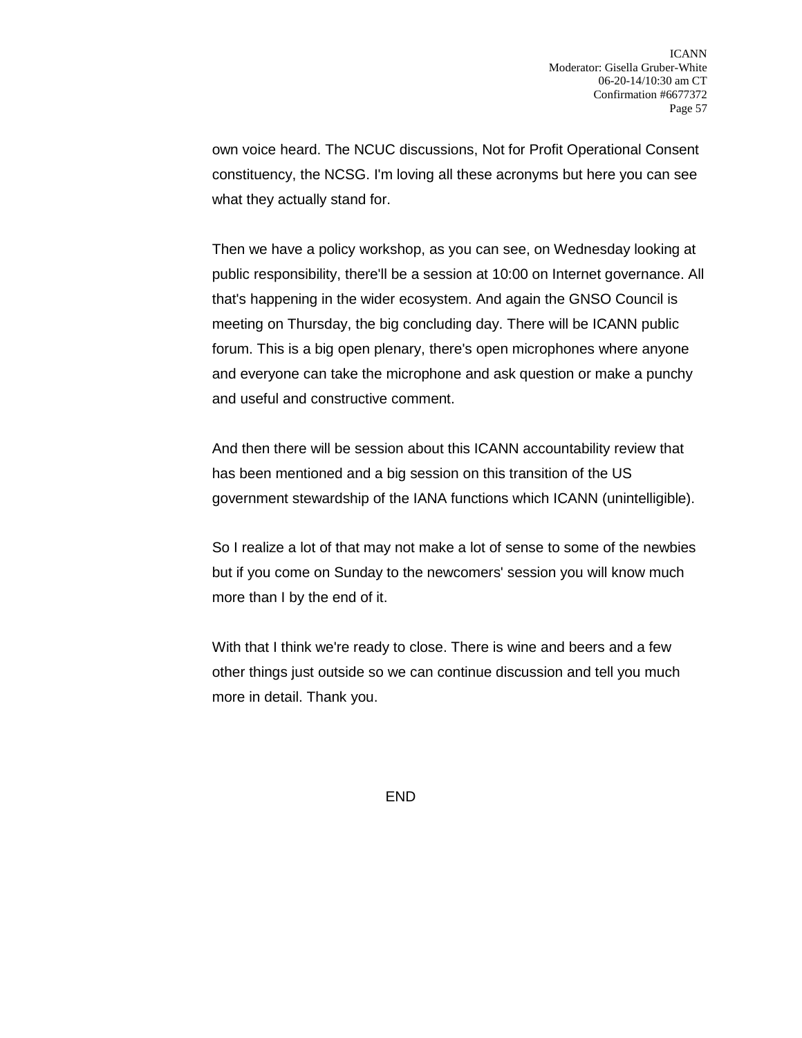own voice heard. The NCUC discussions, Not for Profit Operational Consent constituency, the NCSG. I'm loving all these acronyms but here you can see what they actually stand for.

Then we have a policy workshop, as you can see, on Wednesday looking at public responsibility, there'll be a session at 10:00 on Internet governance. All that's happening in the wider ecosystem. And again the GNSO Council is meeting on Thursday, the big concluding day. There will be ICANN public forum. This is a big open plenary, there's open microphones where anyone and everyone can take the microphone and ask question or make a punchy and useful and constructive comment.

And then there will be session about this ICANN accountability review that has been mentioned and a big session on this transition of the US government stewardship of the IANA functions which ICANN (unintelligible).

So I realize a lot of that may not make a lot of sense to some of the newbies but if you come on Sunday to the newcomers' session you will know much more than I by the end of it.

With that I think we're ready to close. There is wine and beers and a few other things just outside so we can continue discussion and tell you much more in detail. Thank you.

END